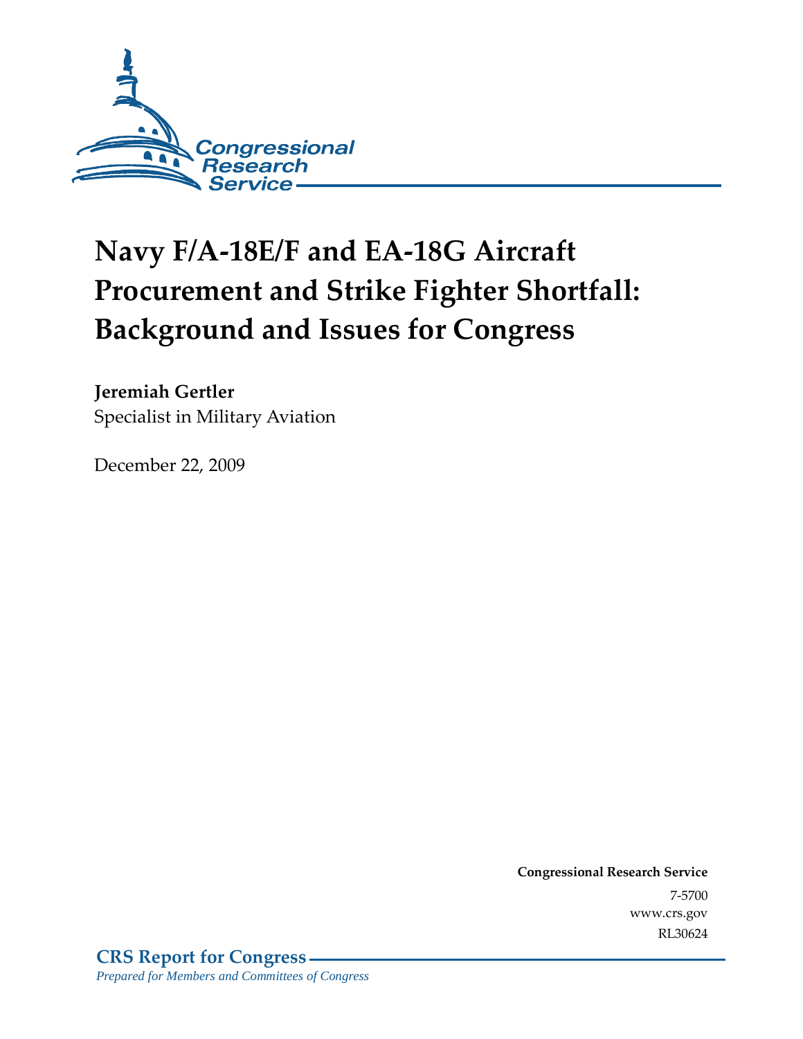Congressional Research Service

# Navy F/A-18E/F and EA-18G Aircraft Procurement and Strike Fighter Shortfall: Background and Issues for Congress

**Jeremiah Gertler**
Specialist in Military Aviation

December 22, 2009

**Congressional Research Service**
7-5700
www.crs.gov
RL30624

**CRS Report for Congress**
*Prepared for Members and Committees of Congress*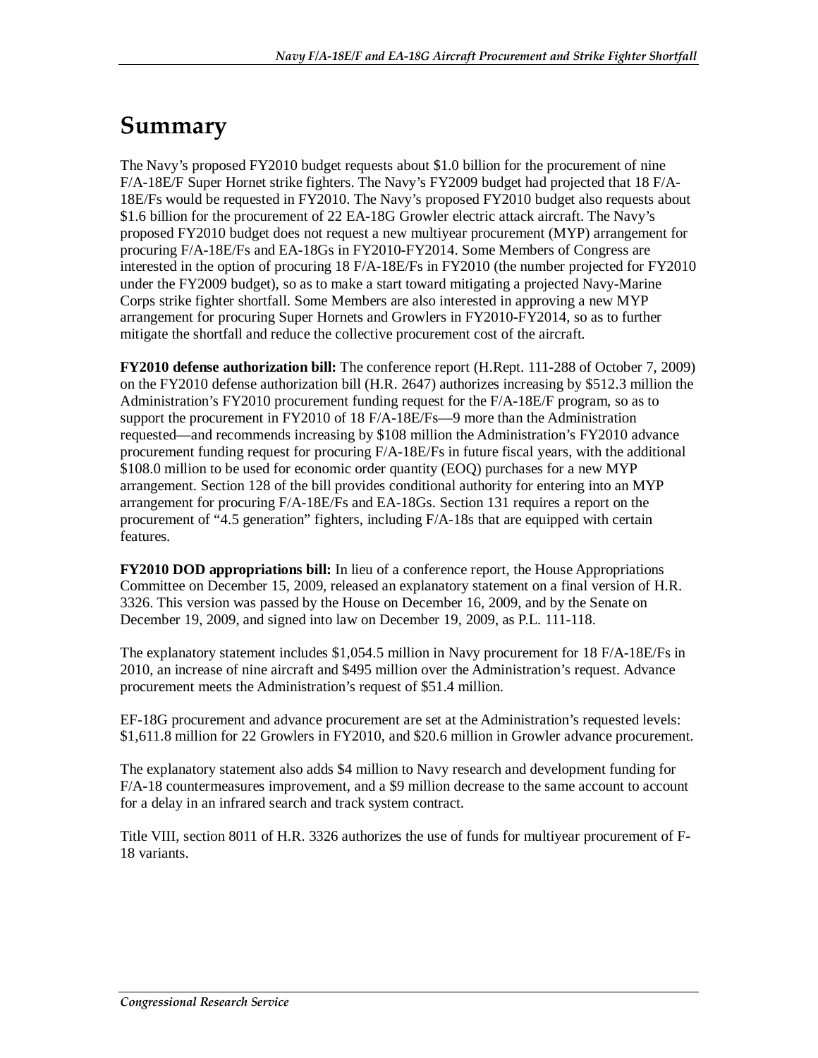# Summary

The Navy's proposed FY2010 budget requests about $1.0 billion for the procurement of nine F/A-18E/F Super Hornet strike fighters. The Navy's FY2009 budget had projected that 18 F/A-18E/Fs would be requested in FY2010. The Navy's proposed FY2010 budget also requests about $1.6 billion for the procurement of 22 EA-18G Growler electric attack aircraft. The Navy's proposed FY2010 budget does not request a new multiyear procurement (MYP) arrangement for procuring F/A-18E/Fs and EA-18Gs in FY2010-FY2014. Some Members of Congress are interested in the option of procuring 18 F/A-18E/Fs in FY2010 (the number projected for FY2010 under the FY2009 budget), so as to make a start toward mitigating a projected Navy-Marine Corps strike fighter shortfall. Some Members are also interested in approving a new MYP arrangement for procuring Super Hornets and Growlers in FY2010-FY2014, so as to further mitigate the shortfall and reduce the collective procurement cost of the aircraft.

**FY2010 defense authorization bill:** The conference report (H.Rept. 111-288 of October 7, 2009) on the FY2010 defense authorization bill (H.R. 2647) authorizes increasing by $512.3 million the Administration's FY2010 procurement funding request for the F/A-18E/F program, so as to support the procurement in FY2010 of 18 F/A-18E/Fs—9 more than the Administration requested—and recommends increasing by $108 million the Administration's FY2010 advance procurement funding request for procuring F/A-18E/Fs in future fiscal years, with the additional $108.0 million to be used for economic order quantity (EOQ) purchases for a new MYP arrangement. Section 128 of the bill provides conditional authority for entering into an MYP arrangement for procuring F/A-18E/Fs and EA-18Gs. Section 131 requires a report on the procurement of "4.5 generation" fighters, including F/A-18s that are equipped with certain features.

**FY2010 DOD appropriations bill:** In lieu of a conference report, the House Appropriations Committee on December 15, 2009, released an explanatory statement on a final version of H.R. 3326. This version was passed by the House on December 16, 2009, and by the Senate on December 19, 2009, and signed into law on December 19, 2009, as P.L. 111-118.

The explanatory statement includes $1,054.5 million in Navy procurement for 18 F/A-18E/Fs in 2010, an increase of nine aircraft and $495 million over the Administration's request. Advance procurement meets the Administration's request of $51.4 million.

EF-18G procurement and advance procurement are set at the Administration's requested levels: $1,611.8 million for 22 Growlers in FY2010, and $20.6 million in Growler advance procurement.

The explanatory statement also adds $4 million to Navy research and development funding for F/A-18 countermeasures improvement, and a $9 million decrease to the same account to account for a delay in an infrared search and track system contract.

Title VIII, section 8011 of H.R. 3326 authorizes the use of funds for multiyear procurement of F-18 variants.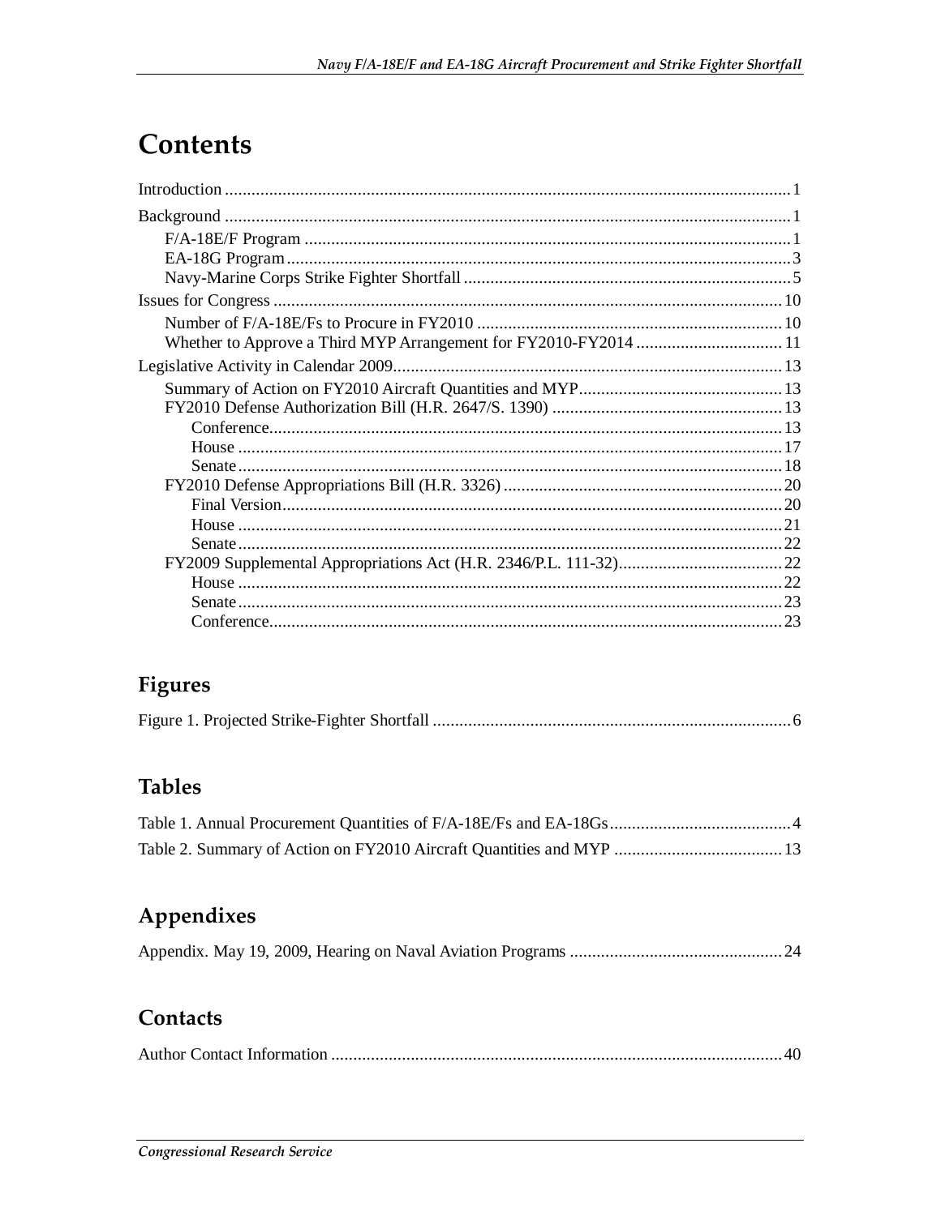# Contents

Introduction ............................................................ 1

Background ............................................................ 1

- F/A-18E/F Program ............................................................ 1
- EA-18G Program ............................................................ 3
- Navy-Marine Corps Strike Fighter Shortfall ............................................................ 5

Issues for Congress ............................................................ 10

- Number of F/A-18E/Fs to Procure in FY2010 ............................................................ 10
- Whether to Approve a Third MYP Arrangement for FY2010-FY2014 ............................................................ 11

Legislative Activity in Calendar 2009 ............................................................ 13

- Summary of Action on FY2010 Aircraft Quantities and MYP ............................................................ 13
- FY2010 Defense Authorization Bill (H.R. 2647/S. 1390) ............................................................ 13
  - Conference ............................................................ 13
  - House ............................................................ 17
  - Senate ............................................................ 18
- FY2010 Defense Appropriations Bill (H.R. 3326) ............................................................ 20
  - Final Version ............................................................ 20
  - House ............................................................ 21
  - Senate ............................................................ 22
- FY2009 Supplemental Appropriations Act (H.R. 2346/P.L. 111-32) ............................................................ 22
  - House ............................................................ 22
  - Senate ............................................................ 23
  - Conference ............................................................ 23

## Figures

Figure 1. Projected Strike-Fighter Shortfall ............................................................ 6

## Tables

Table 1. Annual Procurement Quantities of F/A-18E/Fs and EA-18Gs ............................................................ 4

Table 2. Summary of Action on FY2010 Aircraft Quantities and MYP ............................................................ 13

## Appendixes

Appendix. May 19, 2009, Hearing on Naval Aviation Programs ............................................................ 24

## Contacts

Author Contact Information ............................................................ 40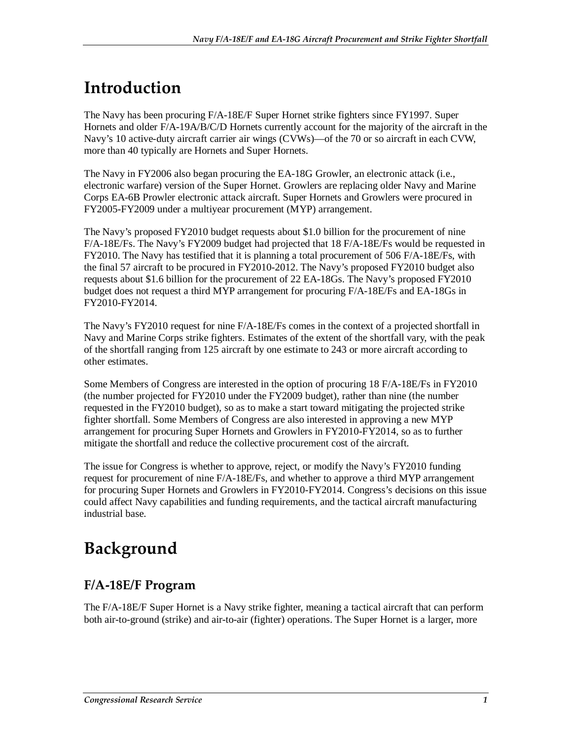# Introduction

The Navy has been procuring F/A-18E/F Super Hornet strike fighters since FY1997. Super Hornets and older F/A-19A/B/C/D Hornets currently account for the majority of the aircraft in the Navy's 10 active-duty aircraft carrier air wings (CVWs)—of the 70 or so aircraft in each CVW, more than 40 typically are Hornets and Super Hornets.

The Navy in FY2006 also began procuring the EA-18G Growler, an electronic attack (i.e., electronic warfare) version of the Super Hornet. Growlers are replacing older Navy and Marine Corps EA-6B Prowler electronic attack aircraft. Super Hornets and Growlers were procured in FY2005-FY2009 under a multiyear procurement (MYP) arrangement.

The Navy's proposed FY2010 budget requests about $1.0 billion for the procurement of nine F/A-18E/Fs. The Navy's FY2009 budget had projected that 18 F/A-18E/Fs would be requested in FY2010. The Navy has testified that it is planning a total procurement of 506 F/A-18E/Fs, with the final 57 aircraft to be procured in FY2010-2012. The Navy's proposed FY2010 budget also requests about $1.6 billion for the procurement of 22 EA-18Gs. The Navy's proposed FY2010 budget does not request a third MYP arrangement for procuring F/A-18E/Fs and EA-18Gs in FY2010-FY2014.

The Navy's FY2010 request for nine F/A-18E/Fs comes in the context of a projected shortfall in Navy and Marine Corps strike fighters. Estimates of the extent of the shortfall vary, with the peak of the shortfall ranging from 125 aircraft by one estimate to 243 or more aircraft according to other estimates.

Some Members of Congress are interested in the option of procuring 18 F/A-18E/Fs in FY2010 (the number projected for FY2010 under the FY2009 budget), rather than nine (the number requested in the FY2010 budget), so as to make a start toward mitigating the projected strike fighter shortfall. Some Members of Congress are also interested in approving a new MYP arrangement for procuring Super Hornets and Growlers in FY2010-FY2014, so as to further mitigate the shortfall and reduce the collective procurement cost of the aircraft.

The issue for Congress is whether to approve, reject, or modify the Navy's FY2010 funding request for procurement of nine F/A-18E/Fs, and whether to approve a third MYP arrangement for procuring Super Hornets and Growlers in FY2010-FY2014. Congress's decisions on this issue could affect Navy capabilities and funding requirements, and the tactical aircraft manufacturing industrial base.

# Background

## F/A-18E/F Program

The F/A-18E/F Super Hornet is a Navy strike fighter, meaning a tactical aircraft that can perform both air-to-ground (strike) and air-to-air (fighter) operations. The Super Hornet is a larger, more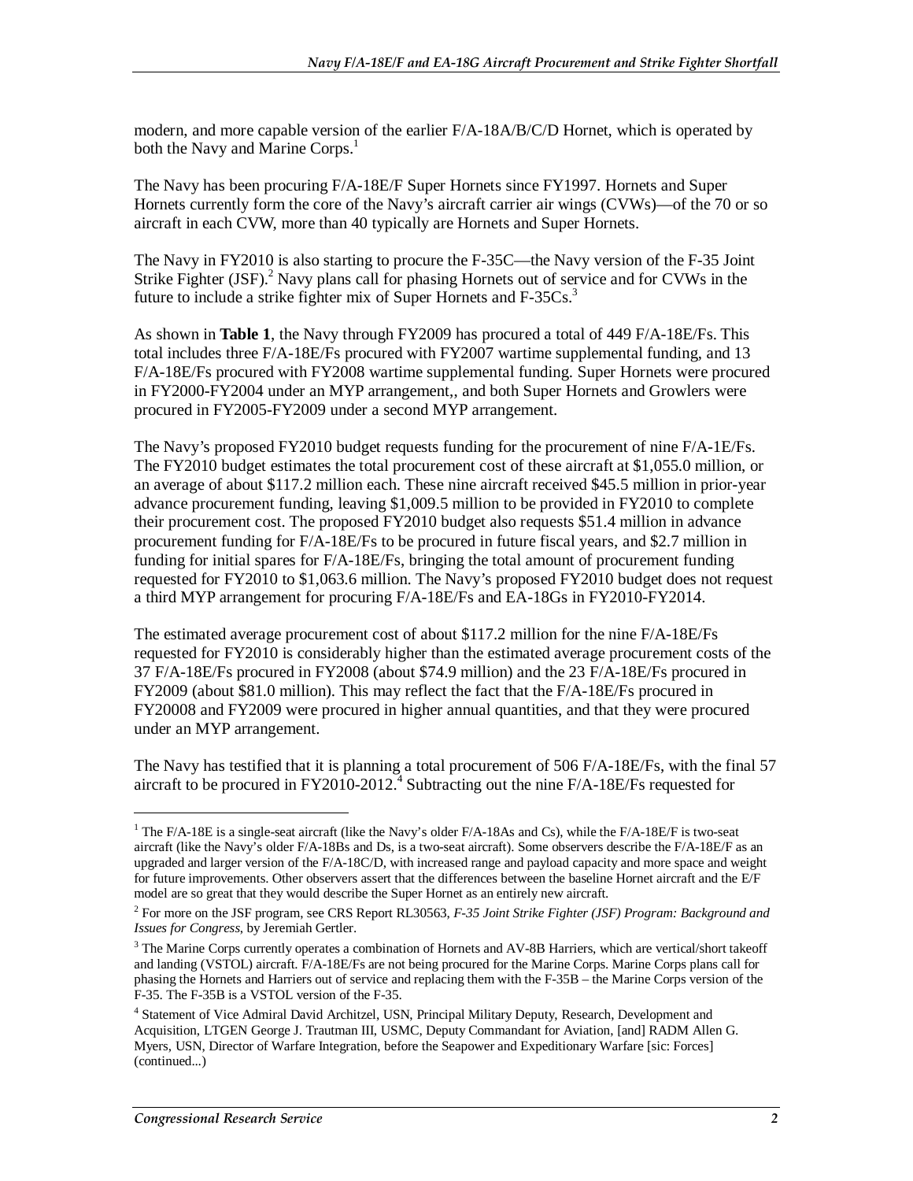modern, and more capable version of the earlier F/A-18A/B/C/D Hornet, which is operated by both the Navy and Marine Corps.[1]

The Navy has been procuring F/A-18E/F Super Hornets since FY1997. Hornets and Super Hornets currently form the core of the Navy's aircraft carrier air wings (CVWs)—of the 70 or so aircraft in each CVW, more than 40 typically are Hornets and Super Hornets.

The Navy in FY2010 is also starting to procure the F-35C—the Navy version of the F-35 Joint Strike Fighter (JSF).[2] Navy plans call for phasing Hornets out of service and for CVWs in the future to include a strike fighter mix of Super Hornets and F-35Cs.[3]

As shown in **Table 1**, the Navy through FY2009 has procured a total of 449 F/A-18E/Fs. This total includes three F/A-18E/Fs procured with FY2007 wartime supplemental funding, and 13 F/A-18E/Fs procured with FY2008 wartime supplemental funding. Super Hornets were procured in FY2000-FY2004 under an MYP arrangement,, and both Super Hornets and Growlers were procured in FY2005-FY2009 under a second MYP arrangement.

The Navy's proposed FY2010 budget requests funding for the procurement of nine F/A-1E/Fs. The FY2010 budget estimates the total procurement cost of these aircraft at $1,055.0 million, or an average of about $117.2 million each. These nine aircraft received $45.5 million in prior-year advance procurement funding, leaving $1,009.5 million to be provided in FY2010 to complete their procurement cost. The proposed FY2010 budget also requests $51.4 million in advance procurement funding for F/A-18E/Fs to be procured in future fiscal years, and $2.7 million in funding for initial spares for F/A-18E/Fs, bringing the total amount of procurement funding requested for FY2010 to $1,063.6 million. The Navy's proposed FY2010 budget does not request a third MYP arrangement for procuring F/A-18E/Fs and EA-18Gs in FY2010-FY2014.

The estimated average procurement cost of about $117.2 million for the nine F/A-18E/Fs requested for FY2010 is considerably higher than the estimated average procurement costs of the 37 F/A-18E/Fs procured in FY2008 (about $74.9 million) and the 23 F/A-18E/Fs procured in FY2009 (about $81.0 million). This may reflect the fact that the F/A-18E/Fs procured in FY20008 and FY2009 were procured in higher annual quantities, and that they were procured under an MYP arrangement.

The Navy has testified that it is planning a total procurement of 506 F/A-18E/Fs, with the final 57 aircraft to be procured in FY2010-2012.[4] Subtracting out the nine F/A-18E/Fs requested for

---

[1] The F/A-18E is a single-seat aircraft (like the Navy's older F/A-18As and Cs), while the F/A-18E/F is two-seat aircraft (like the Navy's older F/A-18Bs and Ds, is a two-seat aircraft). Some observers describe the F/A-18E/F as an upgraded and larger version of the F/A-18C/D, with increased range and payload capacity and more space and weight for future improvements. Other observers assert that the differences between the baseline Hornet aircraft and the E/F model are so great that they would describe the Super Hornet as an entirely new aircraft.

[2] For more on the JSF program, see CRS Report RL30563, *F-35 Joint Strike Fighter (JSF) Program: Background and Issues for Congress*, by Jeremiah Gertler.

[3] The Marine Corps currently operates a combination of Hornets and AV-8B Harriers, which are vertical/short takeoff and landing (VSTOL) aircraft. F/A-18E/Fs are not being procured for the Marine Corps. Marine Corps plans call for phasing the Hornets and Harriers out of service and replacing them with the F-35B – the Marine Corps version of the F-35. The F-35B is a VSTOL version of the F-35.

[4] Statement of Vice Admiral David Architzel, USN, Principal Military Deputy, Research, Development and Acquisition, LTGEN George J. Trautman III, USMC, Deputy Commandant for Aviation, [and] RADM Allen G. Myers, USN, Director of Warfare Integration, before the Seapower and Expeditionary Warfare [sic: Forces] (continued...)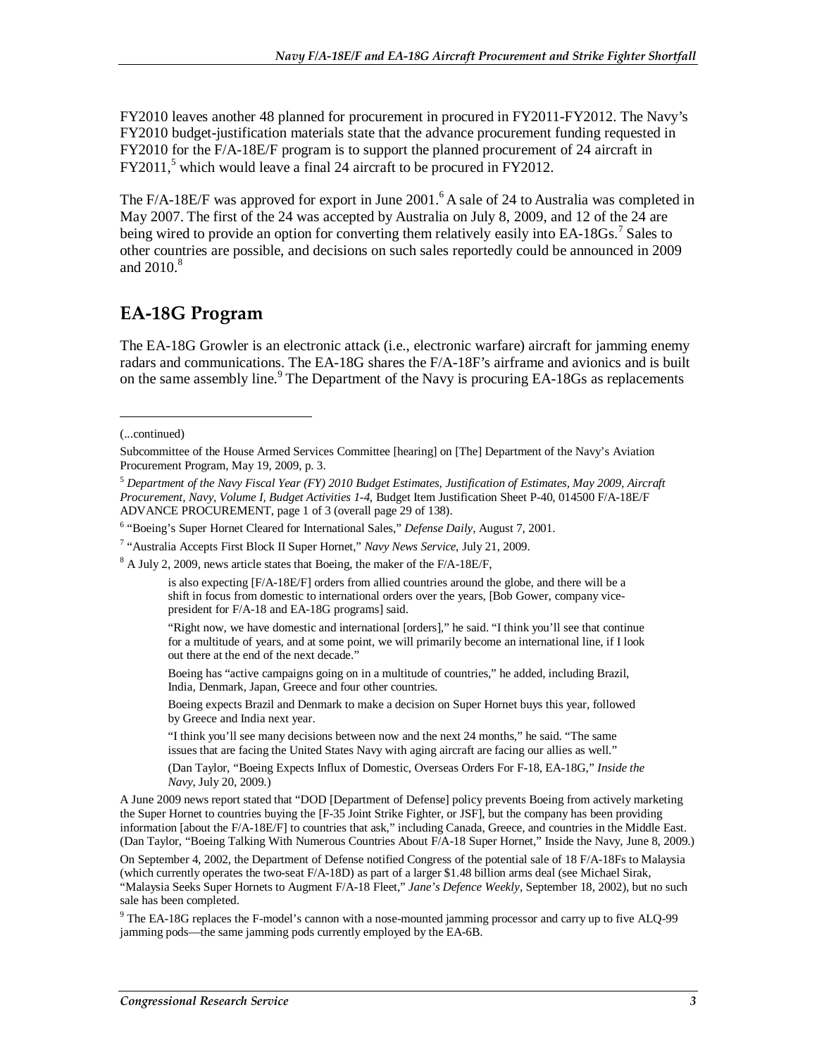FY2010 leaves another 48 planned for procurement in procured in FY2011-FY2012. The Navy's FY2010 budget-justification materials state that the advance procurement funding requested in FY2010 for the F/A-18E/F program is to support the planned procurement of 24 aircraft in FY2011,[5] which would leave a final 24 aircraft to be procured in FY2012.

The F/A-18E/F was approved for export in June 2001.[6] A sale of 24 to Australia was completed in May 2007. The first of the 24 was accepted by Australia on July 8, 2009, and 12 of the 24 are being wired to provide an option for converting them relatively easily into EA-18Gs.[7] Sales to other countries are possible, and decisions on such sales reportedly could be announced in 2009 and 2010.[8]

## EA-18G Program

The EA-18G Growler is an electronic attack (i.e., electronic warfare) aircraft for jamming enemy radars and communications. The EA-18G shares the F/A-18F's airframe and avionics and is built on the same assembly line.[9] The Department of the Navy is procuring EA-18Gs as replacements

---

(...continued)

Subcommittee of the House Armed Services Committee [hearing] on [The] Department of the Navy's Aviation Procurement Program, May 19, 2009, p. 3.

[5] *Department of the Navy Fiscal Year (FY) 2010 Budget Estimates, Justification of Estimates, May 2009, Aircraft Procurement, Navy, Volume I, Budget Activities 1-4,* Budget Item Justification Sheet P-40, 014500 F/A-18E/F ADVANCE PROCUREMENT, page 1 of 3 (overall page 29 of 138).

[6] "Boeing's Super Hornet Cleared for International Sales," *Defense Daily*, August 7, 2001.

[7] "Australia Accepts First Block II Super Hornet," *Navy News Service*, July 21, 2009.

[8] A July 2, 2009, news article states that Boeing, the maker of the F/A-18E/F,

> is also expecting [F/A-18E/F] orders from allied countries around the globe, and there will be a shift in focus from domestic to international orders over the years, [Bob Gower, company vice-president for F/A-18 and EA-18G programs] said.
>
> "Right now, we have domestic and international [orders]," he said. "I think you'll see that continue for a multitude of years, and at some point, we will primarily become an international line, if I look out there at the end of the next decade."
>
> Boeing has "active campaigns going on in a multitude of countries," he added, including Brazil, India, Denmark, Japan, Greece and four other countries.
>
> Boeing expects Brazil and Denmark to make a decision on Super Hornet buys this year, followed by Greece and India next year.
>
> "I think you'll see many decisions between now and the next 24 months," he said. "The same issues that are facing the United States Navy with aging aircraft are facing our allies as well."
>
> (Dan Taylor, "Boeing Expects Influx of Domestic, Overseas Orders For F-18, EA-18G," *Inside the Navy*, July 20, 2009.)

A June 2009 news report stated that "DOD [Department of Defense] policy prevents Boeing from actively marketing the Super Hornet to countries buying the [F-35 Joint Strike Fighter, or JSF], but the company has been providing information [about the F/A-18E/F] to countries that ask," including Canada, Greece, and countries in the Middle East. (Dan Taylor, "Boeing Talking With Numerous Countries About F/A-18 Super Hornet," Inside the Navy, June 8, 2009.)

On September 4, 2002, the Department of Defense notified Congress of the potential sale of 18 F/A-18Fs to Malaysia (which currently operates the two-seat F/A-18D) as part of a larger $1.48 billion arms deal (see Michael Sirak, "Malaysia Seeks Super Hornets to Augment F/A-18 Fleet," *Jane's Defence Weekly*, September 18, 2002), but no such sale has been completed.

[9] The EA-18G replaces the F-model's cannon with a nose-mounted jamming processor and carry up to five ALQ-99 jamming pods—the same jamming pods currently employed by the EA-6B.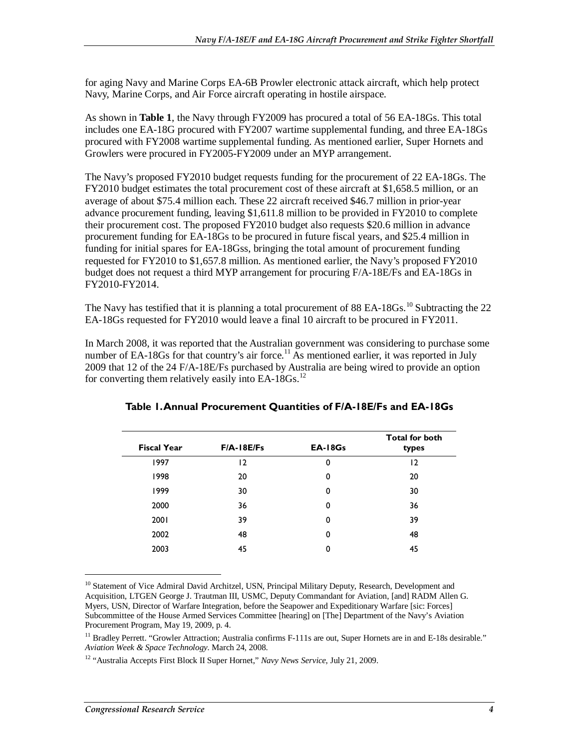for aging Navy and Marine Corps EA-6B Prowler electronic attack aircraft, which help protect Navy, Marine Corps, and Air Force aircraft operating in hostile airspace.

As shown in **Table 1**, the Navy through FY2009 has procured a total of 56 EA-18Gs. This total includes one EA-18G procured with FY2007 wartime supplemental funding, and three EA-18Gs procured with FY2008 wartime supplemental funding. As mentioned earlier, Super Hornets and Growlers were procured in FY2005-FY2009 under an MYP arrangement.

The Navy's proposed FY2010 budget requests funding for the procurement of 22 EA-18Gs. The FY2010 budget estimates the total procurement cost of these aircraft at $1,658.5 million, or an average of about $75.4 million each. These 22 aircraft received $46.7 million in prior-year advance procurement funding, leaving $1,611.8 million to be provided in FY2010 to complete their procurement cost. The proposed FY2010 budget also requests $20.6 million in advance procurement funding for EA-18Gs to be procured in future fiscal years, and $25.4 million in funding for initial spares for EA-18Gss, bringing the total amount of procurement funding requested for FY2010 to $1,657.8 million. As mentioned earlier, the Navy's proposed FY2010 budget does not request a third MYP arrangement for procuring F/A-18E/Fs and EA-18Gs in FY2010-FY2014.

The Navy has testified that it is planning a total procurement of 88 EA-18Gs.[10] Subtracting the 22 EA-18Gs requested for FY2010 would leave a final 10 aircraft to be procured in FY2011.

In March 2008, it was reported that the Australian government was considering to purchase some number of EA-18Gs for that country's air force.[11] As mentioned earlier, it was reported in July 2009 that 12 of the 24 F/A-18E/Fs purchased by Australia are being wired to provide an option for converting them relatively easily into EA-18Gs.[12]

**Table 1. Annual Procurement Quantities of F/A-18E/Fs and EA-18Gs**

| Fiscal Year | F/A-18E/Fs | EA-18Gs | Total for both types |
|---|---|---|---|
| 1997 | 12 | 0 | 12 |
| 1998 | 20 | 0 | 20 |
| 1999 | 30 | 0 | 30 |
| 2000 | 36 | 0 | 36 |
| 2001 | 39 | 0 | 39 |
| 2002 | 48 | 0 | 48 |
| 2003 | 45 | 0 | 45 |

[10] Statement of Vice Admiral David Architzel, USN, Principal Military Deputy, Research, Development and Acquisition, LTGEN George J. Trautman III, USMC, Deputy Commandant for Aviation, [and] RADM Allen G. Myers, USN, Director of Warfare Integration, before the Seapower and Expeditionary Warfare [sic: Forces] Subcommittee of the House Armed Services Committee [hearing] on [The] Department of the Navy's Aviation Procurement Program, May 19, 2009, p. 4.

[11] Bradley Perrett. "Growler Attraction; Australia confirms F-111s are out, Super Hornets are in and E-18s desirable." *Aviation Week & Space Technology.* March 24, 2008.

[12] "Australia Accepts First Block II Super Hornet," *Navy News Service,* July 21, 2009.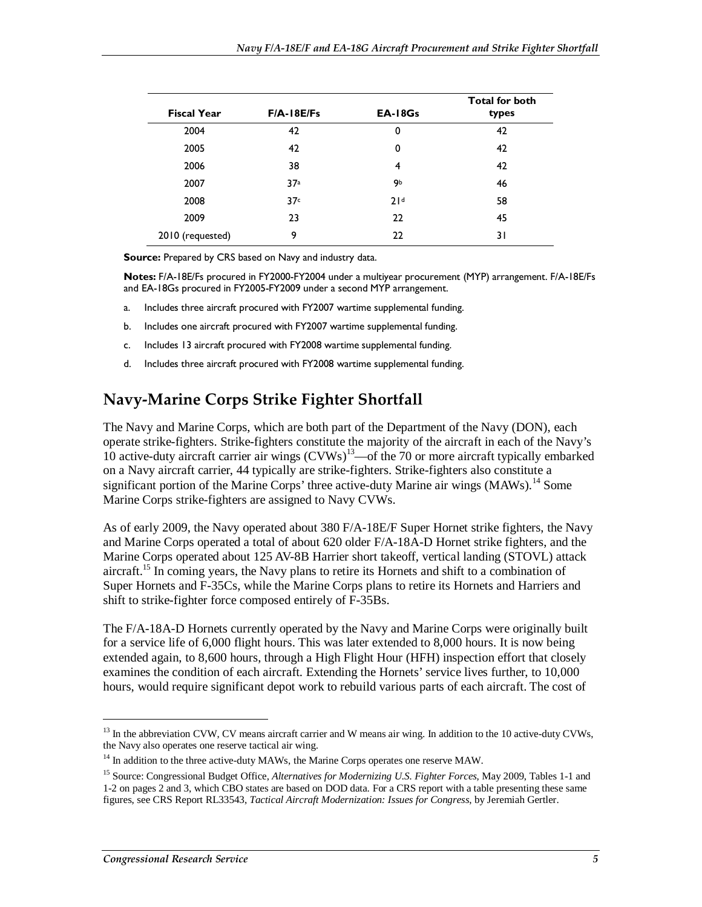| Fiscal Year | F/A-18E/Fs | EA-18Gs | Total for both types |
|---|---|---|---|
| 2004 | 42 | 0 | 42 |
| 2005 | 42 | 0 | 42 |
| 2006 | 38 | 4 | 42 |
| 2007 | 37[a] | 9[b] | 46 |
| 2008 | 37[c] | 21[d] | 58 |
| 2009 | 23 | 22 | 45 |
| 2010 (requested) | 9 | 22 | 31 |

**Source:** Prepared by CRS based on Navy and industry data.

**Notes:** F/A-18E/Fs procured in FY2000-FY2004 under a multiyear procurement (MYP) arrangement. F/A-18E/Fs and EA-18Gs procured in FY2005-FY2009 under a second MYP arrangement.

a. Includes three aircraft procured with FY2007 wartime supplemental funding.

b. Includes one aircraft procured with FY2007 wartime supplemental funding.

c. Includes 13 aircraft procured with FY2008 wartime supplemental funding.

d. Includes three aircraft procured with FY2008 wartime supplemental funding.

## Navy-Marine Corps Strike Fighter Shortfall

The Navy and Marine Corps, which are both part of the Department of the Navy (DON), each operate strike-fighters. Strike-fighters constitute the majority of the aircraft in each of the Navy's 10 active-duty aircraft carrier air wings (CVWs)[13]—of the 70 or more aircraft typically embarked on a Navy aircraft carrier, 44 typically are strike-fighters. Strike-fighters also constitute a significant portion of the Marine Corps' three active-duty Marine air wings (MAWs).[14] Some Marine Corps strike-fighters are assigned to Navy CVWs.

As of early 2009, the Navy operated about 380 F/A-18E/F Super Hornet strike fighters, the Navy and Marine Corps operated a total of about 620 older F/A-18A-D Hornet strike fighters, and the Marine Corps operated about 125 AV-8B Harrier short takeoff, vertical landing (STOVL) attack aircraft.[15] In coming years, the Navy plans to retire its Hornets and shift to a combination of Super Hornets and F-35Cs, while the Marine Corps plans to retire its Hornets and Harriers and shift to strike-fighter force composed entirely of F-35Bs.

The F/A-18A-D Hornets currently operated by the Navy and Marine Corps were originally built for a service life of 6,000 flight hours. This was later extended to 8,000 hours. It is now being extended again, to 8,600 hours, through a High Flight Hour (HFH) inspection effort that closely examines the condition of each aircraft. Extending the Hornets' service lives further, to 10,000 hours, would require significant depot work to rebuild various parts of each aircraft. The cost of

---

[13] In the abbreviation CVW, CV means aircraft carrier and W means air wing. In addition to the 10 active-duty CVWs, the Navy also operates one reserve tactical air wing.

[14] In addition to the three active-duty MAWs, the Marine Corps operates one reserve MAW.

[15] Source: Congressional Budget Office, *Alternatives for Modernizing U.S. Fighter Forces*, May 2009, Tables 1-1 and 1-2 on pages 2 and 3, which CBO states are based on DOD data. For a CRS report with a table presenting these same figures, see CRS Report RL33543, *Tactical Aircraft Modernization: Issues for Congress*, by Jeremiah Gertler.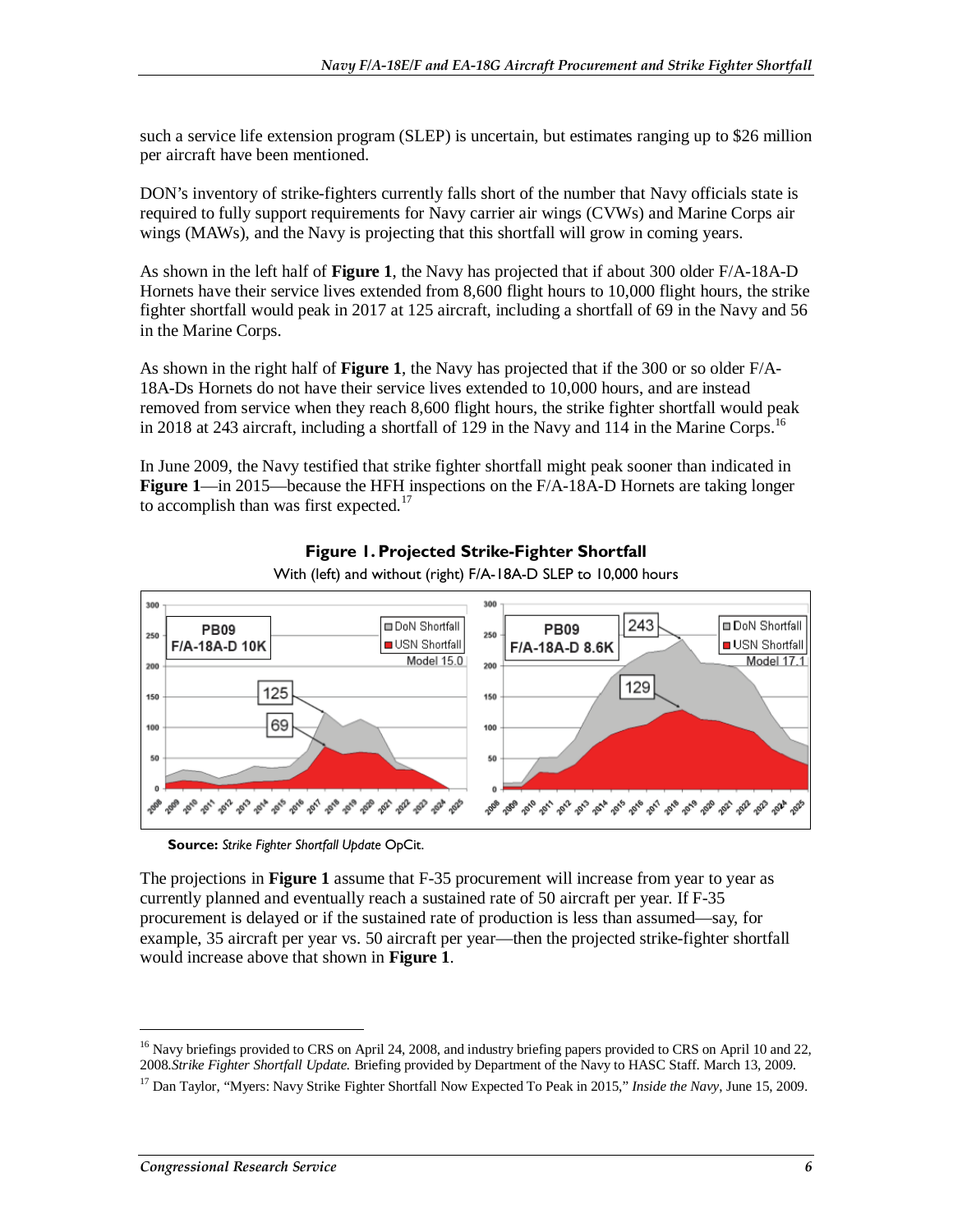such a service life extension program (SLEP) is uncertain, but estimates ranging up to $26 million per aircraft have been mentioned.

DON's inventory of strike-fighters currently falls short of the number that Navy officials state is required to fully support requirements for Navy carrier air wings (CVWs) and Marine Corps air wings (MAWs), and the Navy is projecting that this shortfall will grow in coming years.

As shown in the left half of **Figure 1**, the Navy has projected that if about 300 older F/A-18A-D Hornets have their service lives extended from 8,600 flight hours to 10,000 flight hours, the strike fighter shortfall would peak in 2017 at 125 aircraft, including a shortfall of 69 in the Navy and 56 in the Marine Corps.

As shown in the right half of **Figure 1**, the Navy has projected that if the 300 or so older F/A-18A-Ds Hornets do not have their service lives extended to 10,000 hours, and are instead removed from service when they reach 8,600 flight hours, the strike fighter shortfall would peak in 2018 at 243 aircraft, including a shortfall of 129 in the Navy and 114 in the Marine Corps.[16]

In June 2009, the Navy testified that strike fighter shortfall might peak sooner than indicated in **Figure 1**—in 2015—because the HFH inspections on the F/A-18A-D Hornets are taking longer to accomplish than was first expected.[17]

**Figure 1. Projected Strike-Fighter Shortfall**

With (left) and without (right) F/A-18A-D SLEP to 10,000 hours

**Source:** *Strike Fighter Shortfall Update* OpCit.

The projections in **Figure 1** assume that F-35 procurement will increase from year to year as currently planned and eventually reach a sustained rate of 50 aircraft per year. If F-35 procurement is delayed or if the sustained rate of production is less than assumed—say, for example, 35 aircraft per year vs. 50 aircraft per year—then the projected strike-fighter shortfall would increase above that shown in **Figure 1**.

---

[16] Navy briefings provided to CRS on April 24, 2008, and industry briefing papers provided to CRS on April 10 and 22, 2008.*Strike Fighter Shortfall Update.* Briefing provided by Department of the Navy to HASC Staff. March 13, 2009.

[17] Dan Taylor, "Myers: Navy Strike Fighter Shortfall Now Expected To Peak in 2015," *Inside the Navy*, June 15, 2009.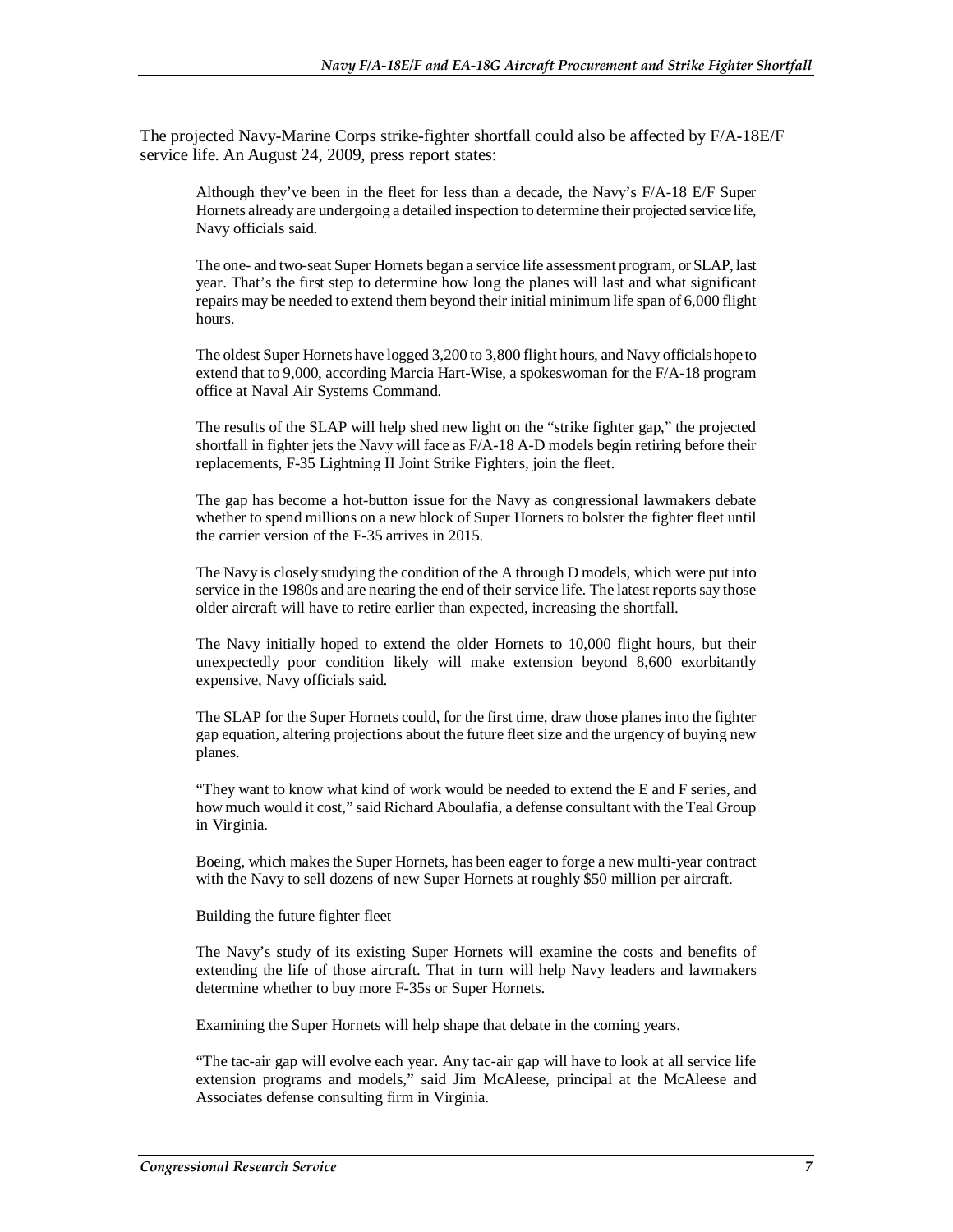The projected Navy-Marine Corps strike-fighter shortfall could also be affected by F/A-18E/F service life. An August 24, 2009, press report states:

> Although they've been in the fleet for less than a decade, the Navy's F/A-18 E/F Super Hornets already are undergoing a detailed inspection to determine their projected service life, Navy officials said.
>
> The one- and two-seat Super Hornets began a service life assessment program, or SLAP, last year. That's the first step to determine how long the planes will last and what significant repairs may be needed to extend them beyond their initial minimum life span of 6,000 flight hours.
>
> The oldest Super Hornets have logged 3,200 to 3,800 flight hours, and Navy officials hope to extend that to 9,000, according Marcia Hart-Wise, a spokeswoman for the F/A-18 program office at Naval Air Systems Command.
>
> The results of the SLAP will help shed new light on the "strike fighter gap," the projected shortfall in fighter jets the Navy will face as F/A-18 A-D models begin retiring before their replacements, F-35 Lightning II Joint Strike Fighters, join the fleet.
>
> The gap has become a hot-button issue for the Navy as congressional lawmakers debate whether to spend millions on a new block of Super Hornets to bolster the fighter fleet until the carrier version of the F-35 arrives in 2015.
>
> The Navy is closely studying the condition of the A through D models, which were put into service in the 1980s and are nearing the end of their service life. The latest reports say those older aircraft will have to retire earlier than expected, increasing the shortfall.
>
> The Navy initially hoped to extend the older Hornets to 10,000 flight hours, but their unexpectedly poor condition likely will make extension beyond 8,600 exorbitantly expensive, Navy officials said.
>
> The SLAP for the Super Hornets could, for the first time, draw those planes into the fighter gap equation, altering projections about the future fleet size and the urgency of buying new planes.
>
> "They want to know what kind of work would be needed to extend the E and F series, and how much would it cost," said Richard Aboulafia, a defense consultant with the Teal Group in Virginia.
>
> Boeing, which makes the Super Hornets, has been eager to forge a new multi-year contract with the Navy to sell dozens of new Super Hornets at roughly $50 million per aircraft.
>
> Building the future fighter fleet
>
> The Navy's study of its existing Super Hornets will examine the costs and benefits of extending the life of those aircraft. That in turn will help Navy leaders and lawmakers determine whether to buy more F-35s or Super Hornets.
>
> Examining the Super Hornets will help shape that debate in the coming years.
>
> "The tac-air gap will evolve each year. Any tac-air gap will have to look at all service life extension programs and models," said Jim McAleese, principal at the McAleese and Associates defense consulting firm in Virginia.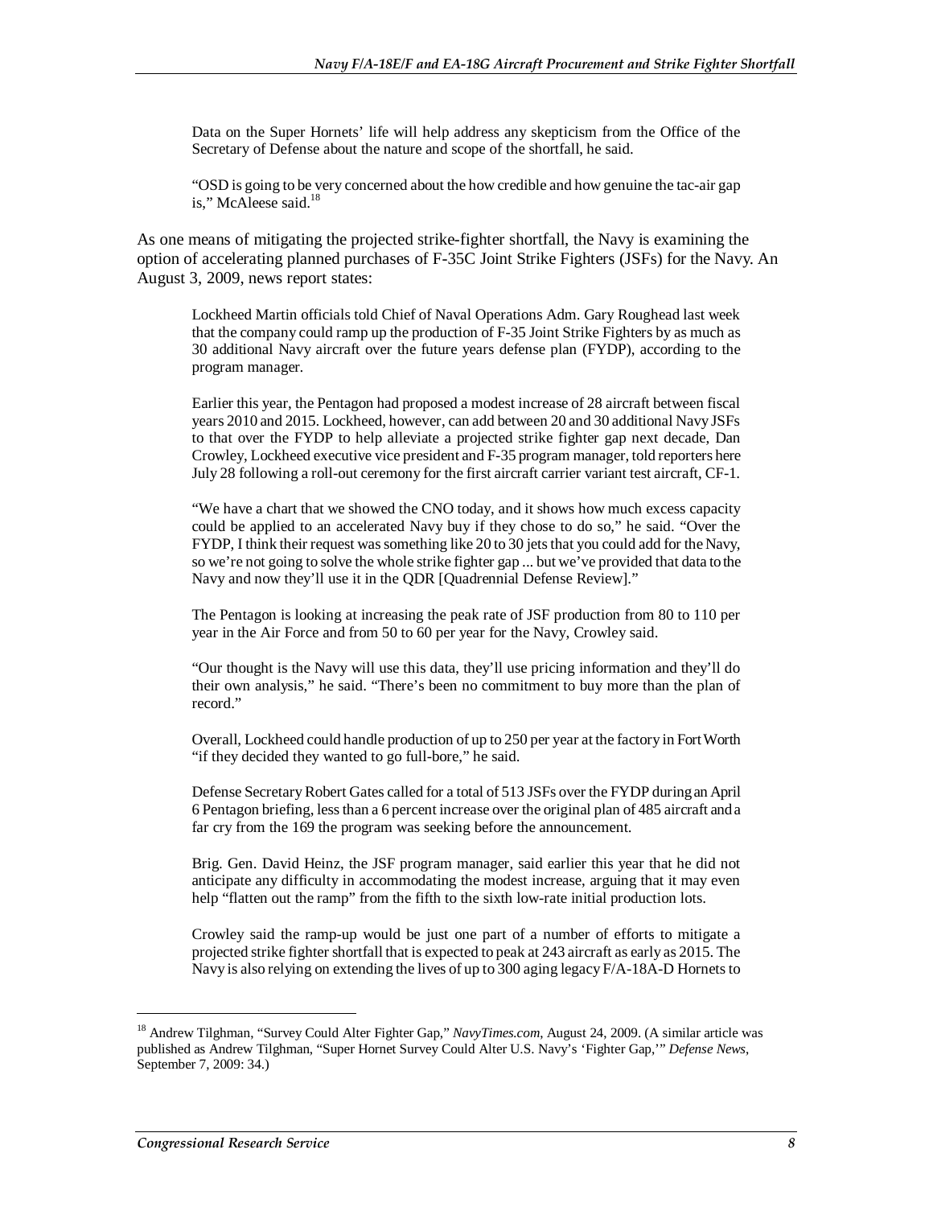> Data on the Super Hornets' life will help address any skepticism from the Office of the Secretary of Defense about the nature and scope of the shortfall, he said.
>
> "OSD is going to be very concerned about the how credible and how genuine the tac-air gap is," McAleese said.[18]

As one means of mitigating the projected strike-fighter shortfall, the Navy is examining the option of accelerating planned purchases of F-35C Joint Strike Fighters (JSFs) for the Navy. An August 3, 2009, news report states:

> Lockheed Martin officials told Chief of Naval Operations Adm. Gary Roughead last week that the company could ramp up the production of F-35 Joint Strike Fighters by as much as 30 additional Navy aircraft over the future years defense plan (FYDP), according to the program manager.
>
> Earlier this year, the Pentagon had proposed a modest increase of 28 aircraft between fiscal years 2010 and 2015. Lockheed, however, can add between 20 and 30 additional Navy JSFs to that over the FYDP to help alleviate a projected strike fighter gap next decade, Dan Crowley, Lockheed executive vice president and F-35 program manager, told reporters here July 28 following a roll-out ceremony for the first aircraft carrier variant test aircraft, CF-1.
>
> "We have a chart that we showed the CNO today, and it shows how much excess capacity could be applied to an accelerated Navy buy if they chose to do so," he said. "Over the FYDP, I think their request was something like 20 to 30 jets that you could add for the Navy, so we're not going to solve the whole strike fighter gap ... but we've provided that data to the Navy and now they'll use it in the QDR [Quadrennial Defense Review]."
>
> The Pentagon is looking at increasing the peak rate of JSF production from 80 to 110 per year in the Air Force and from 50 to 60 per year for the Navy, Crowley said.
>
> "Our thought is the Navy will use this data, they'll use pricing information and they'll do their own analysis," he said. "There's been no commitment to buy more than the plan of record."
>
> Overall, Lockheed could handle production of up to 250 per year at the factory in Fort Worth "if they decided they wanted to go full-bore," he said.
>
> Defense Secretary Robert Gates called for a total of 513 JSFs over the FYDP during an April 6 Pentagon briefing, less than a 6 percent increase over the original plan of 485 aircraft and a far cry from the 169 the program was seeking before the announcement.
>
> Brig. Gen. David Heinz, the JSF program manager, said earlier this year that he did not anticipate any difficulty in accommodating the modest increase, arguing that it may even help "flatten out the ramp" from the fifth to the sixth low-rate initial production lots.
>
> Crowley said the ramp-up would be just one part of a number of efforts to mitigate a projected strike fighter shortfall that is expected to peak at 243 aircraft as early as 2015. The Navy is also relying on extending the lives of up to 300 aging legacy F/A-18A-D Hornets to

[18] Andrew Tilghman, "Survey Could Alter Fighter Gap," *NavyTimes.com*, August 24, 2009. (A similar article was published as Andrew Tilghman, "Super Hornet Survey Could Alter U.S. Navy's 'Fighter Gap,'" *Defense News*, September 7, 2009: 34.)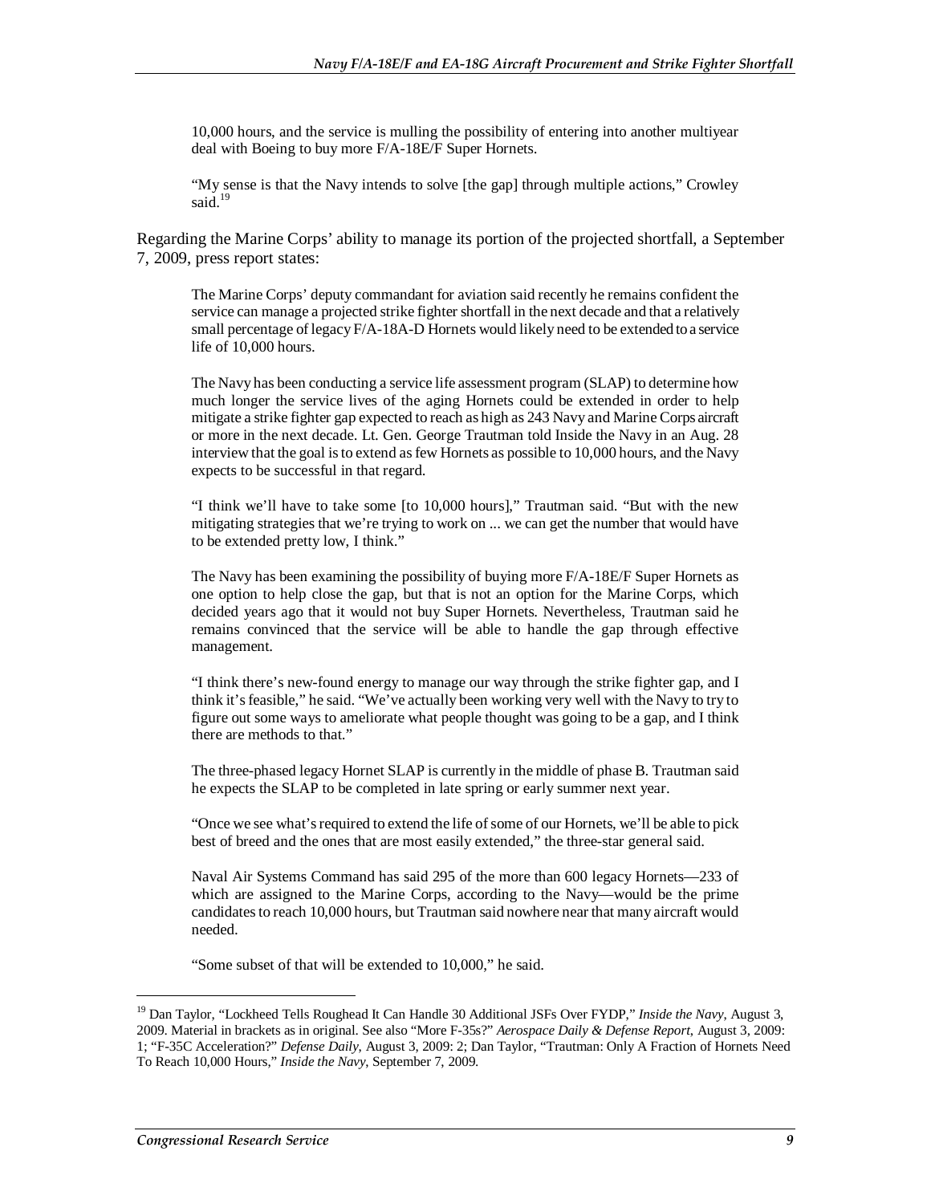> 10,000 hours, and the service is mulling the possibility of entering into another multiyear deal with Boeing to buy more F/A-18E/F Super Hornets.
>
> "My sense is that the Navy intends to solve [the gap] through multiple actions," Crowley said.[19]

Regarding the Marine Corps' ability to manage its portion of the projected shortfall, a September 7, 2009, press report states:

> The Marine Corps' deputy commandant for aviation said recently he remains confident the service can manage a projected strike fighter shortfall in the next decade and that a relatively small percentage of legacy F/A-18A-D Hornets would likely need to be extended to a service life of 10,000 hours.
>
> The Navy has been conducting a service life assessment program (SLAP) to determine how much longer the service lives of the aging Hornets could be extended in order to help mitigate a strike fighter gap expected to reach as high as 243 Navy and Marine Corps aircraft or more in the next decade. Lt. Gen. George Trautman told Inside the Navy in an Aug. 28 interview that the goal is to extend as few Hornets as possible to 10,000 hours, and the Navy expects to be successful in that regard.
>
> "I think we'll have to take some [to 10,000 hours]," Trautman said. "But with the new mitigating strategies that we're trying to work on ... we can get the number that would have to be extended pretty low, I think."
>
> The Navy has been examining the possibility of buying more F/A-18E/F Super Hornets as one option to help close the gap, but that is not an option for the Marine Corps, which decided years ago that it would not buy Super Hornets. Nevertheless, Trautman said he remains convinced that the service will be able to handle the gap through effective management.
>
> "I think there's new-found energy to manage our way through the strike fighter gap, and I think it's feasible," he said. "We've actually been working very well with the Navy to try to figure out some ways to ameliorate what people thought was going to be a gap, and I think there are methods to that."
>
> The three-phased legacy Hornet SLAP is currently in the middle of phase B. Trautman said he expects the SLAP to be completed in late spring or early summer next year.
>
> "Once we see what's required to extend the life of some of our Hornets, we'll be able to pick best of breed and the ones that are most easily extended," the three-star general said.
>
> Naval Air Systems Command has said 295 of the more than 600 legacy Hornets—233 of which are assigned to the Marine Corps, according to the Navy—would be the prime candidates to reach 10,000 hours, but Trautman said nowhere near that many aircraft would needed.
>
> "Some subset of that will be extended to 10,000," he said.

---

[19] Dan Taylor, "Lockheed Tells Roughead It Can Handle 30 Additional JSFs Over FYDP," *Inside the Navy*, August 3, 2009. Material in brackets as in original. See also "More F-35s?" *Aerospace Daily & Defense Report*, August 3, 2009: 1; "F-35C Acceleration?" *Defense Daily*, August 3, 2009: 2; Dan Taylor, "Trautman: Only A Fraction of Hornets Need To Reach 10,000 Hours," *Inside the Navy*, September 7, 2009.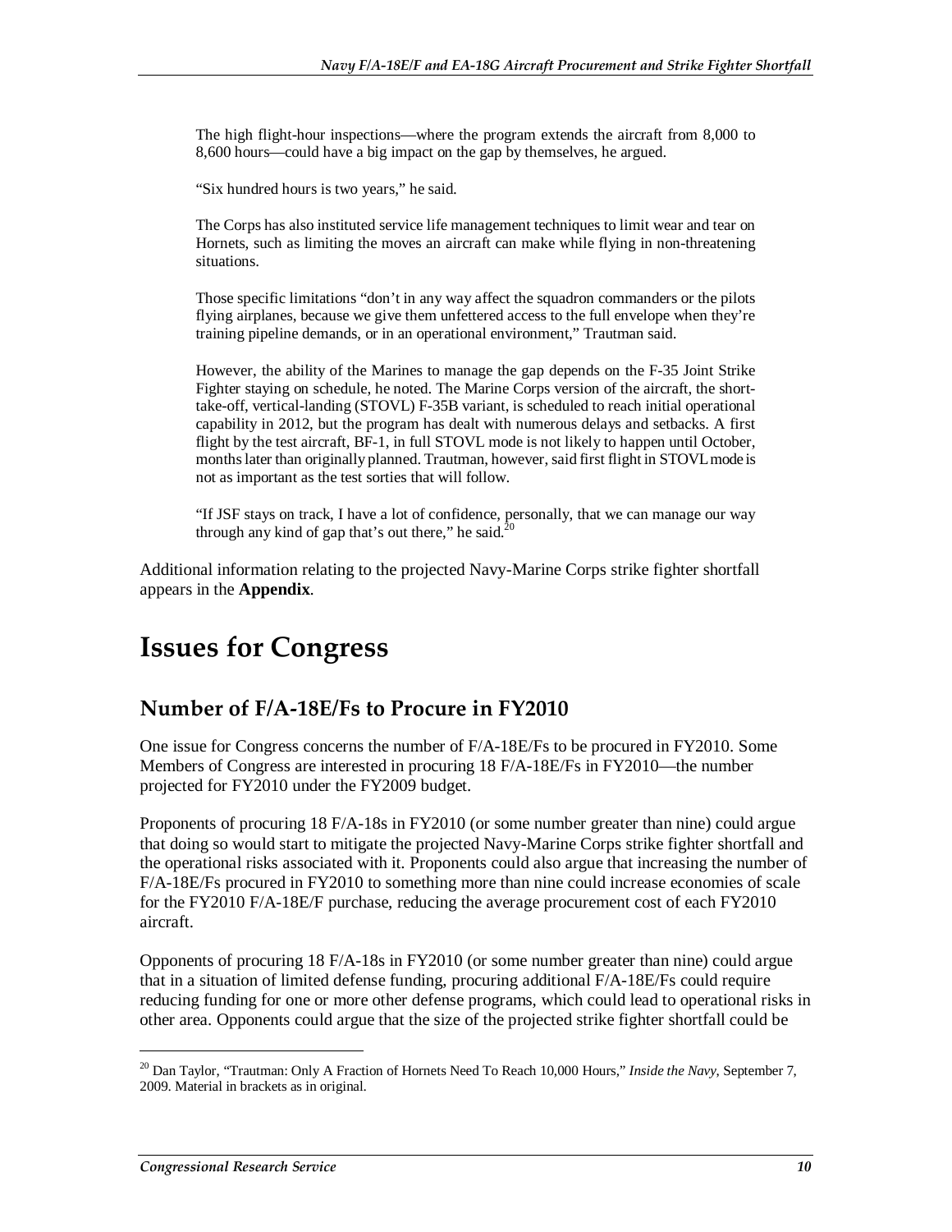> The high flight-hour inspections—where the program extends the aircraft from 8,000 to 8,600 hours—could have a big impact on the gap by themselves, he argued.
>
> "Six hundred hours is two years," he said.
>
> The Corps has also instituted service life management techniques to limit wear and tear on Hornets, such as limiting the moves an aircraft can make while flying in non-threatening situations.
>
> Those specific limitations "don't in any way affect the squadron commanders or the pilots flying airplanes, because we give them unfettered access to the full envelope when they're training pipeline demands, or in an operational environment," Trautman said.
>
> However, the ability of the Marines to manage the gap depends on the F-35 Joint Strike Fighter staying on schedule, he noted. The Marine Corps version of the aircraft, the short-take-off, vertical-landing (STOVL) F-35B variant, is scheduled to reach initial operational capability in 2012, but the program has dealt with numerous delays and setbacks. A first flight by the test aircraft, BF-1, in full STOVL mode is not likely to happen until October, months later than originally planned. Trautman, however, said first flight in STOVL mode is not as important as the test sorties that will follow.
>
> "If JSF stays on track, I have a lot of confidence, personally, that we can manage our way through any kind of gap that's out there," he said.[20]

Additional information relating to the projected Navy-Marine Corps strike fighter shortfall appears in the **Appendix**.

# Issues for Congress

## Number of F/A-18E/Fs to Procure in FY2010

One issue for Congress concerns the number of F/A-18E/Fs to be procured in FY2010. Some Members of Congress are interested in procuring 18 F/A-18E/Fs in FY2010—the number projected for FY2010 under the FY2009 budget.

Proponents of procuring 18 F/A-18s in FY2010 (or some number greater than nine) could argue that doing so would start to mitigate the projected Navy-Marine Corps strike fighter shortfall and the operational risks associated with it. Proponents could also argue that increasing the number of F/A-18E/Fs procured in FY2010 to something more than nine could increase economies of scale for the FY2010 F/A-18E/F purchase, reducing the average procurement cost of each FY2010 aircraft.

Opponents of procuring 18 F/A-18s in FY2010 (or some number greater than nine) could argue that in a situation of limited defense funding, procuring additional F/A-18E/Fs could require reducing funding for one or more other defense programs, which could lead to operational risks in other area. Opponents could argue that the size of the projected strike fighter shortfall could be

---

[20] Dan Taylor, "Trautman: Only A Fraction of Hornets Need To Reach 10,000 Hours," *Inside the Navy*, September 7, 2009. Material in brackets as in original.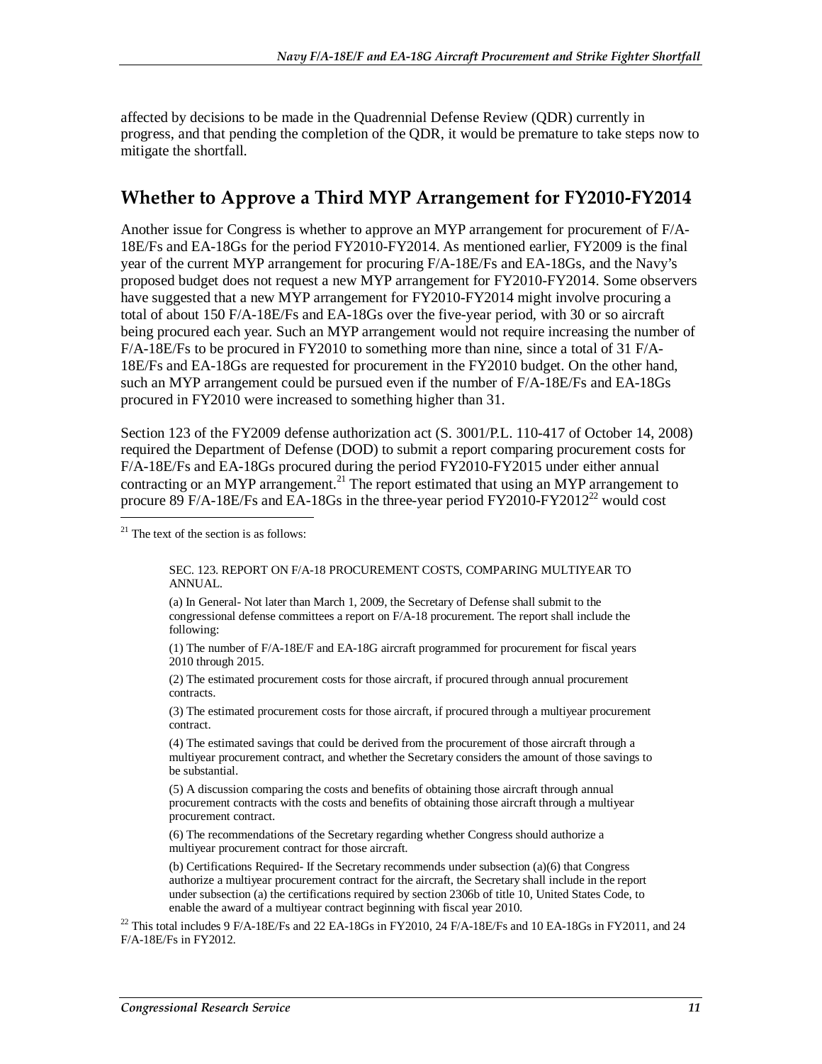affected by decisions to be made in the Quadrennial Defense Review (QDR) currently in progress, and that pending the completion of the QDR, it would be premature to take steps now to mitigate the shortfall.

## Whether to Approve a Third MYP Arrangement for FY2010-FY2014

Another issue for Congress is whether to approve an MYP arrangement for procurement of F/A-18E/Fs and EA-18Gs for the period FY2010-FY2014. As mentioned earlier, FY2009 is the final year of the current MYP arrangement for procuring F/A-18E/Fs and EA-18Gs, and the Navy's proposed budget does not request a new MYP arrangement for FY2010-FY2014. Some observers have suggested that a new MYP arrangement for FY2010-FY2014 might involve procuring a total of about 150 F/A-18E/Fs and EA-18Gs over the five-year period, with 30 or so aircraft being procured each year. Such an MYP arrangement would not require increasing the number of F/A-18E/Fs to be procured in FY2010 to something more than nine, since a total of 31 F/A-18E/Fs and EA-18Gs are requested for procurement in the FY2010 budget. On the other hand, such an MYP arrangement could be pursued even if the number of F/A-18E/Fs and EA-18Gs procured in FY2010 were increased to something higher than 31.

Section 123 of the FY2009 defense authorization act (S. 3001/P.L. 110-417 of October 14, 2008) required the Department of Defense (DOD) to submit a report comparing procurement costs for F/A-18E/Fs and EA-18Gs procured during the period FY2010-FY2015 under either annual contracting or an MYP arrangement.[21] The report estimated that using an MYP arrangement to procure 89 F/A-18E/Fs and EA-18Gs in the three-year period FY2010-FY2012[22] would cost

---

[21] The text of the section is as follows:

> SEC. 123. REPORT ON F/A-18 PROCUREMENT COSTS, COMPARING MULTIYEAR TO ANNUAL.
>
> (a) In General- Not later than March 1, 2009, the Secretary of Defense shall submit to the congressional defense committees a report on F/A-18 procurement. The report shall include the following:
>
> (1) The number of F/A-18E/F and EA-18G aircraft programmed for procurement for fiscal years 2010 through 2015.
>
> (2) The estimated procurement costs for those aircraft, if procured through annual procurement contracts.
>
> (3) The estimated procurement costs for those aircraft, if procured through a multiyear procurement contract.
>
> (4) The estimated savings that could be derived from the procurement of those aircraft through a multiyear procurement contract, and whether the Secretary considers the amount of those savings to be substantial.
>
> (5) A discussion comparing the costs and benefits of obtaining those aircraft through annual procurement contracts with the costs and benefits of obtaining those aircraft through a multiyear procurement contract.
>
> (6) The recommendations of the Secretary regarding whether Congress should authorize a multiyear procurement contract for those aircraft.
>
> (b) Certifications Required- If the Secretary recommends under subsection (a)(6) that Congress authorize a multiyear procurement contract for the aircraft, the Secretary shall include in the report under subsection (a) the certifications required by section 2306b of title 10, United States Code, to enable the award of a multiyear contract beginning with fiscal year 2010.

[22] This total includes 9 F/A-18E/Fs and 22 EA-18Gs in FY2010, 24 F/A-18E/Fs and 10 EA-18Gs in FY2011, and 24 F/A-18E/Fs in FY2012.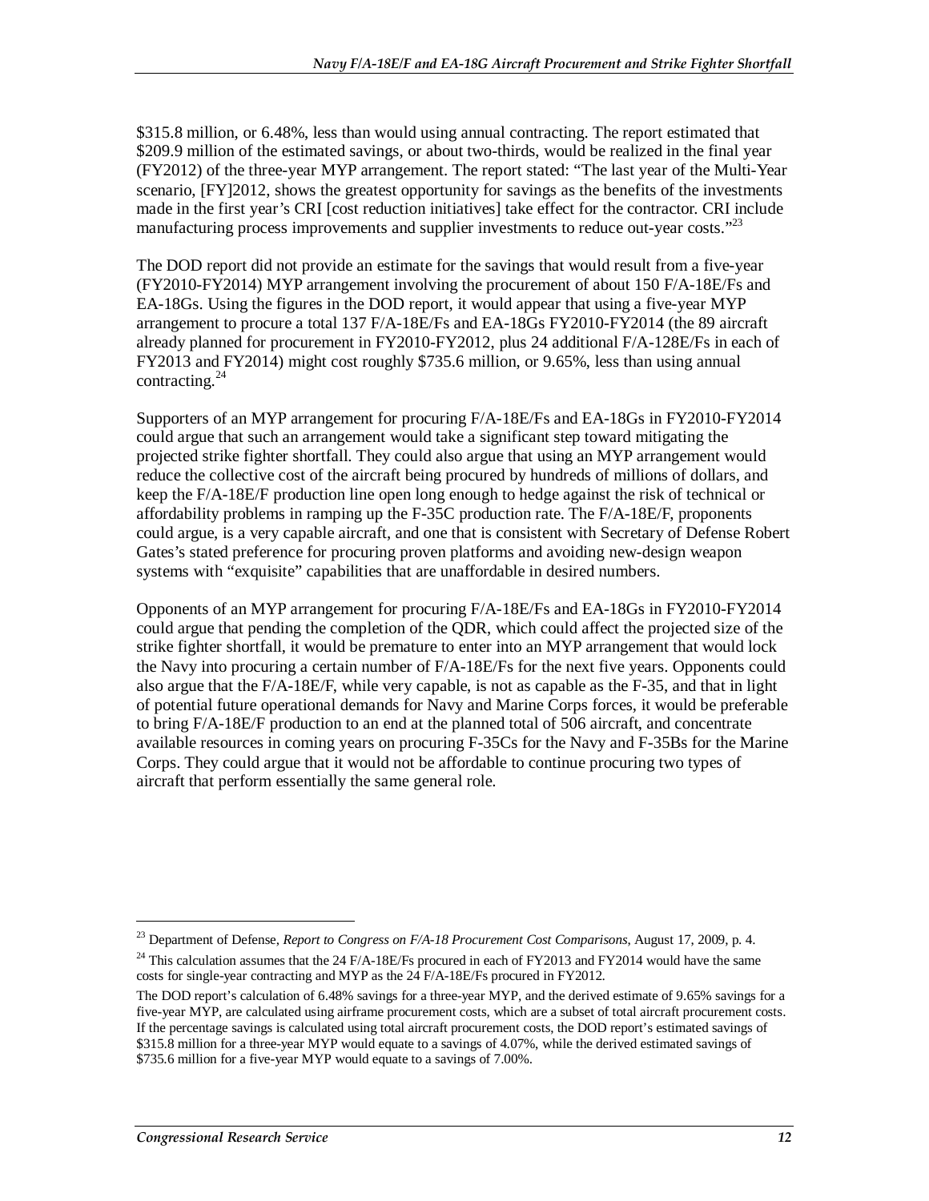$315.8 million, or 6.48%, less than would using annual contracting. The report estimated that $209.9 million of the estimated savings, or about two-thirds, would be realized in the final year (FY2012) of the three-year MYP arrangement. The report stated: "The last year of the Multi-Year scenario, [FY]2012, shows the greatest opportunity for savings as the benefits of the investments made in the first year's CRI [cost reduction initiatives] take effect for the contractor. CRI include manufacturing process improvements and supplier investments to reduce out-year costs."[23]

The DOD report did not provide an estimate for the savings that would result from a five-year (FY2010-FY2014) MYP arrangement involving the procurement of about 150 F/A-18E/Fs and EA-18Gs. Using the figures in the DOD report, it would appear that using a five-year MYP arrangement to procure a total 137 F/A-18E/Fs and EA-18Gs FY2010-FY2014 (the 89 aircraft already planned for procurement in FY2010-FY2012, plus 24 additional F/A-128E/Fs in each of FY2013 and FY2014) might cost roughly $735.6 million, or 9.65%, less than using annual contracting.[24]

Supporters of an MYP arrangement for procuring F/A-18E/Fs and EA-18Gs in FY2010-FY2014 could argue that such an arrangement would take a significant step toward mitigating the projected strike fighter shortfall. They could also argue that using an MYP arrangement would reduce the collective cost of the aircraft being procured by hundreds of millions of dollars, and keep the F/A-18E/F production line open long enough to hedge against the risk of technical or affordability problems in ramping up the F-35C production rate. The F/A-18E/F, proponents could argue, is a very capable aircraft, and one that is consistent with Secretary of Defense Robert Gates's stated preference for procuring proven platforms and avoiding new-design weapon systems with "exquisite" capabilities that are unaffordable in desired numbers.

Opponents of an MYP arrangement for procuring F/A-18E/Fs and EA-18Gs in FY2010-FY2014 could argue that pending the completion of the QDR, which could affect the projected size of the strike fighter shortfall, it would be premature to enter into an MYP arrangement that would lock the Navy into procuring a certain number of F/A-18E/Fs for the next five years. Opponents could also argue that the F/A-18E/F, while very capable, is not as capable as the F-35, and that in light of potential future operational demands for Navy and Marine Corps forces, it would be preferable to bring F/A-18E/F production to an end at the planned total of 506 aircraft, and concentrate available resources in coming years on procuring F-35Cs for the Navy and F-35Bs for the Marine Corps. They could argue that it would not be affordable to continue procuring two types of aircraft that perform essentially the same general role.

---

[23] Department of Defense, *Report to Congress on F/A-18 Procurement Cost Comparisons*, August 17, 2009, p. 4.

[24] This calculation assumes that the 24 F/A-18E/Fs procured in each of FY2013 and FY2014 would have the same costs for single-year contracting and MYP as the 24 F/A-18E/Fs procured in FY2012.

The DOD report's calculation of 6.48% savings for a three-year MYP, and the derived estimate of 9.65% savings for a five-year MYP, are calculated using airframe procurement costs, which are a subset of total aircraft procurement costs. If the percentage savings is calculated using total aircraft procurement costs, the DOD report's estimated savings of $315.8 million for a three-year MYP would equate to a savings of 4.07%, while the derived estimated savings of $735.6 million for a five-year MYP would equate to a savings of 7.00%.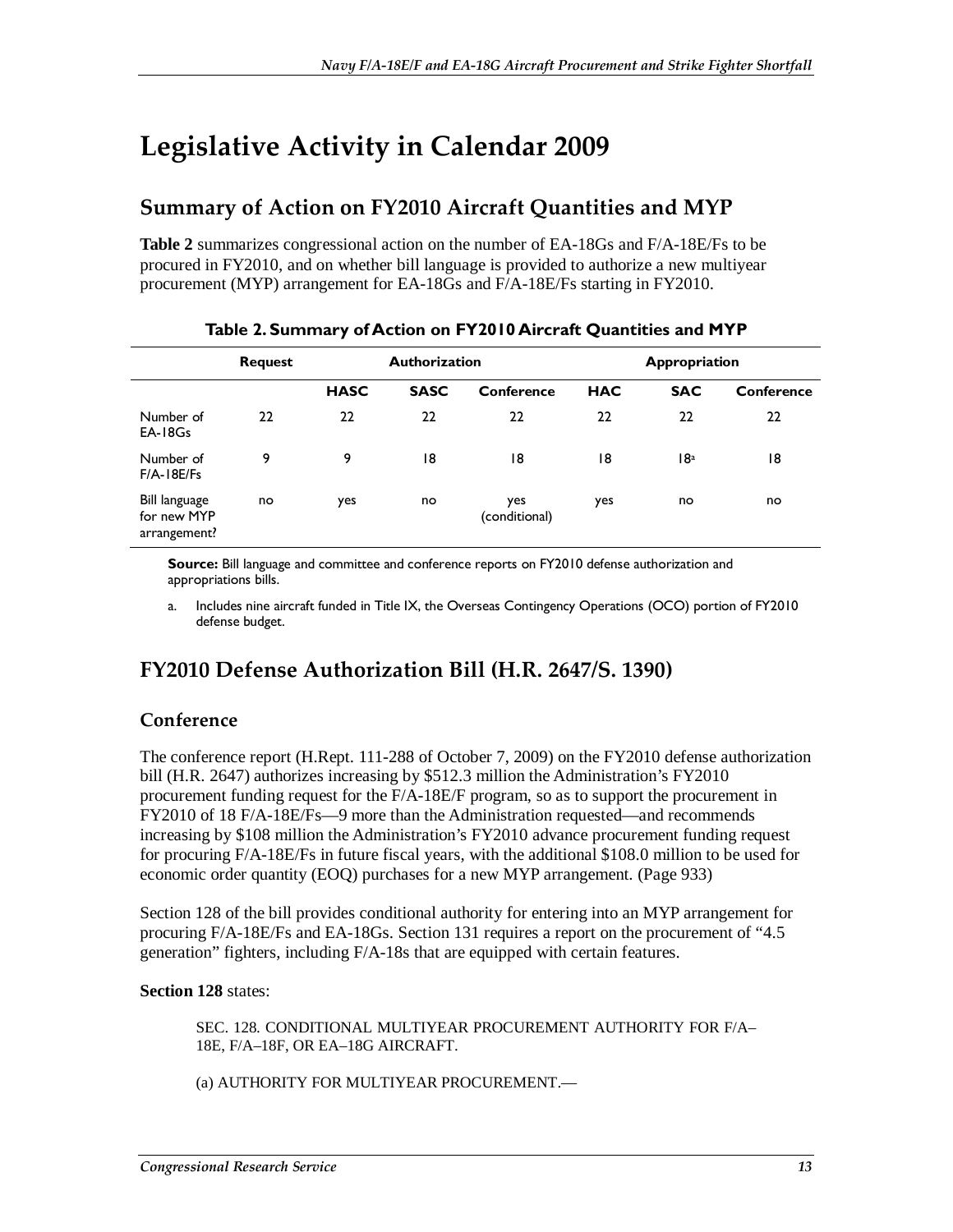# Legislative Activity in Calendar 2009

## Summary of Action on FY2010 Aircraft Quantities and MYP

**Table 2** summarizes congressional action on the number of EA-18Gs and F/A-18E/Fs to be procured in FY2010, and on whether bill language is provided to authorize a new multiyear procurement (MYP) arrangement for EA-18Gs and F/A-18E/Fs starting in FY2010.

**Table 2. Summary of Action on FY2010 Aircraft Quantities and MYP**

| | Request | Authorization | | | Appropriation | | |
|---|---|---|---|---|---|---|---|
| | | HASC | SASC | Conference | HAC | SAC | Conference |
| Number of EA-18Gs | 22 | 22 | 22 | 22 | 22 | 22 | 22 |
| Number of F/A-18E/Fs | 9 | 9 | 18 | 18 | 18 | 18[a] | 18 |
| Bill language for new MYP arrangement? | no | yes | no | yes (conditional) | yes | no | no |

**Source:** Bill language and committee and conference reports on FY2010 defense authorization and appropriations bills.

a. Includes nine aircraft funded in Title IX, the Overseas Contingency Operations (OCO) portion of FY2010 defense budget.

## FY2010 Defense Authorization Bill (H.R. 2647/S. 1390)

### Conference

The conference report (H.Rept. 111-288 of October 7, 2009) on the FY2010 defense authorization bill (H.R. 2647) authorizes increasing by $512.3 million the Administration's FY2010 procurement funding request for the F/A-18E/F program, so as to support the procurement in FY2010 of 18 F/A-18E/Fs—9 more than the Administration requested—and recommends increasing by $108 million the Administration's FY2010 advance procurement funding request for procuring F/A-18E/Fs in future fiscal years, with the additional $108.0 million to be used for economic order quantity (EOQ) purchases for a new MYP arrangement. (Page 933)

Section 128 of the bill provides conditional authority for entering into an MYP arrangement for procuring F/A-18E/Fs and EA-18Gs. Section 131 requires a report on the procurement of "4.5 generation" fighters, including F/A-18s that are equipped with certain features.

**Section 128** states:

> SEC. 128. CONDITIONAL MULTIYEAR PROCUREMENT AUTHORITY FOR F/A–18E, F/A–18F, OR EA–18G AIRCRAFT.
>
> (a) AUTHORITY FOR MULTIYEAR PROCUREMENT.—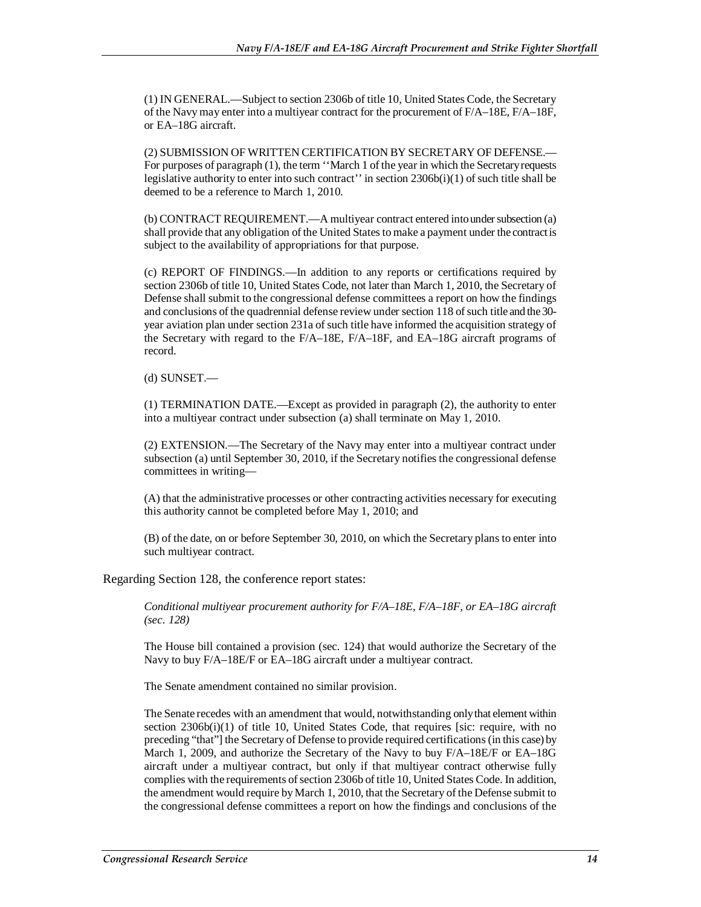(1) IN GENERAL.—Subject to section 2306b of title 10, United States Code, the Secretary of the Navy may enter into a multiyear contract for the procurement of F/A–18E, F/A–18F, or EA–18G aircraft.

(2) SUBMISSION OF WRITTEN CERTIFICATION BY SECRETARY OF DEFENSE.—For purposes of paragraph (1), the term ''March 1 of the year in which the Secretary requests legislative authority to enter into such contract'' in section 2306b(i)(1) of such title shall be deemed to be a reference to March 1, 2010.

(b) CONTRACT REQUIREMENT.—A multiyear contract entered into under subsection (a) shall provide that any obligation of the United States to make a payment under the contract is subject to the availability of appropriations for that purpose.

(c) REPORT OF FINDINGS.—In addition to any reports or certifications required by section 2306b of title 10, United States Code, not later than March 1, 2010, the Secretary of Defense shall submit to the congressional defense committees a report on how the findings and conclusions of the quadrennial defense review under section 118 of such title and the 30-year aviation plan under section 231a of such title have informed the acquisition strategy of the Secretary with regard to the F/A–18E, F/A–18F, and EA–18G aircraft programs of record.

(d) SUNSET.—

(1) TERMINATION DATE.—Except as provided in paragraph (2), the authority to enter into a multiyear contract under subsection (a) shall terminate on May 1, 2010.

(2) EXTENSION.—The Secretary of the Navy may enter into a multiyear contract under subsection (a) until September 30, 2010, if the Secretary notifies the congressional defense committees in writing—

(A) that the administrative processes or other contracting activities necessary for executing this authority cannot be completed before May 1, 2010; and

(B) of the date, on or before September 30, 2010, on which the Secretary plans to enter into such multiyear contract.

Regarding Section 128, the conference report states:

*Conditional multiyear procurement authority for F/A–18E, F/A–18F, or EA–18G aircraft (sec. 128)*

The House bill contained a provision (sec. 124) that would authorize the Secretary of the Navy to buy F/A–18E/F or EA–18G aircraft under a multiyear contract.

The Senate amendment contained no similar provision.

The Senate recedes with an amendment that would, notwithstanding only that element within section 2306b(i)(1) of title 10, United States Code, that requires [sic: require, with no preceding "that"] the Secretary of Defense to provide required certifications (in this case) by March 1, 2009, and authorize the Secretary of the Navy to buy F/A–18E/F or EA–18G aircraft under a multiyear contract, but only if that multiyear contract otherwise fully complies with the requirements of section 2306b of title 10, United States Code. In addition, the amendment would require by March 1, 2010, that the Secretary of the Defense submit to the congressional defense committees a report on how the findings and conclusions of the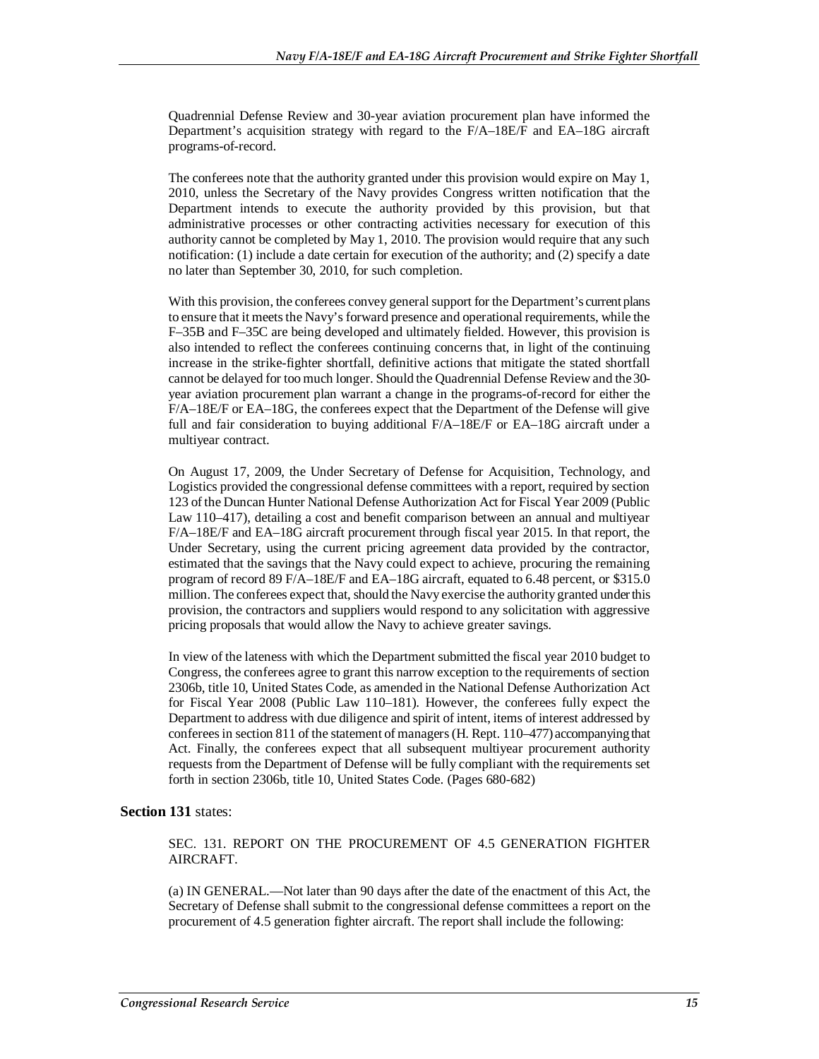Quadrennial Defense Review and 30-year aviation procurement plan have informed the Department's acquisition strategy with regard to the F/A–18E/F and EA–18G aircraft programs-of-record.

The conferees note that the authority granted under this provision would expire on May 1, 2010, unless the Secretary of the Navy provides Congress written notification that the Department intends to execute the authority provided by this provision, but that administrative processes or other contracting activities necessary for execution of this authority cannot be completed by May 1, 2010. The provision would require that any such notification: (1) include a date certain for execution of the authority; and (2) specify a date no later than September 30, 2010, for such completion.

With this provision, the conferees convey general support for the Department's current plans to ensure that it meets the Navy's forward presence and operational requirements, while the F–35B and F–35C are being developed and ultimately fielded. However, this provision is also intended to reflect the conferees continuing concerns that, in light of the continuing increase in the strike-fighter shortfall, definitive actions that mitigate the stated shortfall cannot be delayed for too much longer. Should the Quadrennial Defense Review and the 30-year aviation procurement plan warrant a change in the programs-of-record for either the F/A–18E/F or EA–18G, the conferees expect that the Department of the Defense will give full and fair consideration to buying additional F/A–18E/F or EA–18G aircraft under a multiyear contract.

On August 17, 2009, the Under Secretary of Defense for Acquisition, Technology, and Logistics provided the congressional defense committees with a report, required by section 123 of the Duncan Hunter National Defense Authorization Act for Fiscal Year 2009 (Public Law 110–417), detailing a cost and benefit comparison between an annual and multiyear F/A–18E/F and EA–18G aircraft procurement through fiscal year 2015. In that report, the Under Secretary, using the current pricing agreement data provided by the contractor, estimated that the savings that the Navy could expect to achieve, procuring the remaining program of record 89 F/A–18E/F and EA–18G aircraft, equated to 6.48 percent, or $315.0 million. The conferees expect that, should the Navy exercise the authority granted under this provision, the contractors and suppliers would respond to any solicitation with aggressive pricing proposals that would allow the Navy to achieve greater savings.

In view of the lateness with which the Department submitted the fiscal year 2010 budget to Congress, the conferees agree to grant this narrow exception to the requirements of section 2306b, title 10, United States Code, as amended in the National Defense Authorization Act for Fiscal Year 2008 (Public Law 110–181). However, the conferees fully expect the Department to address with due diligence and spirit of intent, items of interest addressed by conferees in section 811 of the statement of managers (H. Rept. 110–477) accompanying that Act. Finally, the conferees expect that all subsequent multiyear procurement authority requests from the Department of Defense will be fully compliant with the requirements set forth in section 2306b, title 10, United States Code. (Pages 680-682)

**Section 131** states:

SEC. 131. REPORT ON THE PROCUREMENT OF 4.5 GENERATION FIGHTER AIRCRAFT.

(a) IN GENERAL.—Not later than 90 days after the date of the enactment of this Act, the Secretary of Defense shall submit to the congressional defense committees a report on the procurement of 4.5 generation fighter aircraft. The report shall include the following: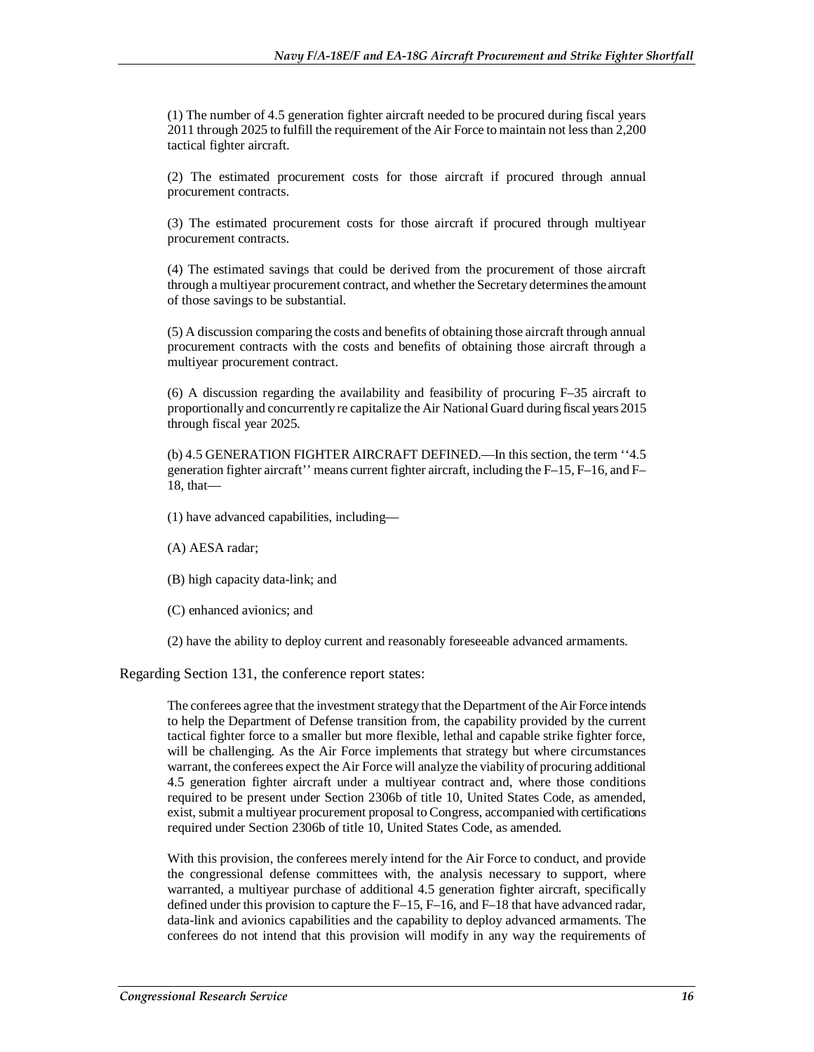> (1) The number of 4.5 generation fighter aircraft needed to be procured during fiscal years 2011 through 2025 to fulfill the requirement of the Air Force to maintain not less than 2,200 tactical fighter aircraft.
>
> (2) The estimated procurement costs for those aircraft if procured through annual procurement contracts.
>
> (3) The estimated procurement costs for those aircraft if procured through multiyear procurement contracts.
>
> (4) The estimated savings that could be derived from the procurement of those aircraft through a multiyear procurement contract, and whether the Secretary determines the amount of those savings to be substantial.
>
> (5) A discussion comparing the costs and benefits of obtaining those aircraft through annual procurement contracts with the costs and benefits of obtaining those aircraft through a multiyear procurement contract.
>
> (6) A discussion regarding the availability and feasibility of procuring F–35 aircraft to proportionally and concurrently re capitalize the Air National Guard during fiscal years 2015 through fiscal year 2025.
>
> (b) 4.5 GENERATION FIGHTER AIRCRAFT DEFINED.—In this section, the term ''4.5 generation fighter aircraft'' means current fighter aircraft, including the F–15, F–16, and F–18, that—
>
> (1) have advanced capabilities, including—
>
> (A) AESA radar;
>
> (B) high capacity data-link; and
>
> (C) enhanced avionics; and
>
> (2) have the ability to deploy current and reasonably foreseeable advanced armaments.

Regarding Section 131, the conference report states:

> The conferees agree that the investment strategy that the Department of the Air Force intends to help the Department of Defense transition from, the capability provided by the current tactical fighter force to a smaller but more flexible, lethal and capable strike fighter force, will be challenging. As the Air Force implements that strategy but where circumstances warrant, the conferees expect the Air Force will analyze the viability of procuring additional 4.5 generation fighter aircraft under a multiyear contract and, where those conditions required to be present under Section 2306b of title 10, United States Code, as amended, exist, submit a multiyear procurement proposal to Congress, accompanied with certifications required under Section 2306b of title 10, United States Code, as amended.
>
> With this provision, the conferees merely intend for the Air Force to conduct, and provide the congressional defense committees with, the analysis necessary to support, where warranted, a multiyear purchase of additional 4.5 generation fighter aircraft, specifically defined under this provision to capture the F–15, F–16, and F–18 that have advanced radar, data-link and avionics capabilities and the capability to deploy advanced armaments. The conferees do not intend that this provision will modify in any way the requirements of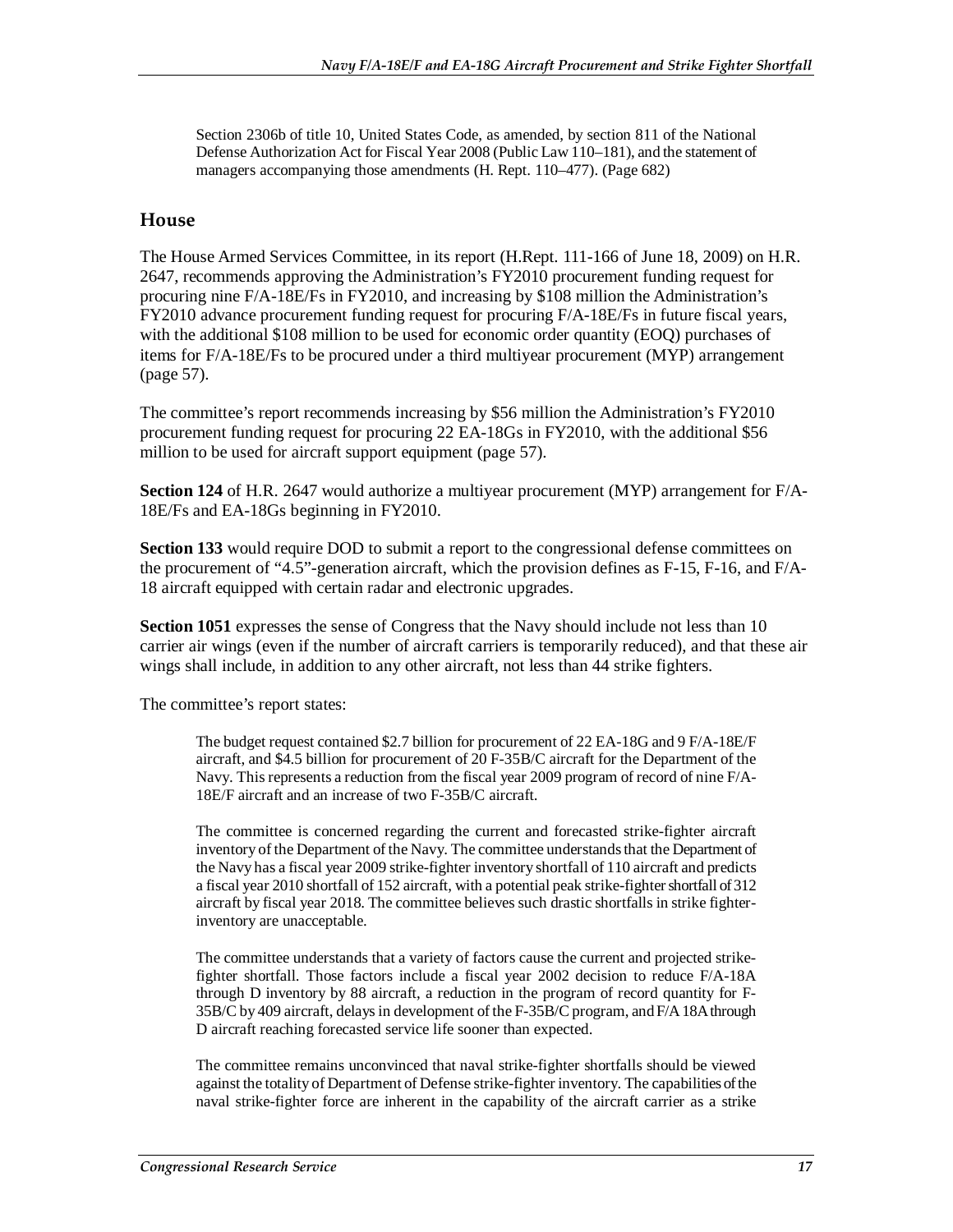Section 2306b of title 10, United States Code, as amended, by section 811 of the National Defense Authorization Act for Fiscal Year 2008 (Public Law 110–181), and the statement of managers accompanying those amendments (H. Rept. 110–477). (Page 682)

## House

The House Armed Services Committee, in its report (H.Rept. 111-166 of June 18, 2009) on H.R. 2647, recommends approving the Administration's FY2010 procurement funding request for procuring nine F/A-18E/Fs in FY2010, and increasing by $108 million the Administration's FY2010 advance procurement funding request for procuring F/A-18E/Fs in future fiscal years, with the additional $108 million to be used for economic order quantity (EOQ) purchases of items for F/A-18E/Fs to be procured under a third multiyear procurement (MYP) arrangement (page 57).

The committee's report recommends increasing by $56 million the Administration's FY2010 procurement funding request for procuring 22 EA-18Gs in FY2010, with the additional $56 million to be used for aircraft support equipment (page 57).

**Section 124** of H.R. 2647 would authorize a multiyear procurement (MYP) arrangement for F/A-18E/Fs and EA-18Gs beginning in FY2010.

**Section 133** would require DOD to submit a report to the congressional defense committees on the procurement of "4.5"-generation aircraft, which the provision defines as F-15, F-16, and F/A-18 aircraft equipped with certain radar and electronic upgrades.

**Section 1051** expresses the sense of Congress that the Navy should include not less than 10 carrier air wings (even if the number of aircraft carriers is temporarily reduced), and that these air wings shall include, in addition to any other aircraft, not less than 44 strike fighters.

The committee's report states:

> The budget request contained $2.7 billion for procurement of 22 EA-18G and 9 F/A-18E/F aircraft, and $4.5 billion for procurement of 20 F-35B/C aircraft for the Department of the Navy. This represents a reduction from the fiscal year 2009 program of record of nine F/A-18E/F aircraft and an increase of two F-35B/C aircraft.
>
> The committee is concerned regarding the current and forecasted strike-fighter aircraft inventory of the Department of the Navy. The committee understands that the Department of the Navy has a fiscal year 2009 strike-fighter inventory shortfall of 110 aircraft and predicts a fiscal year 2010 shortfall of 152 aircraft, with a potential peak strike-fighter shortfall of 312 aircraft by fiscal year 2018. The committee believes such drastic shortfalls in strike fighter-inventory are unacceptable.
>
> The committee understands that a variety of factors cause the current and projected strike-fighter shortfall. Those factors include a fiscal year 2002 decision to reduce F/A-18A through D inventory by 88 aircraft, a reduction in the program of record quantity for F-35B/C by 409 aircraft, delays in development of the F-35B/C program, and F/A 18A through D aircraft reaching forecasted service life sooner than expected.
>
> The committee remains unconvinced that naval strike-fighter shortfalls should be viewed against the totality of Department of Defense strike-fighter inventory. The capabilities of the naval strike-fighter force are inherent in the capability of the aircraft carrier as a strike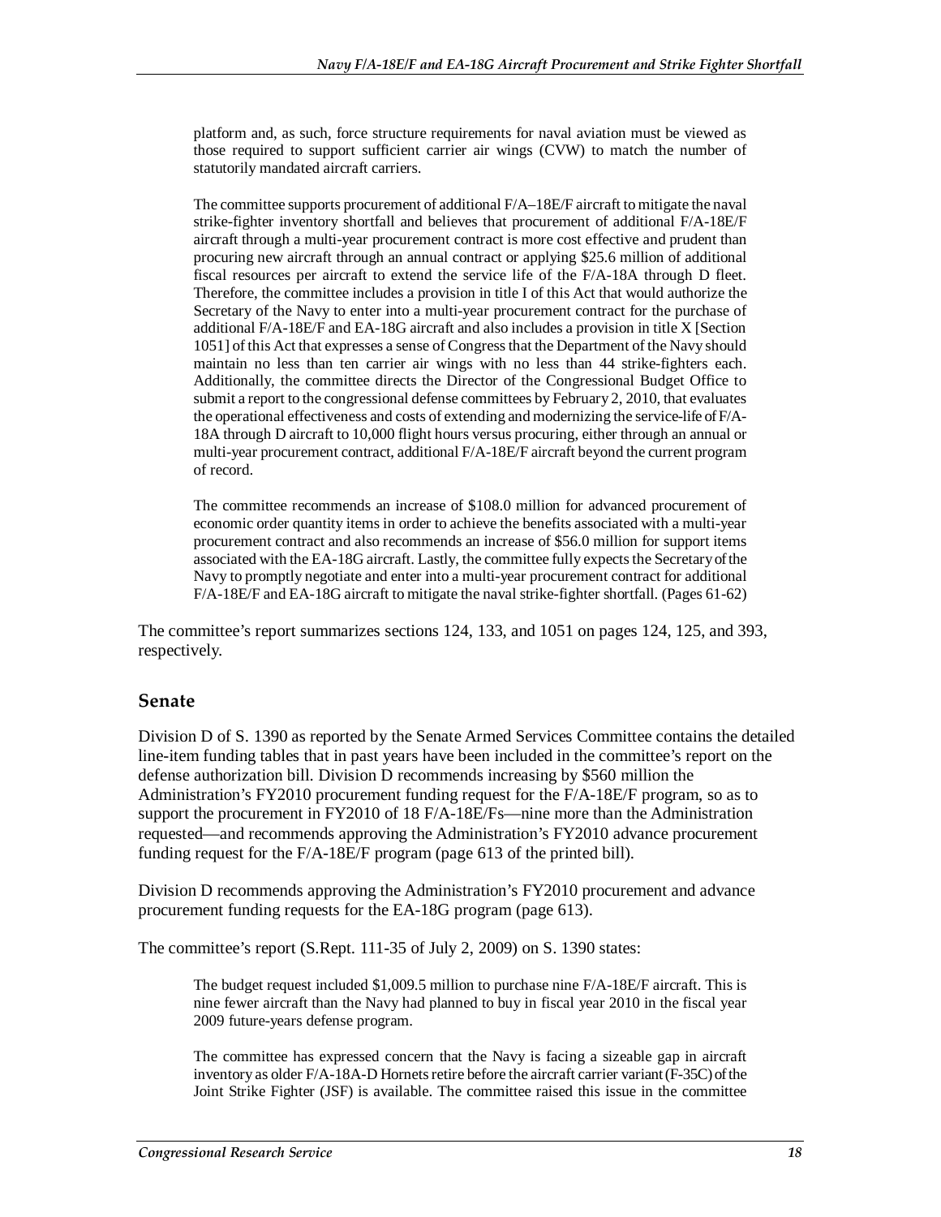> platform and, as such, force structure requirements for naval aviation must be viewed as those required to support sufficient carrier air wings (CVW) to match the number of statutorily mandated aircraft carriers.
>
> The committee supports procurement of additional F/A–18E/F aircraft to mitigate the naval strike-fighter inventory shortfall and believes that procurement of additional F/A-18E/F aircraft through a multi-year procurement contract is more cost effective and prudent than procuring new aircraft through an annual contract or applying $25.6 million of additional fiscal resources per aircraft to extend the service life of the F/A-18A through D fleet. Therefore, the committee includes a provision in title I of this Act that would authorize the Secretary of the Navy to enter into a multi-year procurement contract for the purchase of additional F/A-18E/F and EA-18G aircraft and also includes a provision in title X [Section 1051] of this Act that expresses a sense of Congress that the Department of the Navy should maintain no less than ten carrier air wings with no less than 44 strike-fighters each. Additionally, the committee directs the Director of the Congressional Budget Office to submit a report to the congressional defense committees by February 2, 2010, that evaluates the operational effectiveness and costs of extending and modernizing the service-life of F/A-18A through D aircraft to 10,000 flight hours versus procuring, either through an annual or multi-year procurement contract, additional F/A-18E/F aircraft beyond the current program of record.
>
> The committee recommends an increase of $108.0 million for advanced procurement of economic order quantity items in order to achieve the benefits associated with a multi-year procurement contract and also recommends an increase of $56.0 million for support items associated with the EA-18G aircraft. Lastly, the committee fully expects the Secretary of the Navy to promptly negotiate and enter into a multi-year procurement contract for additional F/A-18E/F and EA-18G aircraft to mitigate the naval strike-fighter shortfall. (Pages 61-62)

The committee's report summarizes sections 124, 133, and 1051 on pages 124, 125, and 393, respectively.

## Senate

Division D of S. 1390 as reported by the Senate Armed Services Committee contains the detailed line-item funding tables that in past years have been included in the committee's report on the defense authorization bill. Division D recommends increasing by $560 million the Administration's FY2010 procurement funding request for the F/A-18E/F program, so as to support the procurement in FY2010 of 18 F/A-18E/Fs—nine more than the Administration requested—and recommends approving the Administration's FY2010 advance procurement funding request for the F/A-18E/F program (page 613 of the printed bill).

Division D recommends approving the Administration's FY2010 procurement and advance procurement funding requests for the EA-18G program (page 613).

The committee's report (S.Rept. 111-35 of July 2, 2009) on S. 1390 states:

> The budget request included $1,009.5 million to purchase nine F/A-18E/F aircraft. This is nine fewer aircraft than the Navy had planned to buy in fiscal year 2010 in the fiscal year 2009 future-years defense program.
>
> The committee has expressed concern that the Navy is facing a sizeable gap in aircraft inventory as older F/A-18A-D Hornets retire before the aircraft carrier variant (F-35C) of the Joint Strike Fighter (JSF) is available. The committee raised this issue in the committee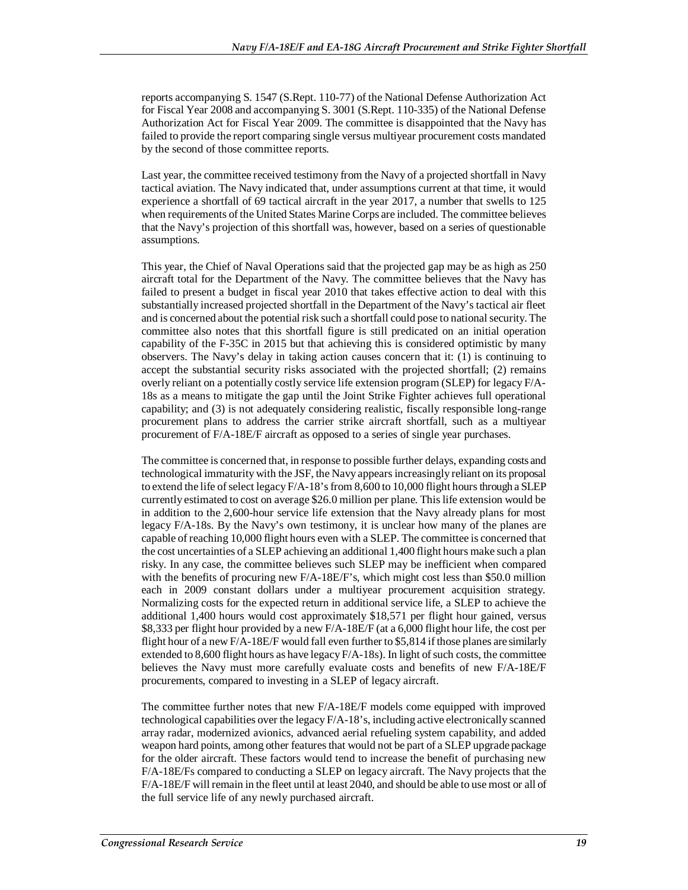reports accompanying S. 1547 (S.Rept. 110-77) of the National Defense Authorization Act for Fiscal Year 2008 and accompanying S. 3001 (S.Rept. 110-335) of the National Defense Authorization Act for Fiscal Year 2009. The committee is disappointed that the Navy has failed to provide the report comparing single versus multiyear procurement costs mandated by the second of those committee reports.

Last year, the committee received testimony from the Navy of a projected shortfall in Navy tactical aviation. The Navy indicated that, under assumptions current at that time, it would experience a shortfall of 69 tactical aircraft in the year 2017, a number that swells to 125 when requirements of the United States Marine Corps are included. The committee believes that the Navy's projection of this shortfall was, however, based on a series of questionable assumptions.

This year, the Chief of Naval Operations said that the projected gap may be as high as 250 aircraft total for the Department of the Navy. The committee believes that the Navy has failed to present a budget in fiscal year 2010 that takes effective action to deal with this substantially increased projected shortfall in the Department of the Navy's tactical air fleet and is concerned about the potential risk such a shortfall could pose to national security. The committee also notes that this shortfall figure is still predicated on an initial operation capability of the F-35C in 2015 but that achieving this is considered optimistic by many observers. The Navy's delay in taking action causes concern that it: (1) is continuing to accept the substantial security risks associated with the projected shortfall; (2) remains overly reliant on a potentially costly service life extension program (SLEP) for legacy F/A-18s as a means to mitigate the gap until the Joint Strike Fighter achieves full operational capability; and (3) is not adequately considering realistic, fiscally responsible long-range procurement plans to address the carrier strike aircraft shortfall, such as a multiyear procurement of F/A-18E/F aircraft as opposed to a series of single year purchases.

The committee is concerned that, in response to possible further delays, expanding costs and technological immaturity with the JSF, the Navy appears increasingly reliant on its proposal to extend the life of select legacy F/A-18's from 8,600 to 10,000 flight hours through a SLEP currently estimated to cost on average $26.0 million per plane. This life extension would be in addition to the 2,600-hour service life extension that the Navy already plans for most legacy F/A-18s. By the Navy's own testimony, it is unclear how many of the planes are capable of reaching 10,000 flight hours even with a SLEP. The committee is concerned that the cost uncertainties of a SLEP achieving an additional 1,400 flight hours make such a plan risky. In any case, the committee believes such SLEP may be inefficient when compared with the benefits of procuring new F/A-18E/F's, which might cost less than $50.0 million each in 2009 constant dollars under a multiyear procurement acquisition strategy. Normalizing costs for the expected return in additional service life, a SLEP to achieve the additional 1,400 hours would cost approximately $18,571 per flight hour gained, versus $8,333 per flight hour provided by a new F/A-18E/F (at a 6,000 flight hour life, the cost per flight hour of a new F/A-18E/F would fall even further to $5,814 if those planes are similarly extended to 8,600 flight hours as have legacy F/A-18s). In light of such costs, the committee believes the Navy must more carefully evaluate costs and benefits of new F/A-18E/F procurements, compared to investing in a SLEP of legacy aircraft.

The committee further notes that new F/A-18E/F models come equipped with improved technological capabilities over the legacy F/A-18's, including active electronically scanned array radar, modernized avionics, advanced aerial refueling system capability, and added weapon hard points, among other features that would not be part of a SLEP upgrade package for the older aircraft. These factors would tend to increase the benefit of purchasing new F/A-18E/Fs compared to conducting a SLEP on legacy aircraft. The Navy projects that the F/A-18E/F will remain in the fleet until at least 2040, and should be able to use most or all of the full service life of any newly purchased aircraft.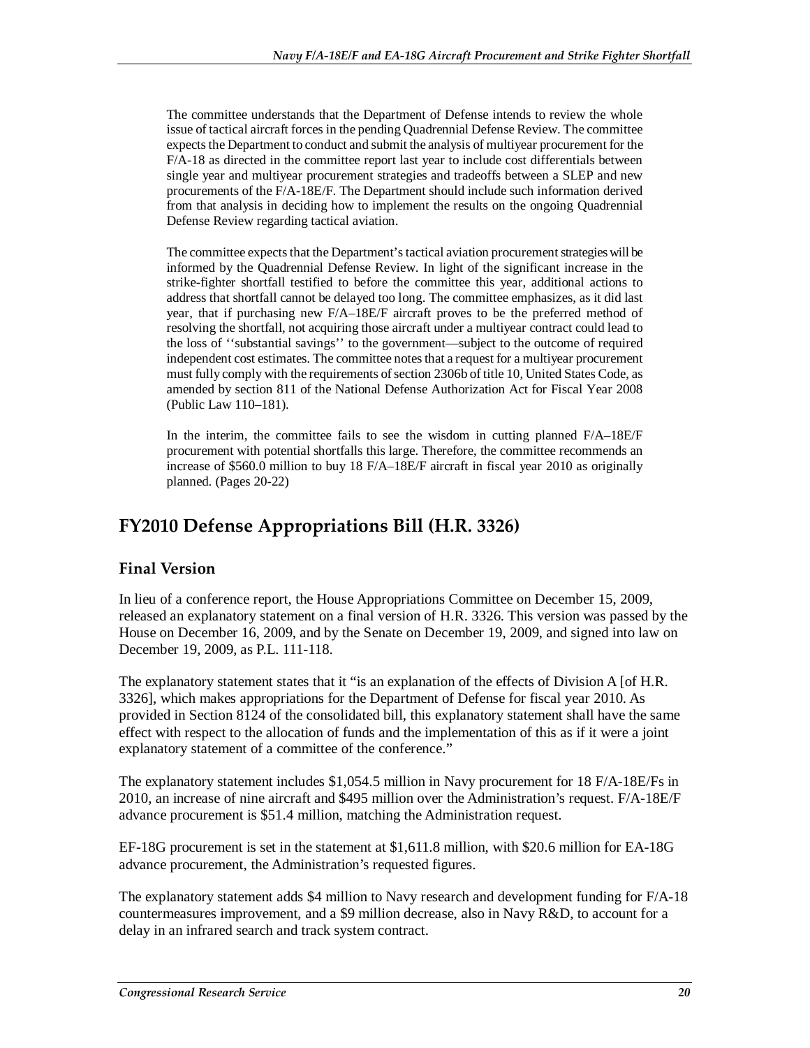> The committee understands that the Department of Defense intends to review the whole issue of tactical aircraft forces in the pending Quadrennial Defense Review. The committee expects the Department to conduct and submit the analysis of multiyear procurement for the F/A-18 as directed in the committee report last year to include cost differentials between single year and multiyear procurement strategies and tradeoffs between a SLEP and new procurements of the F/A-18E/F. The Department should include such information derived from that analysis in deciding how to implement the results on the ongoing Quadrennial Defense Review regarding tactical aviation.
>
> The committee expects that the Department's tactical aviation procurement strategies will be informed by the Quadrennial Defense Review. In light of the significant increase in the strike-fighter shortfall testified to before the committee this year, additional actions to address that shortfall cannot be delayed too long. The committee emphasizes, as it did last year, that if purchasing new F/A–18E/F aircraft proves to be the preferred method of resolving the shortfall, not acquiring those aircraft under a multiyear contract could lead to the loss of ''substantial savings'' to the government—subject to the outcome of required independent cost estimates. The committee notes that a request for a multiyear procurement must fully comply with the requirements of section 2306b of title 10, United States Code, as amended by section 811 of the National Defense Authorization Act for Fiscal Year 2008 (Public Law 110–181).
>
> In the interim, the committee fails to see the wisdom in cutting planned F/A–18E/F procurement with potential shortfalls this large. Therefore, the committee recommends an increase of $560.0 million to buy 18 F/A–18E/F aircraft in fiscal year 2010 as originally planned. (Pages 20-22)

## FY2010 Defense Appropriations Bill (H.R. 3326)

### Final Version

In lieu of a conference report, the House Appropriations Committee on December 15, 2009, released an explanatory statement on a final version of H.R. 3326. This version was passed by the House on December 16, 2009, and by the Senate on December 19, 2009, and signed into law on December 19, 2009, as P.L. 111-118.

The explanatory statement states that it "is an explanation of the effects of Division A [of H.R. 3326], which makes appropriations for the Department of Defense for fiscal year 2010. As provided in Section 8124 of the consolidated bill, this explanatory statement shall have the same effect with respect to the allocation of funds and the implementation of this as if it were a joint explanatory statement of a committee of the conference."

The explanatory statement includes $1,054.5 million in Navy procurement for 18 F/A-18E/Fs in 2010, an increase of nine aircraft and $495 million over the Administration's request. F/A-18E/F advance procurement is $51.4 million, matching the Administration request.

EF-18G procurement is set in the statement at $1,611.8 million, with $20.6 million for EA-18G advance procurement, the Administration's requested figures.

The explanatory statement adds $4 million to Navy research and development funding for F/A-18 countermeasures improvement, and a $9 million decrease, also in Navy R&D, to account for a delay in an infrared search and track system contract.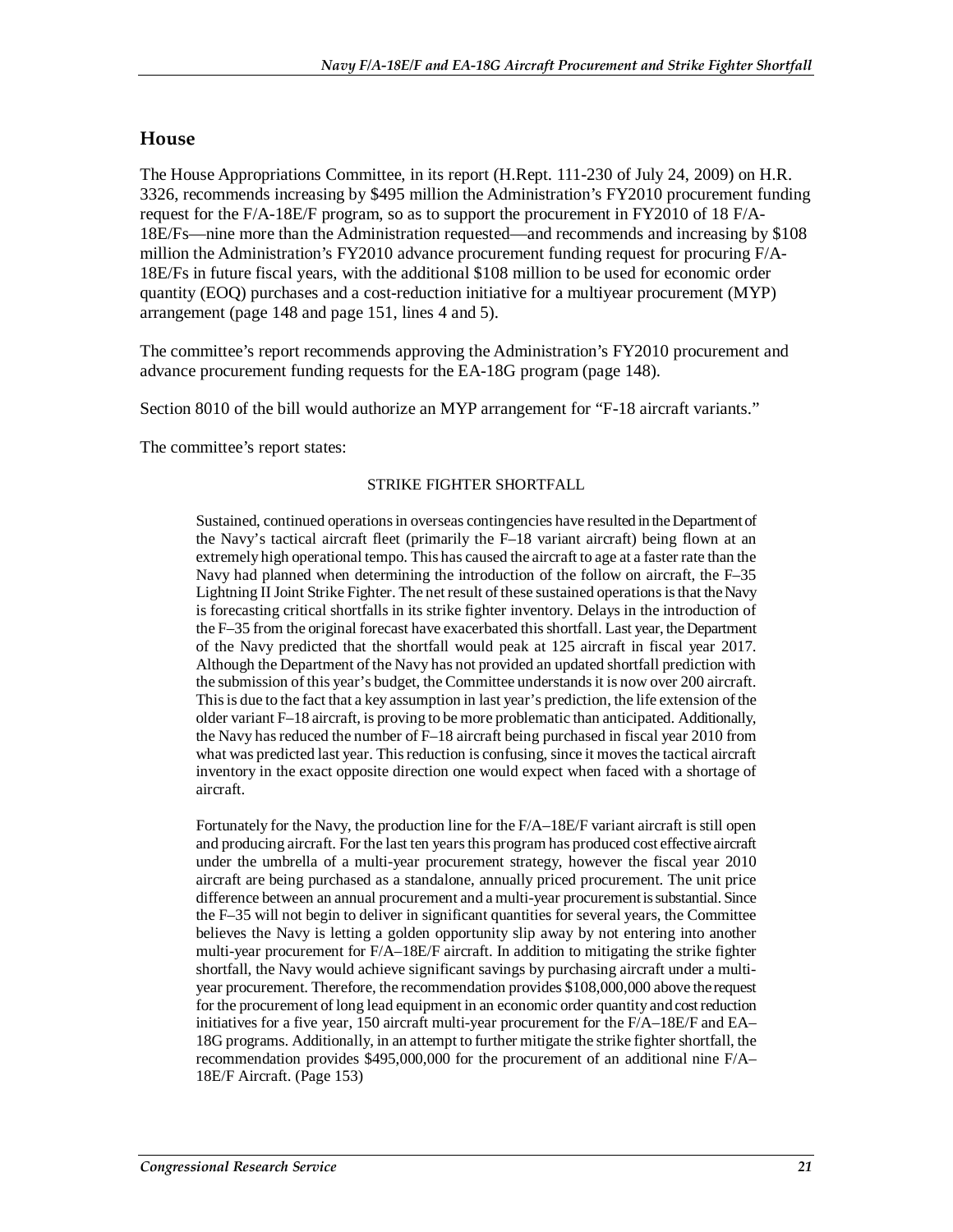## House

The House Appropriations Committee, in its report (H.Rept. 111-230 of July 24, 2009) on H.R. 3326, recommends increasing by $495 million the Administration's FY2010 procurement funding request for the F/A-18E/F program, so as to support the procurement in FY2010 of 18 F/A-18E/Fs—nine more than the Administration requested—and recommends and increasing by $108 million the Administration's FY2010 advance procurement funding request for procuring F/A-18E/Fs in future fiscal years, with the additional $108 million to be used for economic order quantity (EOQ) purchases and a cost-reduction initiative for a multiyear procurement (MYP) arrangement (page 148 and page 151, lines 4 and 5).

The committee's report recommends approving the Administration's FY2010 procurement and advance procurement funding requests for the EA-18G program (page 148).

Section 8010 of the bill would authorize an MYP arrangement for "F-18 aircraft variants."

The committee's report states:

> STRIKE FIGHTER SHORTFALL
>
> Sustained, continued operations in overseas contingencies have resulted in the Department of the Navy's tactical aircraft fleet (primarily the F–18 variant aircraft) being flown at an extremely high operational tempo. This has caused the aircraft to age at a faster rate than the Navy had planned when determining the introduction of the follow on aircraft, the F–35 Lightning II Joint Strike Fighter. The net result of these sustained operations is that the Navy is forecasting critical shortfalls in its strike fighter inventory. Delays in the introduction of the F–35 from the original forecast have exacerbated this shortfall. Last year, the Department of the Navy predicted that the shortfall would peak at 125 aircraft in fiscal year 2017. Although the Department of the Navy has not provided an updated shortfall prediction with the submission of this year's budget, the Committee understands it is now over 200 aircraft. This is due to the fact that a key assumption in last year's prediction, the life extension of the older variant F–18 aircraft, is proving to be more problematic than anticipated. Additionally, the Navy has reduced the number of F–18 aircraft being purchased in fiscal year 2010 from what was predicted last year. This reduction is confusing, since it moves the tactical aircraft inventory in the exact opposite direction one would expect when faced with a shortage of aircraft.
>
> Fortunately for the Navy, the production line for the F/A–18E/F variant aircraft is still open and producing aircraft. For the last ten years this program has produced cost effective aircraft under the umbrella of a multi-year procurement strategy, however the fiscal year 2010 aircraft are being purchased as a standalone, annually priced procurement. The unit price difference between an annual procurement and a multi-year procurement is substantial. Since the F–35 will not begin to deliver in significant quantities for several years, the Committee believes the Navy is letting a golden opportunity slip away by not entering into another multi-year procurement for F/A–18E/F aircraft. In addition to mitigating the strike fighter shortfall, the Navy would achieve significant savings by purchasing aircraft under a multi-year procurement. Therefore, the recommendation provides $108,000,000 above the request for the procurement of long lead equipment in an economic order quantity and cost reduction initiatives for a five year, 150 aircraft multi-year procurement for the F/A–18E/F and EA–18G programs. Additionally, in an attempt to further mitigate the strike fighter shortfall, the recommendation provides $495,000,000 for the procurement of an additional nine F/A–18E/F Aircraft. (Page 153)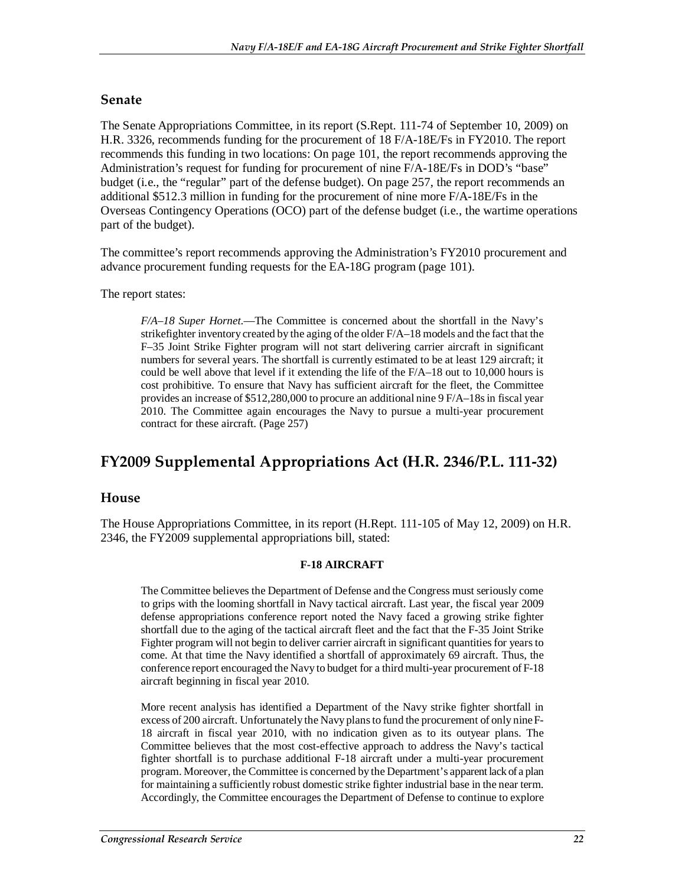### Senate

The Senate Appropriations Committee, in its report (S.Rept. 111-74 of September 10, 2009) on H.R. 3326, recommends funding for the procurement of 18 F/A-18E/Fs in FY2010. The report recommends this funding in two locations: On page 101, the report recommends approving the Administration's request for funding for procurement of nine F/A-18E/Fs in DOD's "base" budget (i.e., the "regular" part of the defense budget). On page 257, the report recommends an additional $512.3 million in funding for the procurement of nine more F/A-18E/Fs in the Overseas Contingency Operations (OCO) part of the defense budget (i.e., the wartime operations part of the budget).

The committee's report recommends approving the Administration's FY2010 procurement and advance procurement funding requests for the EA-18G program (page 101).

The report states:

> *F/A–18 Super Hornet*.—The Committee is concerned about the shortfall in the Navy's strikefighter inventory created by the aging of the older F/A–18 models and the fact that the F–35 Joint Strike Fighter program will not start delivering carrier aircraft in significant numbers for several years. The shortfall is currently estimated to be at least 129 aircraft; it could be well above that level if it extending the life of the F/A–18 out to 10,000 hours is cost prohibitive. To ensure that Navy has sufficient aircraft for the fleet, the Committee provides an increase of $512,280,000 to procure an additional nine 9 F/A–18s in fiscal year 2010. The Committee again encourages the Navy to pursue a multi-year procurement contract for these aircraft. (Page 257)

## FY2009 Supplemental Appropriations Act (H.R. 2346/P.L. 111-32)

### House

The House Appropriations Committee, in its report (H.Rept. 111-105 of May 12, 2009) on H.R. 2346, the FY2009 supplemental appropriations bill, stated:

> **F-18 AIRCRAFT**
>
> The Committee believes the Department of Defense and the Congress must seriously come to grips with the looming shortfall in Navy tactical aircraft. Last year, the fiscal year 2009 defense appropriations conference report noted the Navy faced a growing strike fighter shortfall due to the aging of the tactical aircraft fleet and the fact that the F-35 Joint Strike Fighter program will not begin to deliver carrier aircraft in significant quantities for years to come. At that time the Navy identified a shortfall of approximately 69 aircraft. Thus, the conference report encouraged the Navy to budget for a third multi-year procurement of F-18 aircraft beginning in fiscal year 2010.
>
> More recent analysis has identified a Department of the Navy strike fighter shortfall in excess of 200 aircraft. Unfortunately the Navy plans to fund the procurement of only nine F-18 aircraft in fiscal year 2010, with no indication given as to its outyear plans. The Committee believes that the most cost-effective approach to address the Navy's tactical fighter shortfall is to purchase additional F-18 aircraft under a multi-year procurement program. Moreover, the Committee is concerned by the Department's apparent lack of a plan for maintaining a sufficiently robust domestic strike fighter industrial base in the near term. Accordingly, the Committee encourages the Department of Defense to continue to explore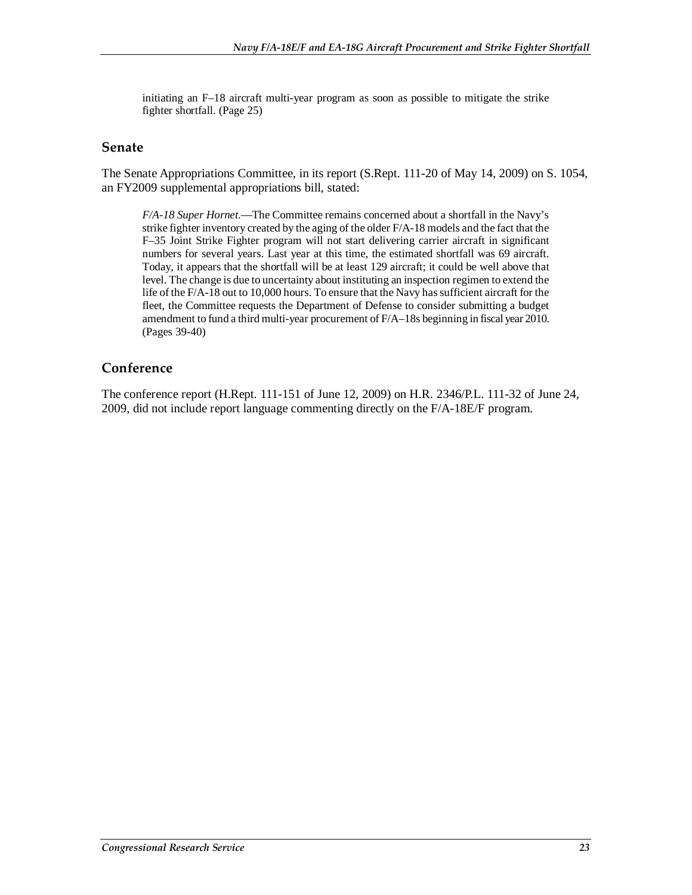> initiating an F–18 aircraft multi-year program as soon as possible to mitigate the strike fighter shortfall. (Page 25)

### Senate

The Senate Appropriations Committee, in its report (S.Rept. 111-20 of May 14, 2009) on S. 1054, an FY2009 supplemental appropriations bill, stated:

> *F/A-18 Super Hornet*.—The Committee remains concerned about a shortfall in the Navy's strike fighter inventory created by the aging of the older F/A-18 models and the fact that the F–35 Joint Strike Fighter program will not start delivering carrier aircraft in significant numbers for several years. Last year at this time, the estimated shortfall was 69 aircraft. Today, it appears that the shortfall will be at least 129 aircraft; it could be well above that level. The change is due to uncertainty about instituting an inspection regimen to extend the life of the F/A-18 out to 10,000 hours. To ensure that the Navy has sufficient aircraft for the fleet, the Committee requests the Department of Defense to consider submitting a budget amendment to fund a third multi-year procurement of F/A–18s beginning in fiscal year 2010. (Pages 39-40)

### Conference

The conference report (H.Rept. 111-151 of June 12, 2009) on H.R. 2346/P.L. 111-32 of June 24, 2009, did not include report language commenting directly on the F/A-18E/F program.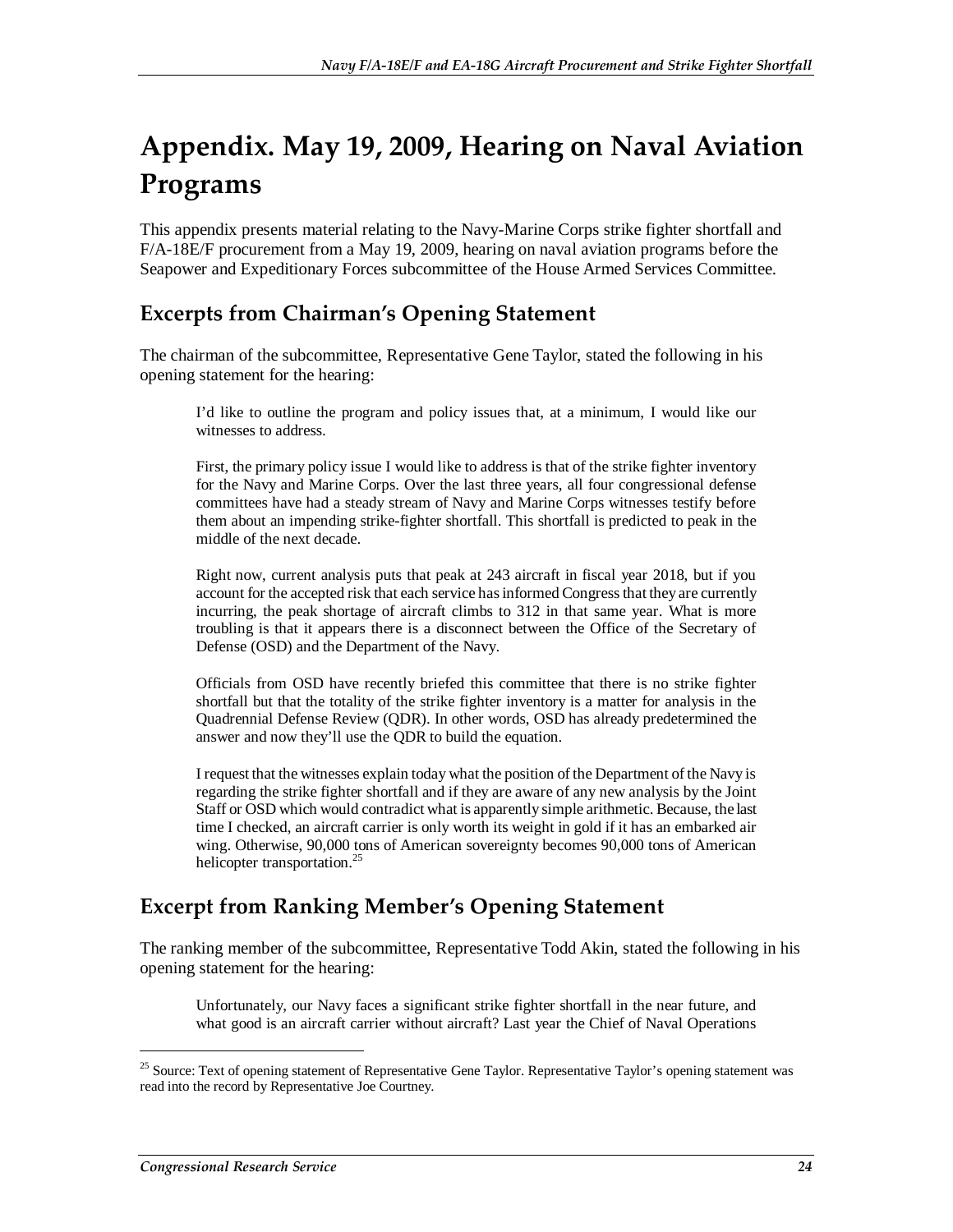# Appendix. May 19, 2009, Hearing on Naval Aviation Programs

This appendix presents material relating to the Navy-Marine Corps strike fighter shortfall and F/A-18E/F procurement from a May 19, 2009, hearing on naval aviation programs before the Seapower and Expeditionary Forces subcommittee of the House Armed Services Committee.

## Excerpts from Chairman's Opening Statement

The chairman of the subcommittee, Representative Gene Taylor, stated the following in his opening statement for the hearing:

> I'd like to outline the program and policy issues that, at a minimum, I would like our witnesses to address.
>
> First, the primary policy issue I would like to address is that of the strike fighter inventory for the Navy and Marine Corps. Over the last three years, all four congressional defense committees have had a steady stream of Navy and Marine Corps witnesses testify before them about an impending strike-fighter shortfall. This shortfall is predicted to peak in the middle of the next decade.
>
> Right now, current analysis puts that peak at 243 aircraft in fiscal year 2018, but if you account for the accepted risk that each service has informed Congress that they are currently incurring, the peak shortage of aircraft climbs to 312 in that same year. What is more troubling is that it appears there is a disconnect between the Office of the Secretary of Defense (OSD) and the Department of the Navy.
>
> Officials from OSD have recently briefed this committee that there is no strike fighter shortfall but that the totality of the strike fighter inventory is a matter for analysis in the Quadrennial Defense Review (QDR). In other words, OSD has already predetermined the answer and now they'll use the QDR to build the equation.
>
> I request that the witnesses explain today what the position of the Department of the Navy is regarding the strike fighter shortfall and if they are aware of any new analysis by the Joint Staff or OSD which would contradict what is apparently simple arithmetic. Because, the last time I checked, an aircraft carrier is only worth its weight in gold if it has an embarked air wing. Otherwise, 90,000 tons of American sovereignty becomes 90,000 tons of American helicopter transportation.[25]

## Excerpt from Ranking Member's Opening Statement

The ranking member of the subcommittee, Representative Todd Akin, stated the following in his opening statement for the hearing:

> Unfortunately, our Navy faces a significant strike fighter shortfall in the near future, and what good is an aircraft carrier without aircraft? Last year the Chief of Naval Operations

[25] Source: Text of opening statement of Representative Gene Taylor. Representative Taylor's opening statement was read into the record by Representative Joe Courtney.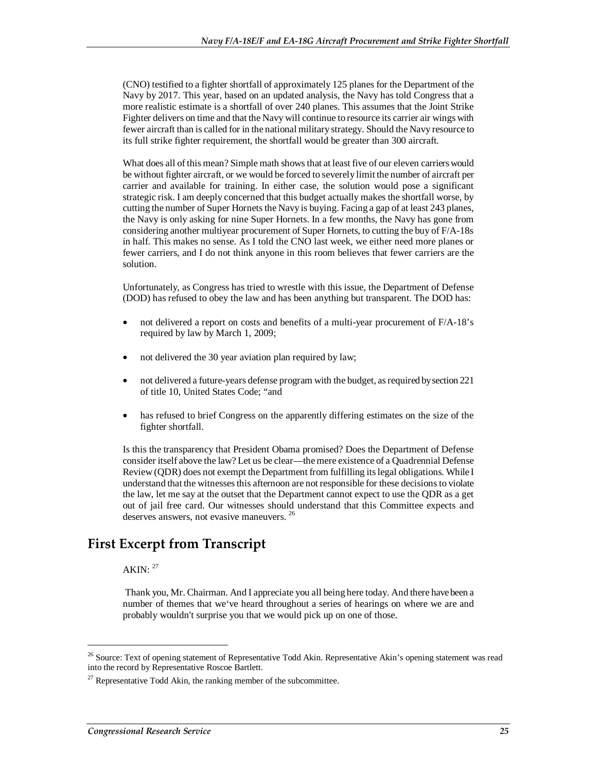(CNO) testified to a fighter shortfall of approximately 125 planes for the Department of the Navy by 2017. This year, based on an updated analysis, the Navy has told Congress that a more realistic estimate is a shortfall of over 240 planes. This assumes that the Joint Strike Fighter delivers on time and that the Navy will continue to resource its carrier air wings with fewer aircraft than is called for in the national military strategy. Should the Navy resource to its full strike fighter requirement, the shortfall would be greater than 300 aircraft.

What does all of this mean? Simple math shows that at least five of our eleven carriers would be without fighter aircraft, or we would be forced to severely limit the number of aircraft per carrier and available for training. In either case, the solution would pose a significant strategic risk. I am deeply concerned that this budget actually makes the shortfall worse, by cutting the number of Super Hornets the Navy is buying. Facing a gap of at least 243 planes, the Navy is only asking for nine Super Hornets. In a few months, the Navy has gone from considering another multiyear procurement of Super Hornets, to cutting the buy of F/A-18s in half. This makes no sense. As I told the CNO last week, we either need more planes or fewer carriers, and I do not think anyone in this room believes that fewer carriers are the solution.

Unfortunately, as Congress has tried to wrestle with this issue, the Department of Defense (DOD) has refused to obey the law and has been anything but transparent. The DOD has:

- not delivered a report on costs and benefits of a multi-year procurement of F/A-18's required by law by March 1, 2009;
- not delivered the 30 year aviation plan required by law;
- not delivered a future-years defense program with the budget, as required by section 221 of title 10, United States Code; "and
- has refused to brief Congress on the apparently differing estimates on the size of the fighter shortfall.

Is this the transparency that President Obama promised? Does the Department of Defense consider itself above the law? Let us be clear—the mere existence of a Quadrennial Defense Review (QDR) does not exempt the Department from fulfilling its legal obligations. While I understand that the witnesses this afternoon are not responsible for these decisions to violate the law, let me say at the outset that the Department cannot expect to use the QDR as a get out of jail free card. Our witnesses should understand that this Committee expects and deserves answers, not evasive maneuvers. [26]

## First Excerpt from Transcript

AKIN: [27]

Thank you, Mr. Chairman. And I appreciate you all being here today. And there have been a number of themes that we've heard throughout a series of hearings on where we are and probably wouldn't surprise you that we would pick up on one of those.

---

[26] Source: Text of opening statement of Representative Todd Akin. Representative Akin's opening statement was read into the record by Representative Roscoe Bartlett.

[27] Representative Todd Akin, the ranking member of the subcommittee.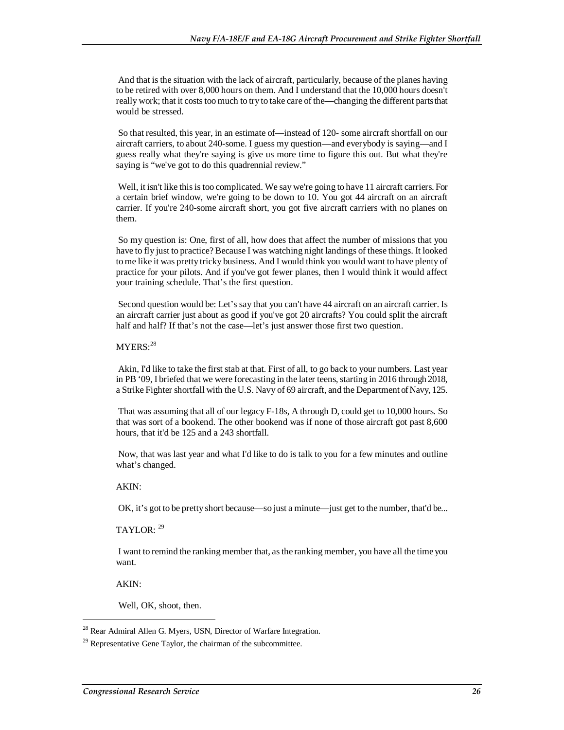And that is the situation with the lack of aircraft, particularly, because of the planes having to be retired with over 8,000 hours on them. And I understand that the 10,000 hours doesn't really work; that it costs too much to try to take care of the—changing the different parts that would be stressed.

So that resulted, this year, in an estimate of—instead of 120- some aircraft shortfall on our aircraft carriers, to about 240-some. I guess my question—and everybody is saying—and I guess really what they're saying is give us more time to figure this out. But what they're saying is "we've got to do this quadrennial review."

Well, it isn't like this is too complicated. We say we're going to have 11 aircraft carriers. For a certain brief window, we're going to be down to 10. You got 44 aircraft on an aircraft carrier. If you're 240-some aircraft short, you got five aircraft carriers with no planes on them.

So my question is: One, first of all, how does that affect the number of missions that you have to fly just to practice? Because I was watching night landings of these things. It looked to me like it was pretty tricky business. And I would think you would want to have plenty of practice for your pilots. And if you've got fewer planes, then I would think it would affect your training schedule. That's the first question.

Second question would be: Let's say that you can't have 44 aircraft on an aircraft carrier. Is an aircraft carrier just about as good if you've got 20 aircrafts? You could split the aircraft half and half? If that's not the case—let's just answer those first two question.

MYERS:[28]

Akin, I'd like to take the first stab at that. First of all, to go back to your numbers. Last year in PB '09, I briefed that we were forecasting in the later teens, starting in 2016 through 2018, a Strike Fighter shortfall with the U.S. Navy of 69 aircraft, and the Department of Navy, 125.

That was assuming that all of our legacy F-18s, A through D, could get to 10,000 hours. So that was sort of a bookend. The other bookend was if none of those aircraft got past 8,600 hours, that it'd be 125 and a 243 shortfall.

Now, that was last year and what I'd like to do is talk to you for a few minutes and outline what's changed.

AKIN:

OK, it's got to be pretty short because—so just a minute—just get to the number, that'd be...

TAYLOR: [29]

I want to remind the ranking member that, as the ranking member, you have all the time you want.

AKIN:

Well, OK, shoot, then.

---

[28] Rear Admiral Allen G. Myers, USN, Director of Warfare Integration.

[29] Representative Gene Taylor, the chairman of the subcommittee.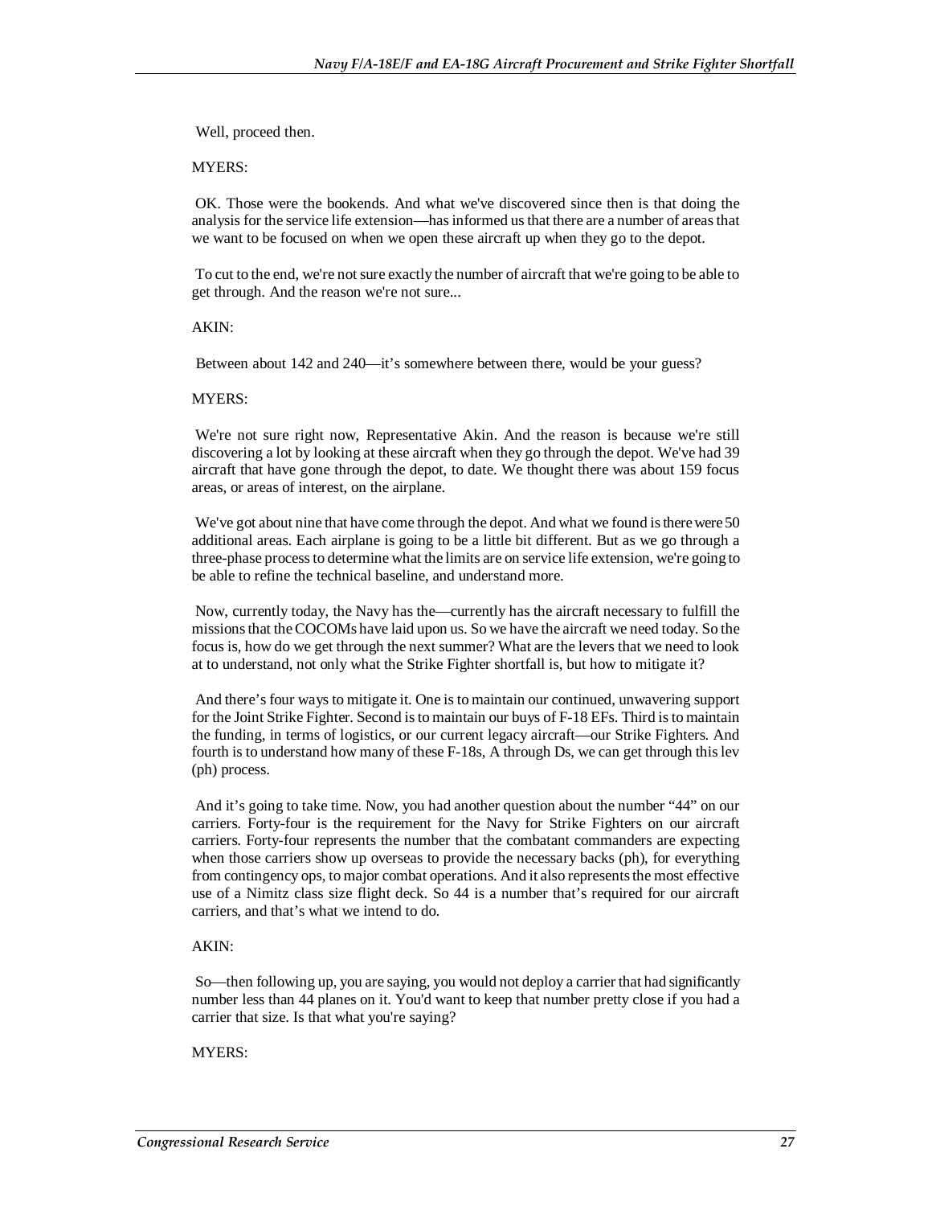Well, proceed then.

MYERS:

OK. Those were the bookends. And what we've discovered since then is that doing the analysis for the service life extension—has informed us that there are a number of areas that we want to be focused on when we open these aircraft up when they go to the depot.

To cut to the end, we're not sure exactly the number of aircraft that we're going to be able to get through. And the reason we're not sure...

AKIN:

Between about 142 and 240—it's somewhere between there, would be your guess?

MYERS:

We're not sure right now, Representative Akin. And the reason is because we're still discovering a lot by looking at these aircraft when they go through the depot. We've had 39 aircraft that have gone through the depot, to date. We thought there was about 159 focus areas, or areas of interest, on the airplane.

We've got about nine that have come through the depot. And what we found is there were 50 additional areas. Each airplane is going to be a little bit different. But as we go through a three-phase process to determine what the limits are on service life extension, we're going to be able to refine the technical baseline, and understand more.

Now, currently today, the Navy has the—currently has the aircraft necessary to fulfill the missions that the COCOMs have laid upon us. So we have the aircraft we need today. So the focus is, how do we get through the next summer? What are the levers that we need to look at to understand, not only what the Strike Fighter shortfall is, but how to mitigate it?

And there's four ways to mitigate it. One is to maintain our continued, unwavering support for the Joint Strike Fighter. Second is to maintain our buys of F-18 EFs. Third is to maintain the funding, in terms of logistics, or our current legacy aircraft—our Strike Fighters. And fourth is to understand how many of these F-18s, A through Ds, we can get through this lev (ph) process.

And it's going to take time. Now, you had another question about the number "44" on our carriers. Forty-four is the requirement for the Navy for Strike Fighters on our aircraft carriers. Forty-four represents the number that the combatant commanders are expecting when those carriers show up overseas to provide the necessary backs (ph), for everything from contingency ops, to major combat operations. And it also represents the most effective use of a Nimitz class size flight deck. So 44 is a number that's required for our aircraft carriers, and that's what we intend to do.

AKIN:

So—then following up, you are saying, you would not deploy a carrier that had significantly number less than 44 planes on it. You'd want to keep that number pretty close if you had a carrier that size. Is that what you're saying?

MYERS: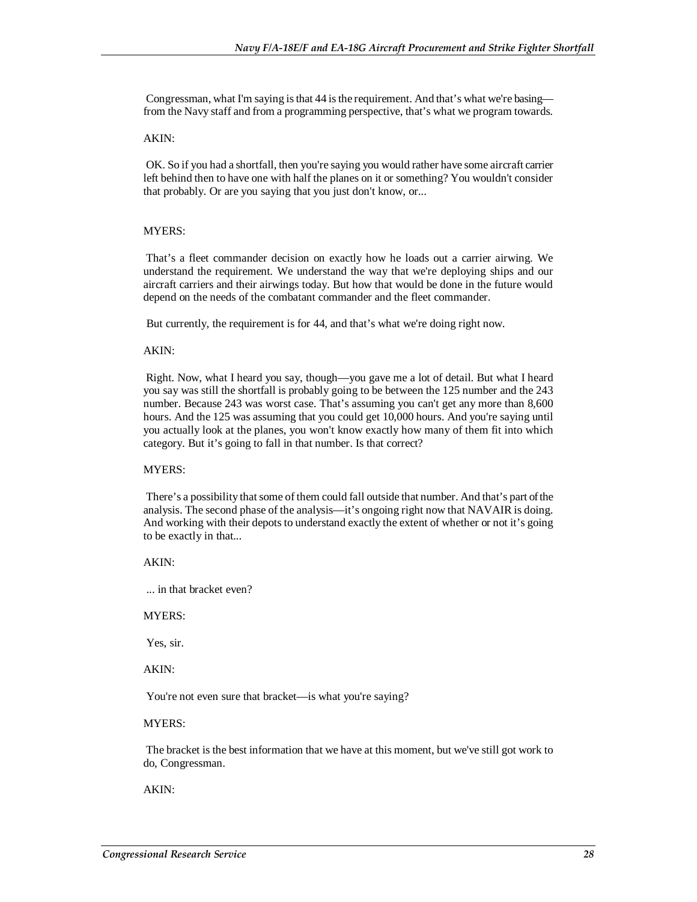Congressman, what I'm saying is that 44 is the requirement. And that's what we're basing—from the Navy staff and from a programming perspective, that's what we program towards.

AKIN:

OK. So if you had a shortfall, then you're saying you would rather have some aircraft carrier left behind then to have one with half the planes on it or something? You wouldn't consider that probably. Or are you saying that you just don't know, or...

MYERS:

That's a fleet commander decision on exactly how he loads out a carrier airwing. We understand the requirement. We understand the way that we're deploying ships and our aircraft carriers and their airwings today. But how that would be done in the future would depend on the needs of the combatant commander and the fleet commander.

But currently, the requirement is for 44, and that's what we're doing right now.

AKIN:

Right. Now, what I heard you say, though—you gave me a lot of detail. But what I heard you say was still the shortfall is probably going to be between the 125 number and the 243 number. Because 243 was worst case. That's assuming you can't get any more than 8,600 hours. And the 125 was assuming that you could get 10,000 hours. And you're saying until you actually look at the planes, you won't know exactly how many of them fit into which category. But it's going to fall in that number. Is that correct?

MYERS:

There's a possibility that some of them could fall outside that number. And that's part of the analysis. The second phase of the analysis—it's ongoing right now that NAVAIR is doing. And working with their depots to understand exactly the extent of whether or not it's going to be exactly in that...

AKIN:

... in that bracket even?

MYERS:

Yes, sir.

AKIN:

You're not even sure that bracket—is what you're saying?

MYERS:

The bracket is the best information that we have at this moment, but we've still got work to do, Congressman.

AKIN: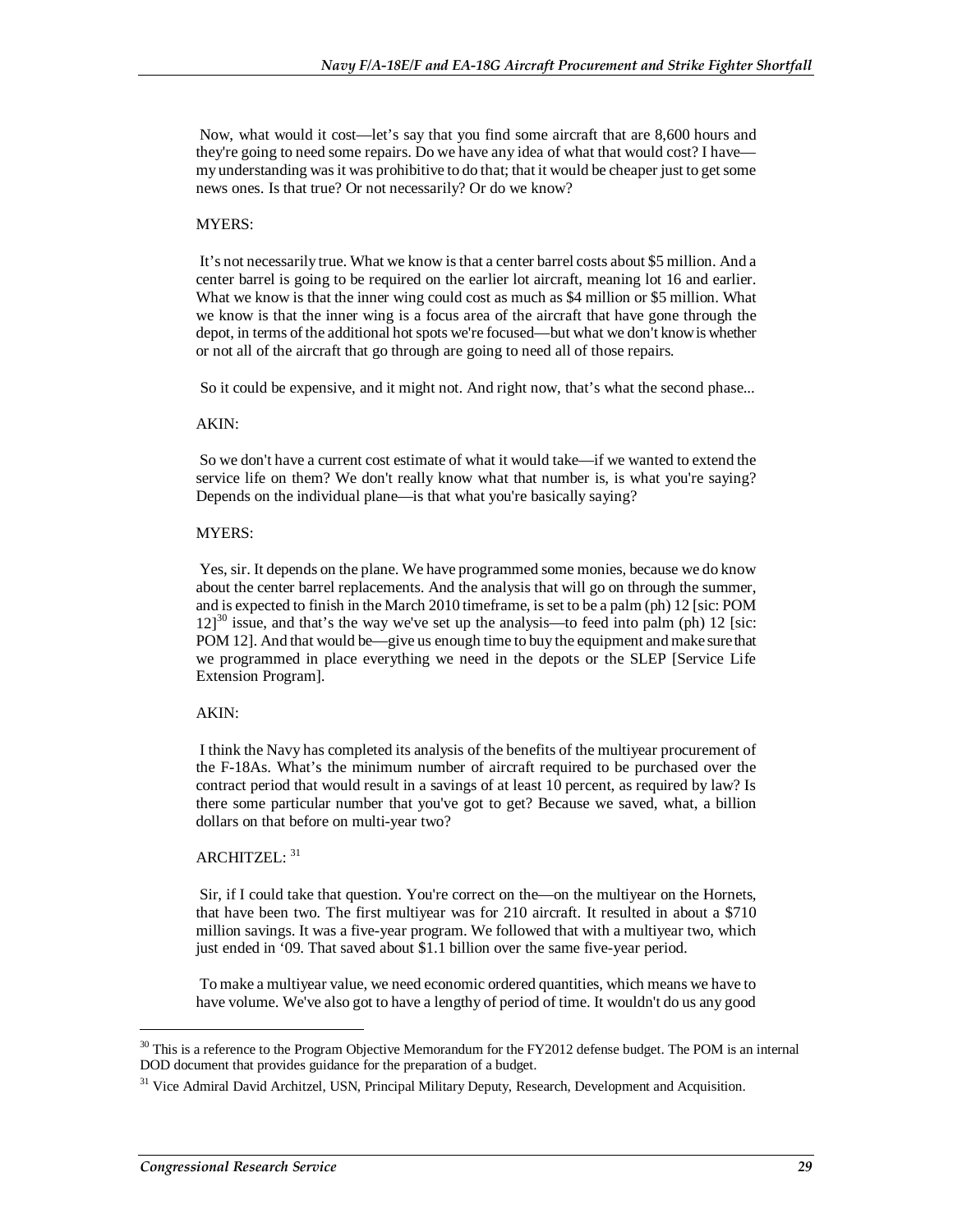Now, what would it cost—let's say that you find some aircraft that are 8,600 hours and they're going to need some repairs. Do we have any idea of what that would cost? I have—my understanding was it was prohibitive to do that; that it would be cheaper just to get some news ones. Is that true? Or not necessarily? Or do we know?

MYERS:

It's not necessarily true. What we know is that a center barrel costs about $5 million. And a center barrel is going to be required on the earlier lot aircraft, meaning lot 16 and earlier. What we know is that the inner wing could cost as much as $4 million or $5 million. What we know is that the inner wing is a focus area of the aircraft that have gone through the depot, in terms of the additional hot spots we're focused—but what we don't know is whether or not all of the aircraft that go through are going to need all of those repairs.

So it could be expensive, and it might not. And right now, that's what the second phase...

AKIN:

So we don't have a current cost estimate of what it would take—if we wanted to extend the service life on them? We don't really know what that number is, is what you're saying? Depends on the individual plane—is that what you're basically saying?

MYERS:

Yes, sir. It depends on the plane. We have programmed some monies, because we do know about the center barrel replacements. And the analysis that will go on through the summer, and is expected to finish in the March 2010 timeframe, is set to be a palm (ph) 12 [sic: POM 12][30] issue, and that's the way we've set up the analysis—to feed into palm (ph) 12 [sic: POM 12]. And that would be—give us enough time to buy the equipment and make sure that we programmed in place everything we need in the depots or the SLEP [Service Life Extension Program].

AKIN:

I think the Navy has completed its analysis of the benefits of the multiyear procurement of the F-18As. What's the minimum number of aircraft required to be purchased over the contract period that would result in a savings of at least 10 percent, as required by law? Is there some particular number that you've got to get? Because we saved, what, a billion dollars on that before on multi-year two?

ARCHITZEL: [31]

Sir, if I could take that question. You're correct on the—on the multiyear on the Hornets, that have been two. The first multiyear was for 210 aircraft. It resulted in about a $710 million savings. It was a five-year program. We followed that with a multiyear two, which just ended in '09. That saved about $1.1 billion over the same five-year period.

To make a multiyear value, we need economic ordered quantities, which means we have to have volume. We've also got to have a lengthy of period of time. It wouldn't do us any good

---

[30] This is a reference to the Program Objective Memorandum for the FY2012 defense budget. The POM is an internal DOD document that provides guidance for the preparation of a budget.

[31] Vice Admiral David Architzel, USN, Principal Military Deputy, Research, Development and Acquisition.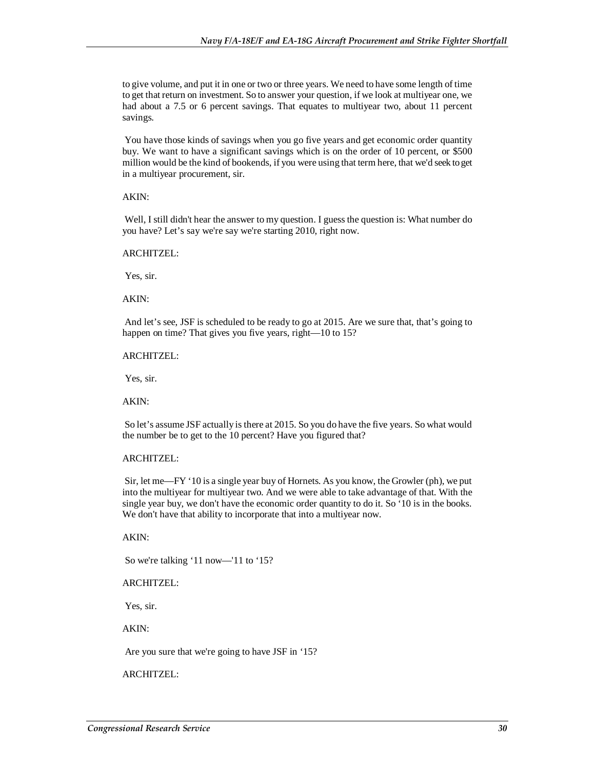to give volume, and put it in one or two or three years. We need to have some length of time to get that return on investment. So to answer your question, if we look at multiyear one, we had about a 7.5 or 6 percent savings. That equates to multiyear two, about 11 percent savings.

You have those kinds of savings when you go five years and get economic order quantity buy. We want to have a significant savings which is on the order of 10 percent, or $500 million would be the kind of bookends, if you were using that term here, that we'd seek to get in a multiyear procurement, sir.

AKIN:

Well, I still didn't hear the answer to my question. I guess the question is: What number do you have? Let's say we're say we're starting 2010, right now.

ARCHITZEL:

Yes, sir.

AKIN:

And let's see, JSF is scheduled to be ready to go at 2015. Are we sure that, that's going to happen on time? That gives you five years, right—10 to 15?

ARCHITZEL:

Yes, sir.

AKIN:

So let's assume JSF actually is there at 2015. So you do have the five years. So what would the number be to get to the 10 percent? Have you figured that?

ARCHITZEL:

Sir, let me—FY '10 is a single year buy of Hornets. As you know, the Growler (ph), we put into the multiyear for multiyear two. And we were able to take advantage of that. With the single year buy, we don't have the economic order quantity to do it. So '10 is in the books. We don't have that ability to incorporate that into a multiyear now.

AKIN:

So we're talking '11 now—'11 to '15?

ARCHITZEL:

Yes, sir.

AKIN:

Are you sure that we're going to have JSF in '15?

ARCHITZEL: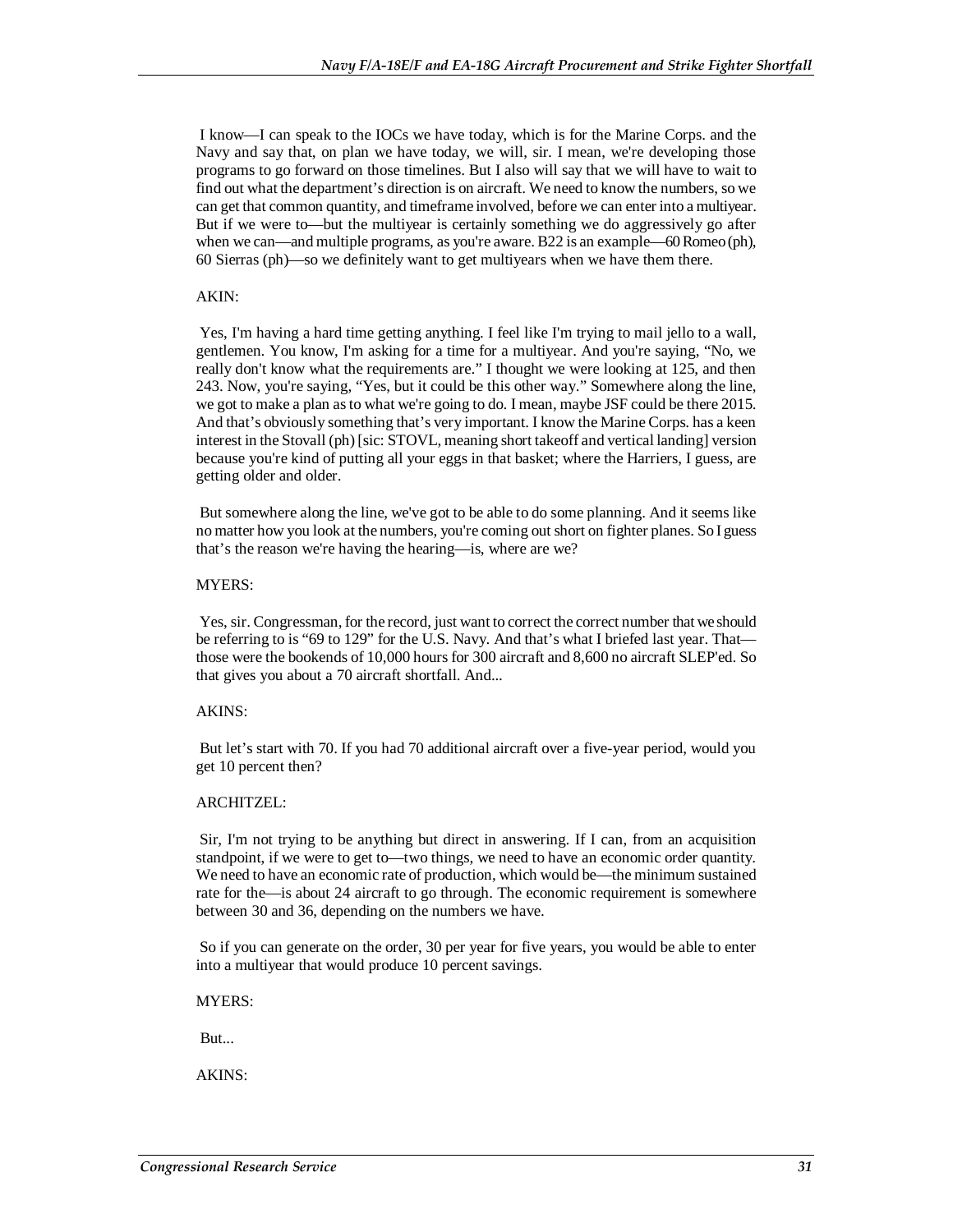I know—I can speak to the IOCs we have today, which is for the Marine Corps. and the Navy and say that, on plan we have today, we will, sir. I mean, we're developing those programs to go forward on those timelines. But I also will say that we will have to wait to find out what the department's direction is on aircraft. We need to know the numbers, so we can get that common quantity, and timeframe involved, before we can enter into a multiyear. But if we were to—but the multiyear is certainly something we do aggressively go after when we can—and multiple programs, as you're aware. B22 is an example—60 Romeo (ph), 60 Sierras (ph)—so we definitely want to get multiyears when we have them there.

AKIN:

Yes, I'm having a hard time getting anything. I feel like I'm trying to mail jello to a wall, gentlemen. You know, I'm asking for a time for a multiyear. And you're saying, "No, we really don't know what the requirements are." I thought we were looking at 125, and then 243. Now, you're saying, "Yes, but it could be this other way." Somewhere along the line, we got to make a plan as to what we're going to do. I mean, maybe JSF could be there 2015. And that's obviously something that's very important. I know the Marine Corps. has a keen interest in the Stovall (ph) [sic: STOVL, meaning short takeoff and vertical landing] version because you're kind of putting all your eggs in that basket; where the Harriers, I guess, are getting older and older.

But somewhere along the line, we've got to be able to do some planning. And it seems like no matter how you look at the numbers, you're coming out short on fighter planes. So I guess that's the reason we're having the hearing—is, where are we?

MYERS:

Yes, sir. Congressman, for the record, just want to correct the correct number that we should be referring to is "69 to 129" for the U.S. Navy. And that's what I briefed last year. That—those were the bookends of 10,000 hours for 300 aircraft and 8,600 no aircraft SLEP'ed. So that gives you about a 70 aircraft shortfall. And...

AKINS:

But let's start with 70. If you had 70 additional aircraft over a five-year period, would you get 10 percent then?

ARCHITZEL:

Sir, I'm not trying to be anything but direct in answering. If I can, from an acquisition standpoint, if we were to get to—two things, we need to have an economic order quantity. We need to have an economic rate of production, which would be—the minimum sustained rate for the—is about 24 aircraft to go through. The economic requirement is somewhere between 30 and 36, depending on the numbers we have.

So if you can generate on the order, 30 per year for five years, you would be able to enter into a multiyear that would produce 10 percent savings.

MYERS:

But...

AKINS: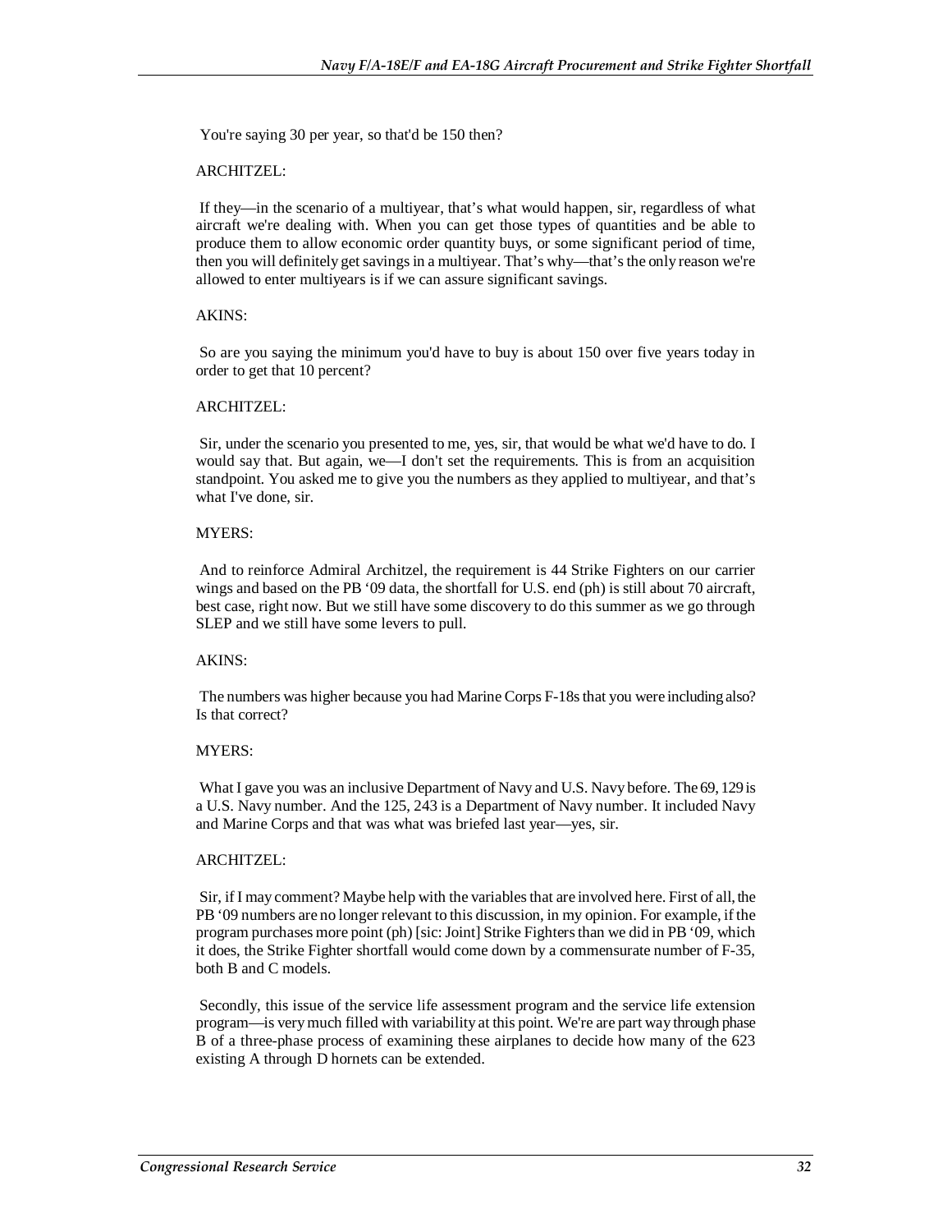You're saying 30 per year, so that'd be 150 then?

ARCHITZEL:

If they—in the scenario of a multiyear, that's what would happen, sir, regardless of what aircraft we're dealing with. When you can get those types of quantities and be able to produce them to allow economic order quantity buys, or some significant period of time, then you will definitely get savings in a multiyear. That's why—that's the only reason we're allowed to enter multiyears is if we can assure significant savings.

AKINS:

So are you saying the minimum you'd have to buy is about 150 over five years today in order to get that 10 percent?

ARCHITZEL:

Sir, under the scenario you presented to me, yes, sir, that would be what we'd have to do. I would say that. But again, we—I don't set the requirements. This is from an acquisition standpoint. You asked me to give you the numbers as they applied to multiyear, and that's what I've done, sir.

MYERS:

And to reinforce Admiral Architzel, the requirement is 44 Strike Fighters on our carrier wings and based on the PB '09 data, the shortfall for U.S. end (ph) is still about 70 aircraft, best case, right now. But we still have some discovery to do this summer as we go through SLEP and we still have some levers to pull.

AKINS:

The numbers was higher because you had Marine Corps F-18s that you were including also? Is that correct?

MYERS:

What I gave you was an inclusive Department of Navy and U.S. Navy before. The 69, 129 is a U.S. Navy number. And the 125, 243 is a Department of Navy number. It included Navy and Marine Corps and that was what was briefed last year—yes, sir.

ARCHITZEL:

Sir, if I may comment? Maybe help with the variables that are involved here. First of all, the PB '09 numbers are no longer relevant to this discussion, in my opinion. For example, if the program purchases more point (ph) [sic: Joint] Strike Fighters than we did in PB '09, which it does, the Strike Fighter shortfall would come down by a commensurate number of F-35, both B and C models.

Secondly, this issue of the service life assessment program and the service life extension program—is very much filled with variability at this point. We're are part way through phase B of a three-phase process of examining these airplanes to decide how many of the 623 existing A through D hornets can be extended.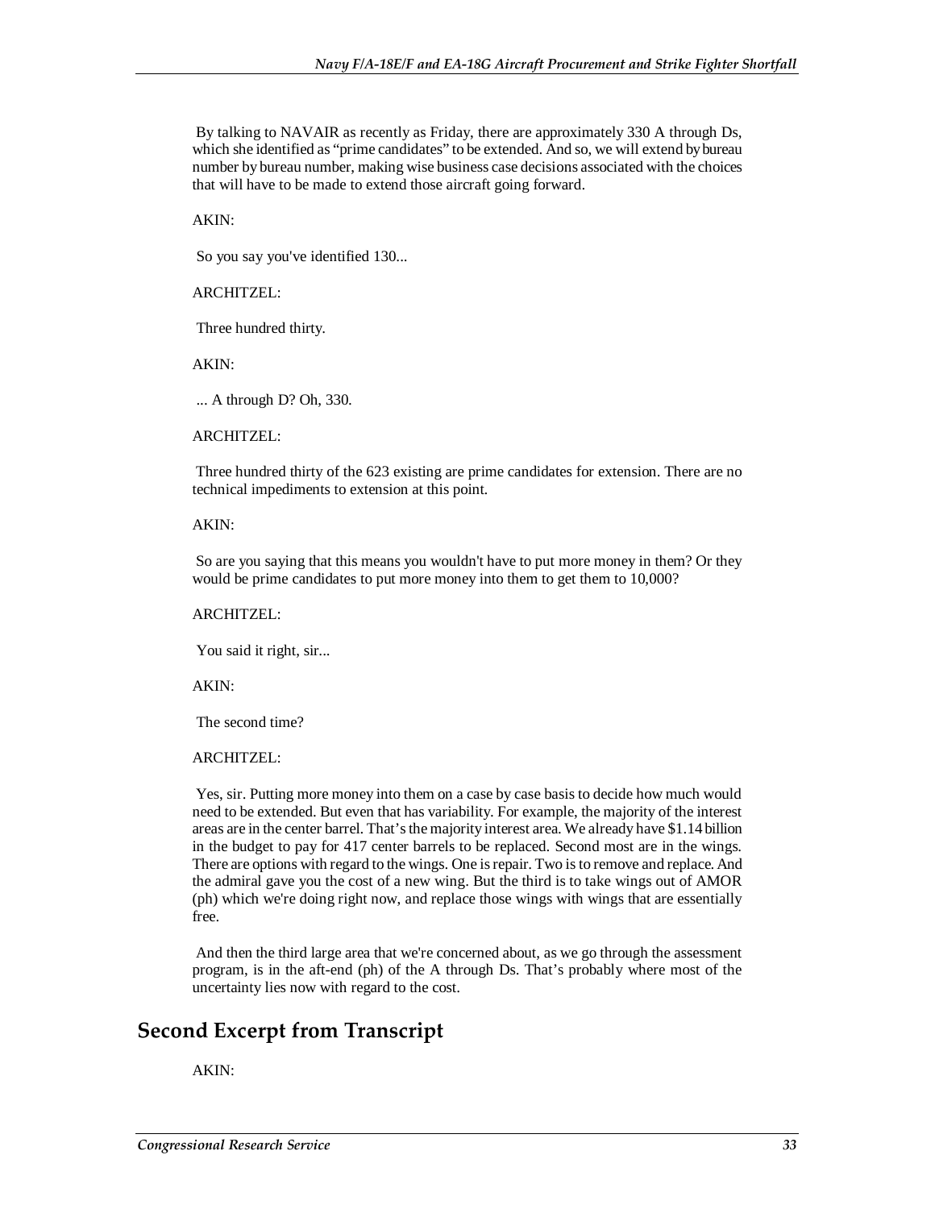By talking to NAVAIR as recently as Friday, there are approximately 330 A through Ds, which she identified as "prime candidates" to be extended. And so, we will extend by bureau number by bureau number, making wise business case decisions associated with the choices that will have to be made to extend those aircraft going forward.

AKIN:

So you say you've identified 130...

ARCHITZEL:

Three hundred thirty.

AKIN:

... A through D? Oh, 330.

ARCHITZEL:

Three hundred thirty of the 623 existing are prime candidates for extension. There are no technical impediments to extension at this point.

AKIN:

So are you saying that this means you wouldn't have to put more money in them? Or they would be prime candidates to put more money into them to get them to 10,000?

ARCHITZEL:

You said it right, sir...

AKIN:

The second time?

ARCHITZEL:

Yes, sir. Putting more money into them on a case by case basis to decide how much would need to be extended. But even that has variability. For example, the majority of the interest areas are in the center barrel. That's the majority interest area. We already have $1.14 billion in the budget to pay for 417 center barrels to be replaced. Second most are in the wings. There are options with regard to the wings. One is repair. Two is to remove and replace. And the admiral gave you the cost of a new wing. But the third is to take wings out of AMOR (ph) which we're doing right now, and replace those wings with wings that are essentially free.

And then the third large area that we're concerned about, as we go through the assessment program, is in the aft-end (ph) of the A through Ds. That's probably where most of the uncertainty lies now with regard to the cost.

## Second Excerpt from Transcript

AKIN: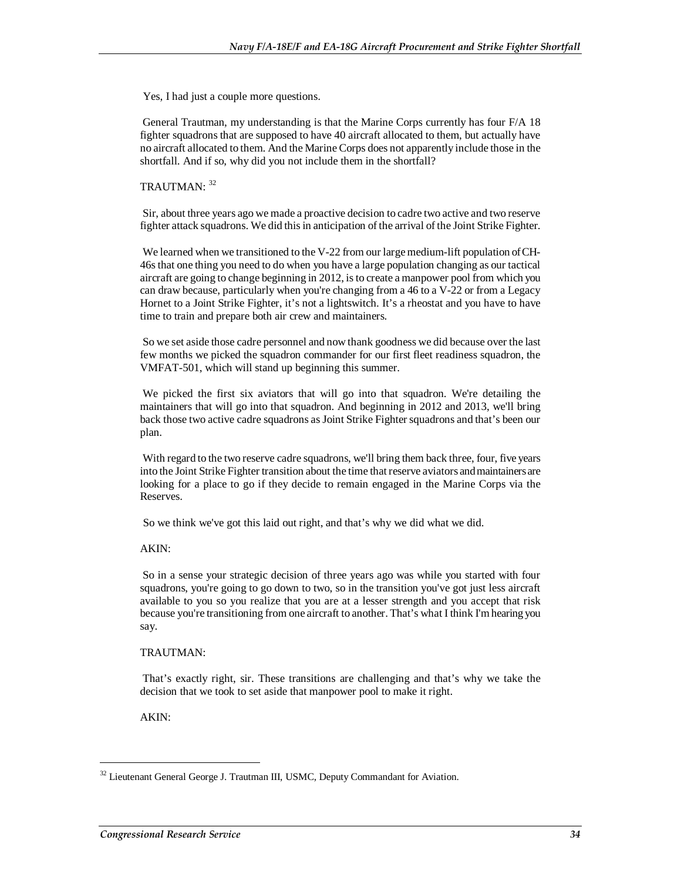Yes, I had just a couple more questions.

General Trautman, my understanding is that the Marine Corps currently has four F/A 18 fighter squadrons that are supposed to have 40 aircraft allocated to them, but actually have no aircraft allocated to them. And the Marine Corps does not apparently include those in the shortfall. And if so, why did you not include them in the shortfall?

TRAUTMAN: [32]

Sir, about three years ago we made a proactive decision to cadre two active and two reserve fighter attack squadrons. We did this in anticipation of the arrival of the Joint Strike Fighter.

We learned when we transitioned to the V-22 from our large medium-lift population of CH-46s that one thing you need to do when you have a large population changing as our tactical aircraft are going to change beginning in 2012, is to create a manpower pool from which you can draw because, particularly when you're changing from a 46 to a V-22 or from a Legacy Hornet to a Joint Strike Fighter, it's not a lightswitch. It's a rheostat and you have to have time to train and prepare both air crew and maintainers.

So we set aside those cadre personnel and now thank goodness we did because over the last few months we picked the squadron commander for our first fleet readiness squadron, the VMFAT-501, which will stand up beginning this summer.

We picked the first six aviators that will go into that squadron. We're detailing the maintainers that will go into that squadron. And beginning in 2012 and 2013, we'll bring back those two active cadre squadrons as Joint Strike Fighter squadrons and that's been our plan.

With regard to the two reserve cadre squadrons, we'll bring them back three, four, five years into the Joint Strike Fighter transition about the time that reserve aviators and maintainers are looking for a place to go if they decide to remain engaged in the Marine Corps via the Reserves.

So we think we've got this laid out right, and that's why we did what we did.

AKIN:

So in a sense your strategic decision of three years ago was while you started with four squadrons, you're going to go down to two, so in the transition you've got just less aircraft available to you so you realize that you are at a lesser strength and you accept that risk because you're transitioning from one aircraft to another. That's what I think I'm hearing you say.

TRAUTMAN:

That's exactly right, sir. These transitions are challenging and that's why we take the decision that we took to set aside that manpower pool to make it right.

AKIN:

---

[32] Lieutenant General George J. Trautman III, USMC, Deputy Commandant for Aviation.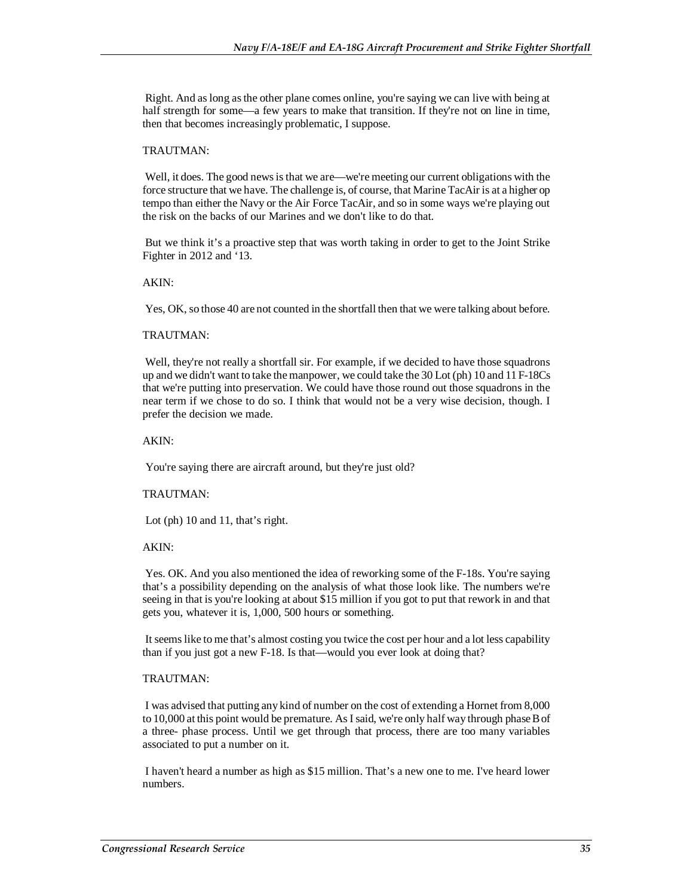Right. And as long as the other plane comes online, you're saying we can live with being at half strength for some—a few years to make that transition. If they're not on line in time, then that becomes increasingly problematic, I suppose.

TRAUTMAN:

Well, it does. The good news is that we are—we're meeting our current obligations with the force structure that we have. The challenge is, of course, that Marine TacAir is at a higher op tempo than either the Navy or the Air Force TacAir, and so in some ways we're playing out the risk on the backs of our Marines and we don't like to do that.

But we think it's a proactive step that was worth taking in order to get to the Joint Strike Fighter in 2012 and '13.

AKIN:

Yes, OK, so those 40 are not counted in the shortfall then that we were talking about before.

TRAUTMAN:

Well, they're not really a shortfall sir. For example, if we decided to have those squadrons up and we didn't want to take the manpower, we could take the 30 Lot (ph) 10 and 11 F-18Cs that we're putting into preservation. We could have those round out those squadrons in the near term if we chose to do so. I think that would not be a very wise decision, though. I prefer the decision we made.

AKIN:

You're saying there are aircraft around, but they're just old?

TRAUTMAN:

Lot (ph) 10 and 11, that's right.

AKIN:

Yes. OK. And you also mentioned the idea of reworking some of the F-18s. You're saying that's a possibility depending on the analysis of what those look like. The numbers we're seeing in that is you're looking at about $15 million if you got to put that rework in and that gets you, whatever it is, 1,000, 500 hours or something.

It seems like to me that's almost costing you twice the cost per hour and a lot less capability than if you just got a new F-18. Is that—would you ever look at doing that?

TRAUTMAN:

I was advised that putting any kind of number on the cost of extending a Hornet from 8,000 to 10,000 at this point would be premature. As I said, we're only half way through phase B of a three- phase process. Until we get through that process, there are too many variables associated to put a number on it.

I haven't heard a number as high as $15 million. That's a new one to me. I've heard lower numbers.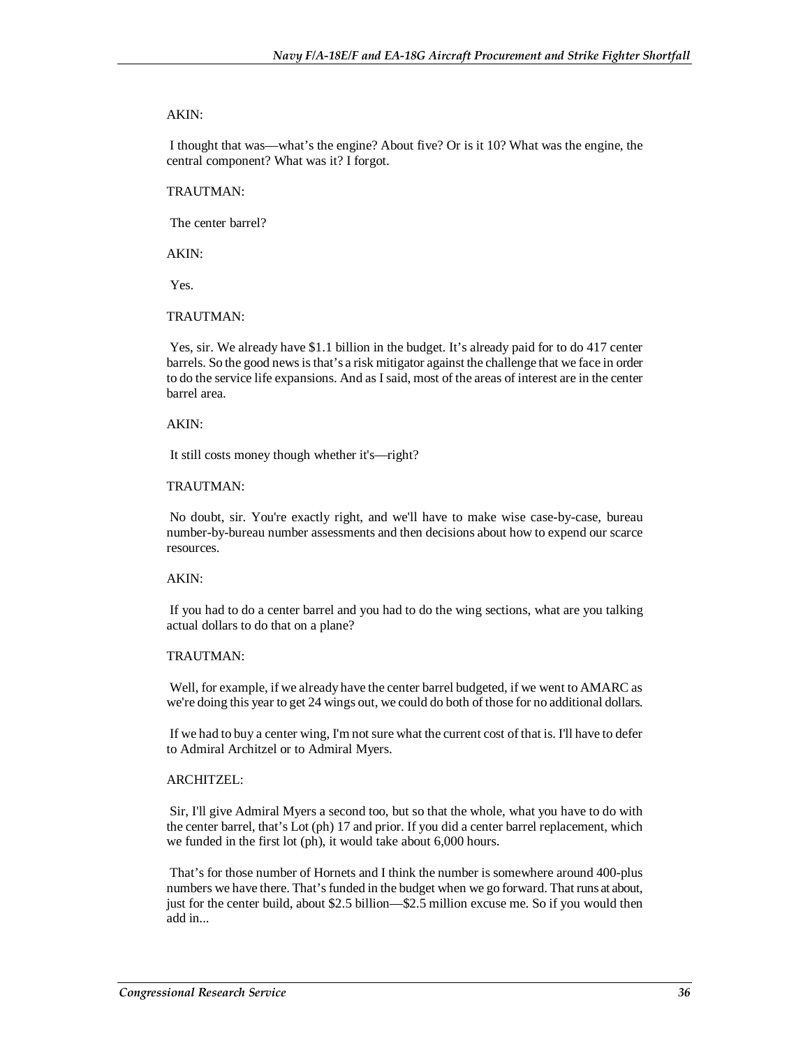AKIN:

I thought that was—what's the engine? About five? Or is it 10? What was the engine, the central component? What was it? I forgot.

TRAUTMAN:

The center barrel?

AKIN:

Yes.

TRAUTMAN:

Yes, sir. We already have $1.1 billion in the budget. It's already paid for to do 417 center barrels. So the good news is that's a risk mitigator against the challenge that we face in order to do the service life expansions. And as I said, most of the areas of interest are in the center barrel area.

AKIN:

It still costs money though whether it's—right?

TRAUTMAN:

No doubt, sir. You're exactly right, and we'll have to make wise case-by-case, bureau number-by-bureau number assessments and then decisions about how to expend our scarce resources.

AKIN:

If you had to do a center barrel and you had to do the wing sections, what are you talking actual dollars to do that on a plane?

TRAUTMAN:

Well, for example, if we already have the center barrel budgeted, if we went to AMARC as we're doing this year to get 24 wings out, we could do both of those for no additional dollars.

If we had to buy a center wing, I'm not sure what the current cost of that is. I'll have to defer to Admiral Architzel or to Admiral Myers.

ARCHITZEL:

Sir, I'll give Admiral Myers a second too, but so that the whole, what you have to do with the center barrel, that's Lot (ph) 17 and prior. If you did a center barrel replacement, which we funded in the first lot (ph), it would take about 6,000 hours.

That's for those number of Hornets and I think the number is somewhere around 400-plus numbers we have there. That's funded in the budget when we go forward. That runs at about, just for the center build, about $2.5 billion—$2.5 million excuse me. So if you would then add in...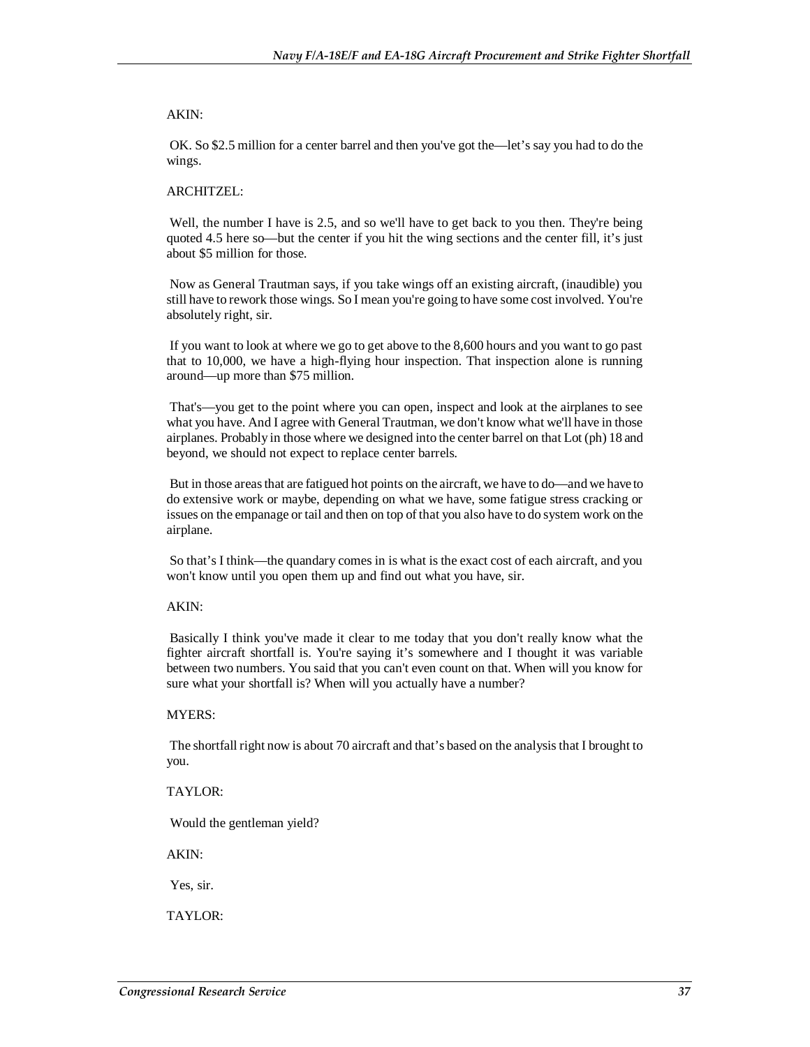AKIN:

OK. So $2.5 million for a center barrel and then you've got the—let's say you had to do the wings.

ARCHITZEL:

Well, the number I have is 2.5, and so we'll have to get back to you then. They're being quoted 4.5 here so—but the center if you hit the wing sections and the center fill, it's just about $5 million for those.

Now as General Trautman says, if you take wings off an existing aircraft, (inaudible) you still have to rework those wings. So I mean you're going to have some cost involved. You're absolutely right, sir.

If you want to look at where we go to get above to the 8,600 hours and you want to go past that to 10,000, we have a high-flying hour inspection. That inspection alone is running around—up more than $75 million.

That's—you get to the point where you can open, inspect and look at the airplanes to see what you have. And I agree with General Trautman, we don't know what we'll have in those airplanes. Probably in those where we designed into the center barrel on that Lot (ph) 18 and beyond, we should not expect to replace center barrels.

But in those areas that are fatigued hot points on the aircraft, we have to do—and we have to do extensive work or maybe, depending on what we have, some fatigue stress cracking or issues on the empanage or tail and then on top of that you also have to do system work on the airplane.

So that's I think—the quandary comes in is what is the exact cost of each aircraft, and you won't know until you open them up and find out what you have, sir.

AKIN:

Basically I think you've made it clear to me today that you don't really know what the fighter aircraft shortfall is. You're saying it's somewhere and I thought it was variable between two numbers. You said that you can't even count on that. When will you know for sure what your shortfall is? When will you actually have a number?

MYERS:

The shortfall right now is about 70 aircraft and that's based on the analysis that I brought to you.

TAYLOR:

Would the gentleman yield?

AKIN:

Yes, sir.

TAYLOR: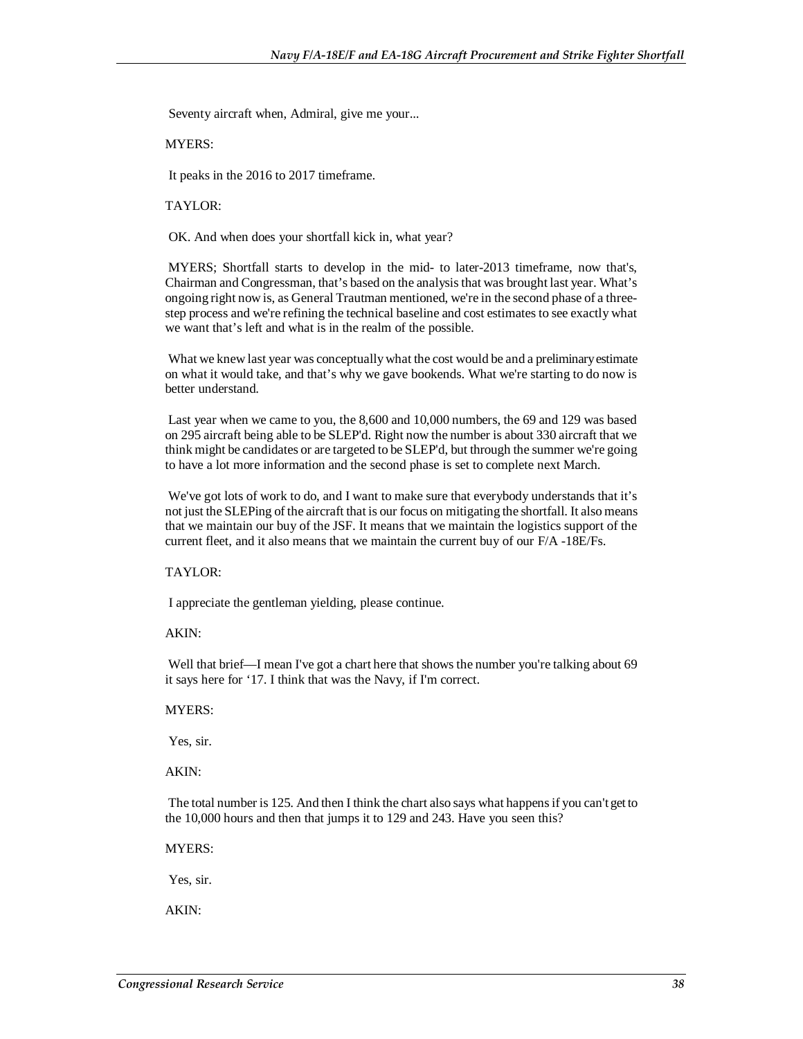Seventy aircraft when, Admiral, give me your...

MYERS:

It peaks in the 2016 to 2017 timeframe.

TAYLOR:

OK. And when does your shortfall kick in, what year?

MYERS; Shortfall starts to develop in the mid- to later-2013 timeframe, now that's, Chairman and Congressman, that's based on the analysis that was brought last year. What's ongoing right now is, as General Trautman mentioned, we're in the second phase of a three-step process and we're refining the technical baseline and cost estimates to see exactly what we want that's left and what is in the realm of the possible.

What we knew last year was conceptually what the cost would be and a preliminary estimate on what it would take, and that's why we gave bookends. What we're starting to do now is better understand.

Last year when we came to you, the 8,600 and 10,000 numbers, the 69 and 129 was based on 295 aircraft being able to be SLEP'd. Right now the number is about 330 aircraft that we think might be candidates or are targeted to be SLEP'd, but through the summer we're going to have a lot more information and the second phase is set to complete next March.

We've got lots of work to do, and I want to make sure that everybody understands that it's not just the SLEPing of the aircraft that is our focus on mitigating the shortfall. It also means that we maintain our buy of the JSF. It means that we maintain the logistics support of the current fleet, and it also means that we maintain the current buy of our F/A -18E/Fs.

TAYLOR:

I appreciate the gentleman yielding, please continue.

AKIN:

Well that brief—I mean I've got a chart here that shows the number you're talking about 69 it says here for '17. I think that was the Navy, if I'm correct.

MYERS:

Yes, sir.

AKIN:

The total number is 125. And then I think the chart also says what happens if you can't get to the 10,000 hours and then that jumps it to 129 and 243. Have you seen this?

MYERS:

Yes, sir.

AKIN: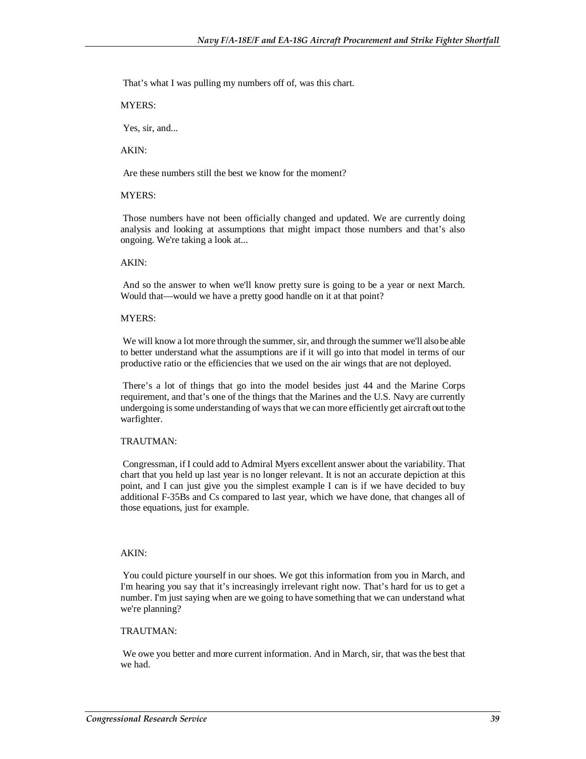That's what I was pulling my numbers off of, was this chart.

MYERS:

Yes, sir, and...

AKIN:

Are these numbers still the best we know for the moment?

MYERS:

Those numbers have not been officially changed and updated. We are currently doing analysis and looking at assumptions that might impact those numbers and that's also ongoing. We're taking a look at...

AKIN:

And so the answer to when we'll know pretty sure is going to be a year or next March. Would that—would we have a pretty good handle on it at that point?

MYERS:

We will know a lot more through the summer, sir, and through the summer we'll also be able to better understand what the assumptions are if it will go into that model in terms of our productive ratio or the efficiencies that we used on the air wings that are not deployed.

There's a lot of things that go into the model besides just 44 and the Marine Corps requirement, and that's one of the things that the Marines and the U.S. Navy are currently undergoing is some understanding of ways that we can more efficiently get aircraft out to the warfighter.

TRAUTMAN:

Congressman, if I could add to Admiral Myers excellent answer about the variability. That chart that you held up last year is no longer relevant. It is not an accurate depiction at this point, and I can just give you the simplest example I can is if we have decided to buy additional F-35Bs and Cs compared to last year, which we have done, that changes all of those equations, just for example.

AKIN:

You could picture yourself in our shoes. We got this information from you in March, and I'm hearing you say that it's increasingly irrelevant right now. That's hard for us to get a number. I'm just saying when are we going to have something that we can understand what we're planning?

TRAUTMAN:

We owe you better and more current information. And in March, sir, that was the best that we had.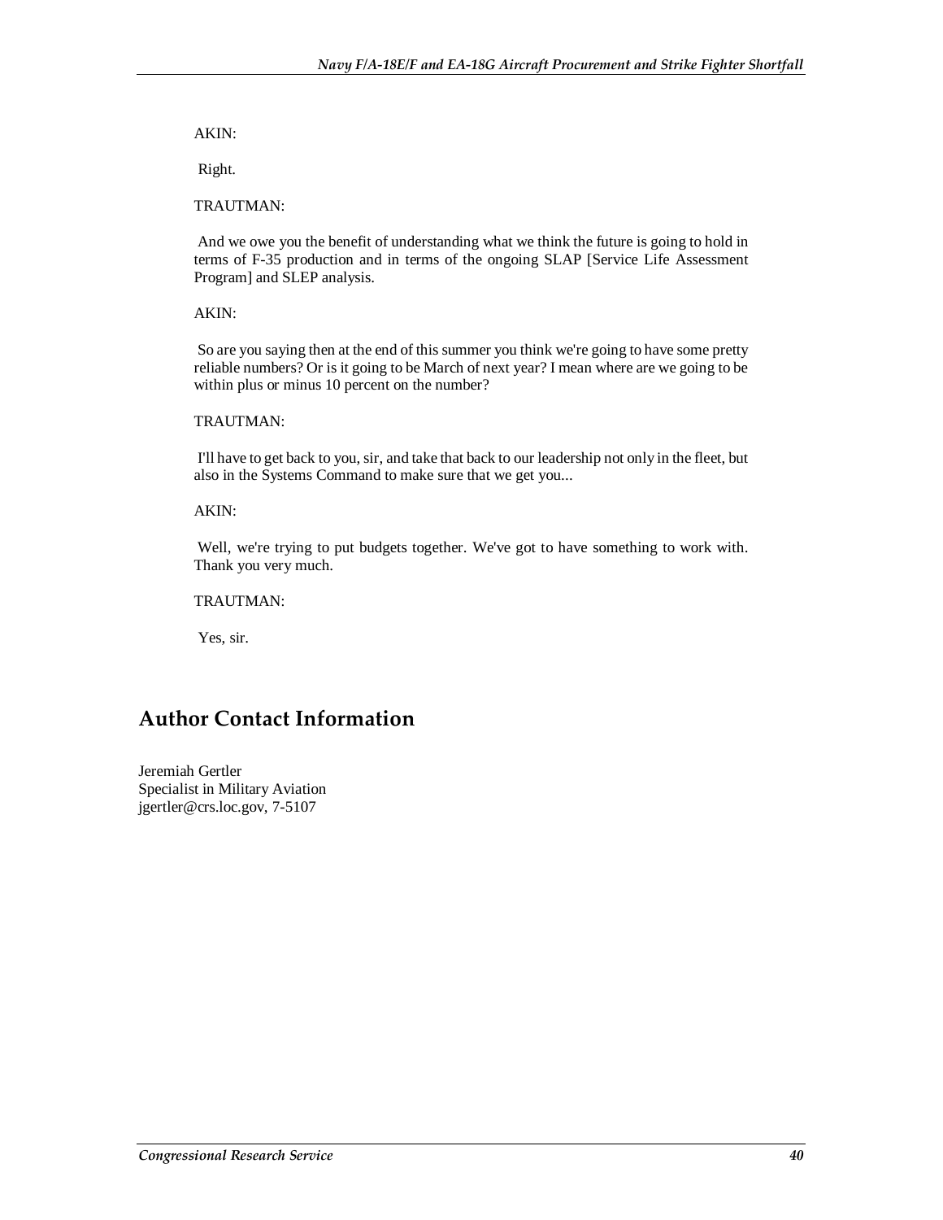AKIN:

Right.

TRAUTMAN:

And we owe you the benefit of understanding what we think the future is going to hold in terms of F-35 production and in terms of the ongoing SLAP [Service Life Assessment Program] and SLEP analysis.

AKIN:

So are you saying then at the end of this summer you think we're going to have some pretty reliable numbers? Or is it going to be March of next year? I mean where are we going to be within plus or minus 10 percent on the number?

TRAUTMAN:

I'll have to get back to you, sir, and take that back to our leadership not only in the fleet, but also in the Systems Command to make sure that we get you...

AKIN:

Well, we're trying to put budgets together. We've got to have something to work with. Thank you very much.

TRAUTMAN:

Yes, sir.

## Author Contact Information

Jeremiah Gertler
Specialist in Military Aviation
jgertler@crs.loc.gov, 7-5107